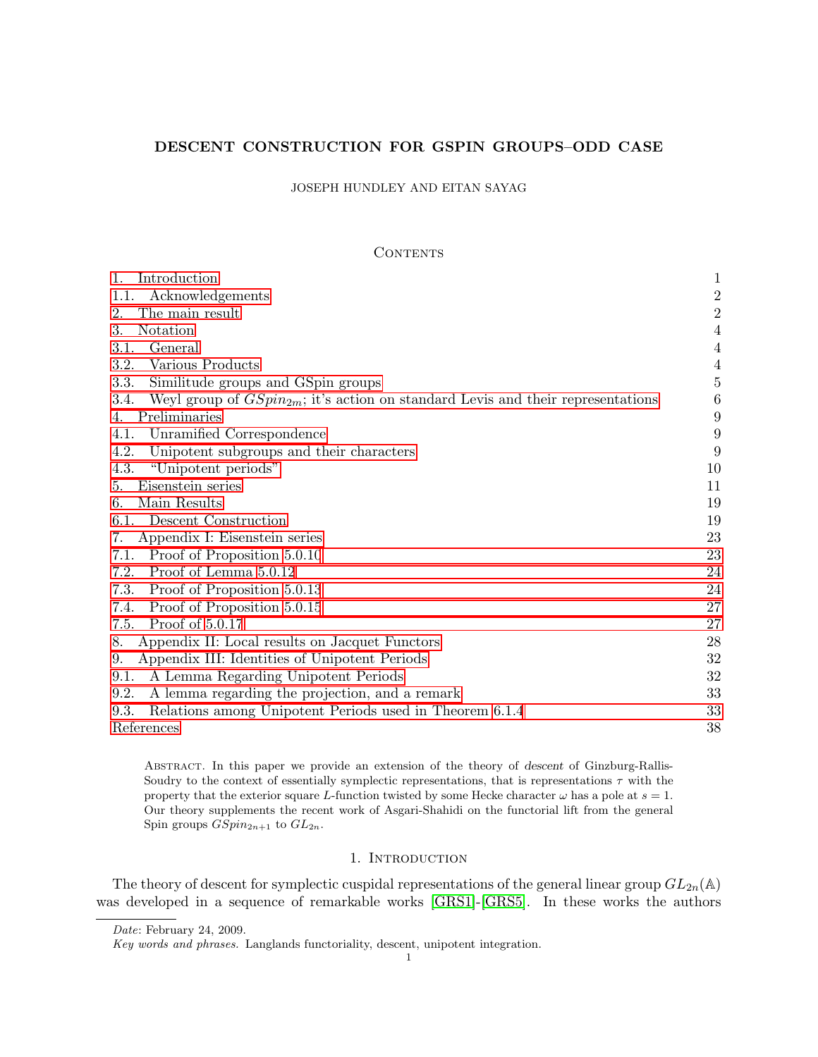# DESCENT CONSTRUCTION FOR GSPIN GROUPS–ODD CASE

JOSEPH HUNDLEY AND EITAN SAYAG

## Contents

1. Introduction 1
   1.1. Acknowledgements 2
2. The main result 2
3. Notation 4
   3.1. General 4
   3.2. Various Products 4
   3.3. Similitude groups and GSpin groups 5
   3.4. Weyl group of $GSpin_{2m}$; it's action on standard Levis and their representations 6
4. Preliminaries 9
   4.1. Unramified Correspondence 9
   4.2. Unipotent subgroups and their characters 9
   4.3. "Unipotent periods" 10
5. Eisenstein series 11
6. Main Results 19
   6.1. Descent Construction 19
7. Appendix I: Eisenstein series 23
   7.1. Proof of Proposition 5.0.10 23
   7.2. Proof of Lemma 5.0.12 24
   7.3. Proof of Proposition 5.0.13 24
   7.4. Proof of Proposition 5.0.15 27
   7.5. Proof of 5.0.17 27
8. Appendix II: Local results on Jacquet Functors 28
9. Appendix III: Identities of Unipotent Periods 32
   9.1. A Lemma Regarding Unipotent Periods 32
   9.2. A lemma regarding the projection, and a remark 33
   9.3. Relations among Unipotent Periods used in Theorem 6.1.4 33

References 38

Abstract. In this paper we provide an extension of the theory of *descent* of Ginzburg-Rallis-Soudry to the context of essentially symplectic representations, that is representations $\tau$ with the property that the exterior square $L$-function twisted by some Hecke character $\omega$ has a pole at $s = 1$. Our theory supplements the recent work of Asgari-Shahidi on the functorial lift from the general Spin groups $GSpin_{2n+1}$ to $GL_{2n}$.

## 1. Introduction

The theory of descent for symplectic cuspidal representations of the general linear group $GL_{2n}(\mathbb{A})$ was developed in a sequence of remarkable works [GRS1]-[GRS5]. In these works the authors

*Date*: February 24, 2009.

*Key words and phrases.* Langlands functoriality, descent, unipotent integration.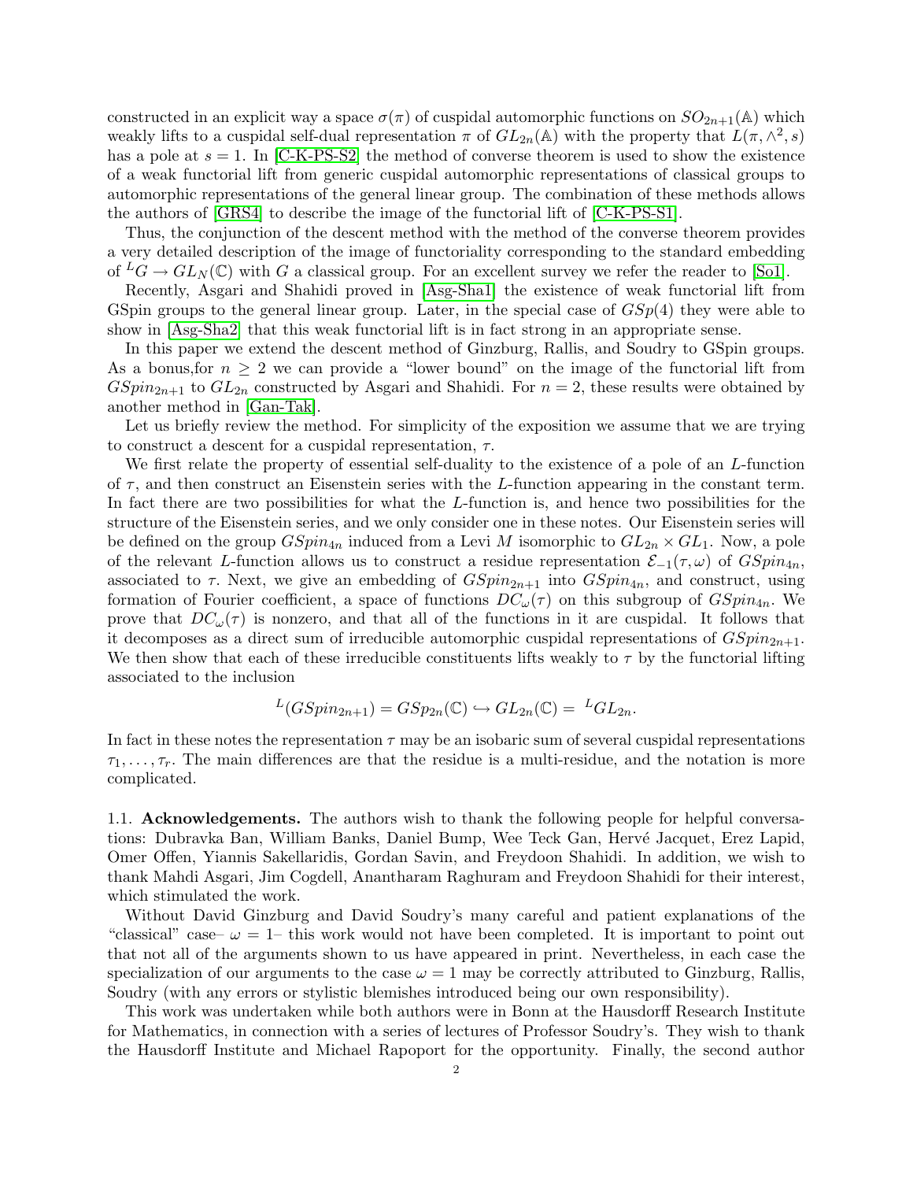constructed in an explicit way a space $\sigma(\pi)$ of cuspidal automorphic functions on $SO_{2n+1}(\mathbb{A})$ which weakly lifts to a cuspidal self-dual representation $\pi$ of $GL_{2n}(\mathbb{A})$ with the property that $L(\pi, \wedge^2, s)$ has a pole at $s = 1$. In [C-K-PS-S2] the method of converse theorem is used to show the existence of a weak functorial lift from generic cuspidal automorphic representations of classical groups to automorphic representations of the general linear group. The combination of these methods allows the authors of [GRS4] to describe the image of the functorial lift of [C-K-PS-S1].

Thus, the conjunction of the descent method with the method of the converse theorem provides a very detailed description of the image of functoriality corresponding to the standard embedding of ${}^LG \to GL_N(\mathbb{C})$ with $G$ a classical group. For an excellent survey we refer the reader to [So1].

Recently, Asgari and Shahidi proved in [Asg-Sha1] the existence of weak functorial lift from GSpin groups to the general linear group. Later, in the special case of $GSp(4)$ they were able to show in [Asg-Sha2] that this weak functorial lift is in fact strong in an appropriate sense.

In this paper we extend the descent method of Ginzburg, Rallis, and Soudry to GSpin groups. As a bonus,for $n \geq 2$ we can provide a "lower bound" on the image of the functorial lift from $GSpin_{2n+1}$ to $GL_{2n}$ constructed by Asgari and Shahidi. For $n = 2$, these results were obtained by another method in [Gan-Tak].

Let us briefly review the method. For simplicity of the exposition we assume that we are trying to construct a descent for a cuspidal representation, $\tau$.

We first relate the property of essential self-duality to the existence of a pole of an $L$-function of $\tau$, and then construct an Eisenstein series with the $L$-function appearing in the constant term. In fact there are two possibilities for what the $L$-function is, and hence two possibilities for the structure of the Eisenstein series, and we only consider one in these notes. Our Eisenstein series will be defined on the group $GSpin_{4n}$ induced from a Levi $M$ isomorphic to $GL_{2n} \times GL_1$. Now, a pole of the relevant $L$-function allows us to construct a residue representation $\mathcal{E}_{-1}(\tau, \omega)$ of $GSpin_{4n}$, associated to $\tau$. Next, we give an embedding of $GSpin_{2n+1}$ into $GSpin_{4n}$, and construct, using formation of Fourier coefficient, a space of functions $DC_\omega(\tau)$ on this subgroup of $GSpin_{4n}$. We prove that $DC_\omega(\tau)$ is nonzero, and that all of the functions in it are cuspidal. It follows that it decomposes as a direct sum of irreducible automorphic cuspidal representations of $GSpin_{2n+1}$. We then show that each of these irreducible constituents lifts weakly to $\tau$ by the functorial lifting associated to the inclusion

$$ {}^L(GSpin_{2n+1}) = GSp_{2n}(\mathbb{C}) \hookrightarrow GL_{2n}(\mathbb{C}) = {}^LGL_{2n}. $$

In fact in these notes the representation $\tau$ may be an isobaric sum of several cuspidal representations $\tau_1, \ldots, \tau_r$. The main differences are that the residue is a multi-residue, and the notation is more complicated.

### 1.1. Acknowledgements.

The authors wish to thank the following people for helpful conversations: Dubravka Ban, William Banks, Daniel Bump, Wee Teck Gan, Hervé Jacquet, Erez Lapid, Omer Offen, Yiannis Sakellaridis, Gordan Savin, and Freydoon Shahidi. In addition, we wish to thank Mahdi Asgari, Jim Cogdell, Anantharam Raghuram and Freydoon Shahidi for their interest, which stimulated the work.

Without David Ginzburg and David Soudry's many careful and patient explanations of the "classical" case– $\omega = 1$– this work would not have been completed. It is important to point out that not all of the arguments shown to us have appeared in print. Nevertheless, in each case the specialization of our arguments to the case $\omega = 1$ may be correctly attributed to Ginzburg, Rallis, Soudry (with any errors or stylistic blemishes introduced being our own responsibility).

This work was undertaken while both authors were in Bonn at the Hausdorff Research Institute for Mathematics, in connection with a series of lectures of Professor Soudry's. They wish to thank the Hausdorff Institute and Michael Rapoport for the opportunity. Finally, the second author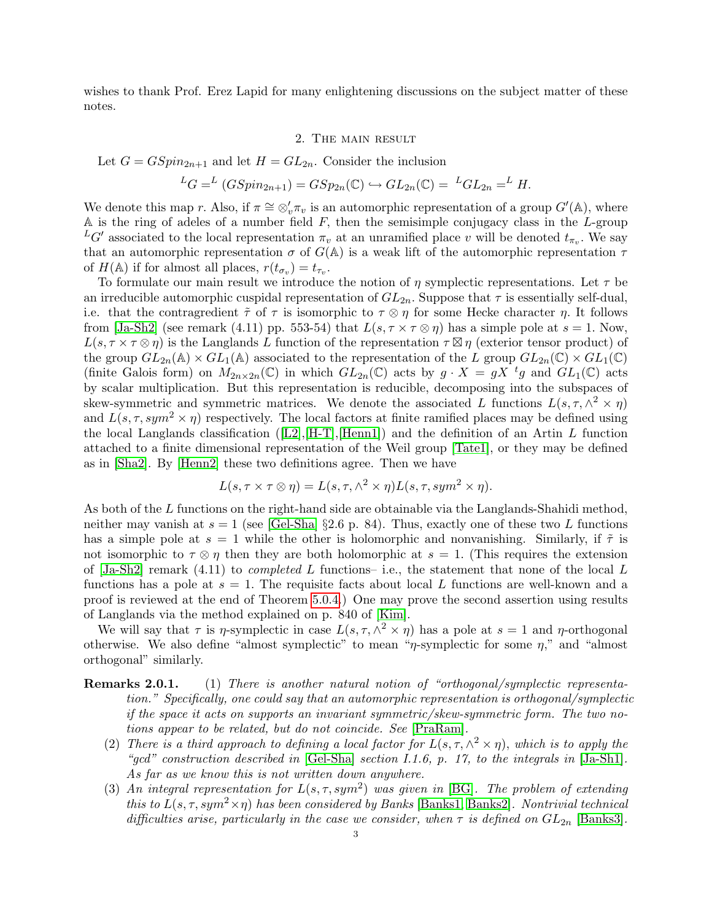wishes to thank Prof. Erez Lapid for many enlightening discussions on the subject matter of these notes.

## 2. The main result

Let $G = GSpin_{2n+1}$ and let $H = GL_{2n}$. Consider the inclusion

$$^{L}G = ^{L}(GSpin_{2n+1}) = GSp_{2n}(\mathbb{C}) \hookrightarrow GL_{2n}(\mathbb{C}) = \, ^{L}GL_{2n} = ^{L}H.$$

We denote this map $r$. Also, if $\pi \cong \otimes_v' \pi_v$ is an automorphic representation of a group $G'(\mathbb{A})$, where $\mathbb{A}$ is the ring of adeles of a number field $F$, then the semisimple conjugacy class in the $L$-group $^{L}G'$ associated to the local representation $\pi_v$ at an unramified place $v$ will be denoted $t_{\pi_v}$. We say that an automorphic representation $\sigma$ of $G(\mathbb{A})$ is a weak lift of the automorphic representation $\tau$ of $H(\mathbb{A})$ if for almost all places, $r(t_{\sigma_v}) = t_{\tau_v}$.

To formulate our main result we introduce the notion of $\eta$ symplectic representations. Let $\tau$ be an irreducible automorphic cuspidal representation of $GL_{2n}$. Suppose that $\tau$ is essentially self-dual, i.e. that the contragredient $\tilde{\tau}$ of $\tau$ is isomorphic to $\tau \otimes \eta$ for some Hecke character $\eta$. It follows from [Ja-Sh2] (see remark (4.11) pp. 553-54) that $L(s, \tau \times \tau \otimes \eta)$ has a simple pole at $s = 1$. Now, $L(s, \tau \times \tau \otimes \eta)$ is the Langlands $L$ function of the representation $\tau \boxtimes \eta$ (exterior tensor product) of the group $GL_{2n}(\mathbb{A}) \times GL_1(\mathbb{A})$ associated to the representation of the $L$ group $GL_{2n}(\mathbb{C}) \times GL_1(\mathbb{C})$ (finite Galois form) on $M_{2n\times 2n}(\mathbb{C})$ in which $GL_{2n}(\mathbb{C})$ acts by $g \cdot X = gX\ {}^{t}g$ and $GL_1(\mathbb{C})$ acts by scalar multiplication. But this representation is reducible, decomposing into the subspaces of skew-symmetric and symmetric matrices. We denote the associated $L$ functions $L(s, \tau, \wedge^2 \times \eta)$ and $L(s, \tau, sym^2 \times \eta)$ respectively. The local factors at finite ramified places may be defined using the local Langlands classification ([L2],[H-T],[Henn1]) and the definition of an Artin $L$ function attached to a finite dimensional representation of the Weil group [Tate1], or they may be defined as in [Sha2]. By [Henn2] these two definitions agree. Then we have

$$L(s, \tau \times \tau \otimes \eta) = L(s, \tau, \wedge^2 \times \eta) L(s, \tau, sym^2 \times \eta).$$

As both of the $L$ functions on the right-hand side are obtainable via the Langlands-Shahidi method, neither may vanish at $s = 1$ (see [Gel-Sha] §2.6 p. 84). Thus, exactly one of these two $L$ functions has a simple pole at $s = 1$ while the other is holomorphic and nonvanishing. Similarly, if $\tilde{\tau}$ is not isomorphic to $\tau \otimes \eta$ then they are both holomorphic at $s = 1$. (This requires the extension of [Ja-Sh2] remark (4.11) to *completed* $L$ functions– i.e., the statement that none of the local $L$ functions has a pole at $s = 1$. The requisite facts about local $L$ functions are well-known and a proof is reviewed at the end of Theorem 5.0.4.) One may prove the second assertion using results of Langlands via the method explained on p. 840 of [Kim].

We will say that $\tau$ is $\eta$-symplectic in case $L(s, \tau, \wedge^2 \times \eta)$ has a pole at $s = 1$ and $\eta$-orthogonal otherwise. We also define "almost symplectic" to mean "$\eta$-symplectic for some $\eta$," and "almost orthogonal" similarly.

**Remarks 2.0.1.**

1. *There is another natural notion of "orthogonal/symplectic representation." Specifically, one could say that an automorphic representation is orthogonal/symplectic if the space it acts on supports an invariant symmetric/skew-symmetric form. The two notions appear to be related, but do not coincide. See [PraRam].*
2. *There is a third approach to defining a local factor for $L(s, \tau, \wedge^2 \times \eta)$, which is to apply the "gcd" construction described in [Gel-Sha] section I.1.6, p. 17, to the integrals in [Ja-Sh1]. As far as we know this is not written down anywhere.*
3. *An integral representation for $L(s, \tau, sym^2)$ was given in [BG]. The problem of extending this to $L(s, \tau, sym^2 \times \eta)$ has been considered by Banks [Banks1, Banks2]. Nontrivial technical difficulties arise, particularly in the case we consider, when $\tau$ is defined on $GL_{2n}$ [Banks3].*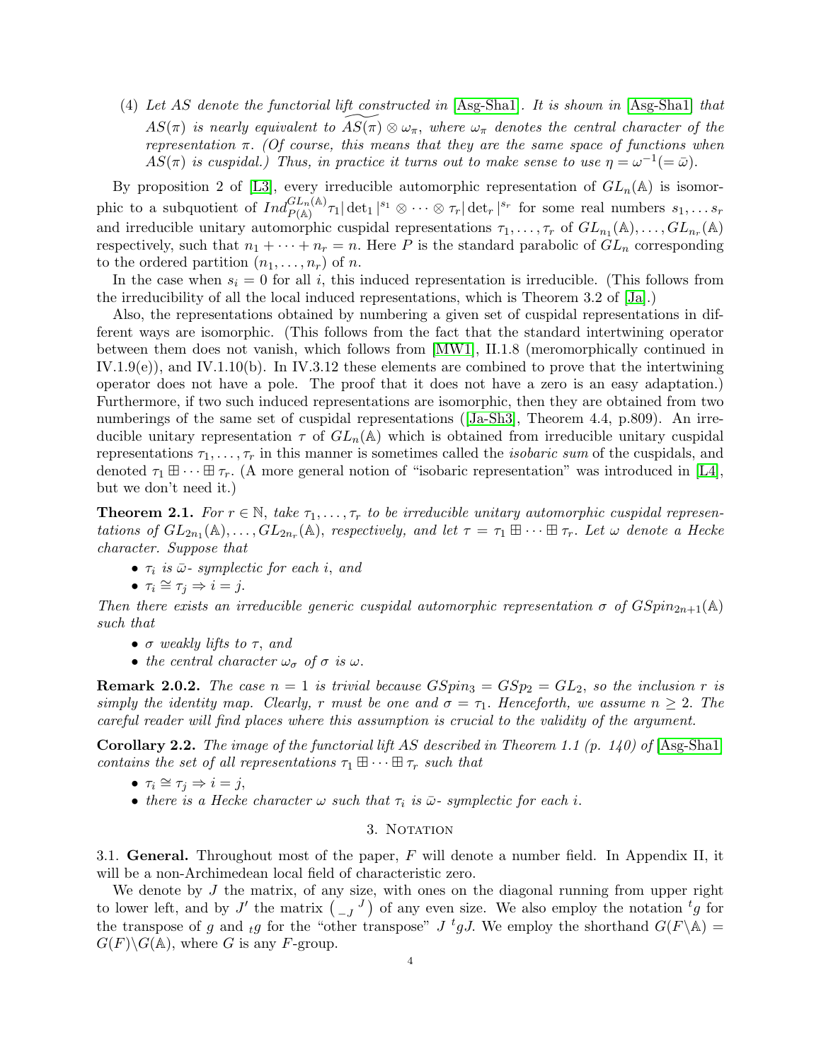(4) *Let $AS$ denote the functorial lift constructed in* [Asg-Sha1]*. It is shown in* [Asg-Sha1] *that $AS(\pi)$ is nearly equivalent to $\widetilde{AS(\pi)} \otimes \omega_\pi$, where $\omega_\pi$ denotes the central character of the representation $\pi$. (Of course, this means that they are the same space of functions when $AS(\pi)$ is cuspidal.) Thus, in practice it turns out to make sense to use $\eta = \omega^{-1}(=\bar{\omega})$.*

By proposition 2 of [L3], every irreducible automorphic representation of $GL_n(\mathbb{A})$ is isomorphic to a subquotient of $Ind_{P(\mathbb{A})}^{GL_n(\mathbb{A})} \tau_1 |\det_1|^{s_1} \otimes \cdots \otimes \tau_r |\det_r|^{s_r}$ for some real numbers $s_1, \ldots s_r$ and irreducible unitary automorphic cuspidal representations $\tau_1, \ldots, \tau_r$ of $GL_{n_1}(\mathbb{A}), \ldots, GL_{n_r}(\mathbb{A})$ respectively, such that $n_1 + \cdots + n_r = n$. Here $P$ is the standard parabolic of $GL_n$ corresponding to the ordered partition $(n_1, \ldots, n_r)$ of $n$.

In the case when $s_i = 0$ for all $i$, this induced representation is irreducible. (This follows from the irreducibility of all the local induced representations, which is Theorem 3.2 of [Ja].)

Also, the representations obtained by numbering a given set of cuspidal representations in different ways are isomorphic. (This follows from the fact that the standard intertwining operator between them does not vanish, which follows from [MW1], II.1.8 (meromorphically continued in IV.1.9(e)), and IV.1.10(b). In IV.3.12 these elements are combined to prove that the intertwining operator does not have a pole. The proof that it does not have a zero is an easy adaptation.) Furthermore, if two such induced representations are isomorphic, then they are obtained from two numberings of the same set of cuspidal representations ([Ja-Sh3], Theorem 4.4, p.809). An irreducible unitary representation $\tau$ of $GL_n(\mathbb{A})$ which is obtained from irreducible unitary cuspidal representations $\tau_1, \ldots, \tau_r$ in this manner is sometimes called the *isobaric sum* of the cuspidals, and denoted $\tau_1 \boxplus \cdots \boxplus \tau_r$. (A more general notion of "isobaric representation" was introduced in [L4], but we don't need it.)

**Theorem 2.1.** *For $r \in \mathbb{N}$, take $\tau_1, \ldots, \tau_r$ to be irreducible unitary automorphic cuspidal representations of $GL_{2n_1}(\mathbb{A}), \ldots, GL_{2n_r}(\mathbb{A})$, respectively, and let $\tau = \tau_1 \boxplus \cdots \boxplus \tau_r$. Let $\omega$ denote a Hecke character. Suppose that*

- *$\tau_i$ is $\bar{\omega}$- symplectic for each $i$, and*
- *$\tau_i \cong \tau_j \Rightarrow i = j$.*

*Then there exists an irreducible generic cuspidal automorphic representation $\sigma$ of $GSpin_{2n+1}(\mathbb{A})$ such that*

- *$\sigma$ weakly lifts to $\tau$, and*
- *the central character $\omega_\sigma$ of $\sigma$ is $\omega$.*

**Remark 2.0.2.** *The case $n = 1$ is trivial because $GSpin_3 = GSp_2 = GL_2$, so the inclusion $r$ is simply the identity map. Clearly, $r$ must be one and $\sigma = \tau_1$. Henceforth, we assume $n \geq 2$. The careful reader will find places where this assumption is crucial to the validity of the argument.*

**Corollary 2.2.** *The image of the functorial lift $AS$ described in Theorem 1.1 (p. 140) of* [Asg-Sha1] *contains the set of all representations $\tau_1 \boxplus \cdots \boxplus \tau_r$ such that*

- *$\tau_i \cong \tau_j \Rightarrow i = j$,*
- *there is a Hecke character $\omega$ such that $\tau_i$ is $\bar{\omega}$- symplectic for each $i$.*

## 3. Notation

3.1. **General.** Throughout most of the paper, $F$ will denote a number field. In Appendix II, it will be a non-Archimedean local field of characteristic zero.

We denote by $J$ the matrix, of any size, with ones on the diagonal running from upper right to lower left, and by $J'$ the matrix $\begin{pmatrix} & J \\ -J & \end{pmatrix}$ of any even size. We also employ the notation ${}^t g$ for the transpose of $g$ and ${}_t g$ for the "other transpose" $J\ {}^t g J$. We employ the shorthand $G(F\backslash\mathbb{A}) = G(F)\backslash G(\mathbb{A})$, where $G$ is any $F$-group.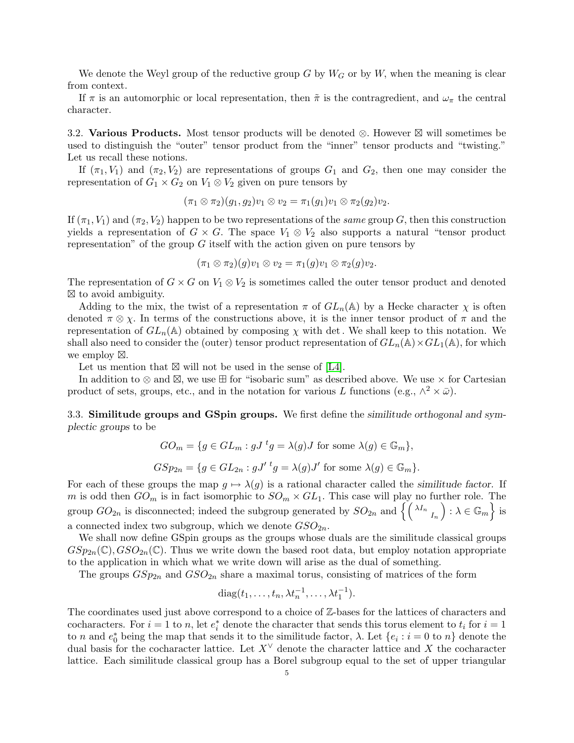We denote the Weyl group of the reductive group $G$ by $W_G$ or by $W$, when the meaning is clear from context.

If $\pi$ is an automorphic or local representation, then $\tilde{\pi}$ is the contragredient, and $\omega_\pi$ the central character.

3.2. **Various Products.** Most tensor products will be denoted $\otimes$. However $\boxtimes$ will sometimes be used to distinguish the "outer" tensor product from the "inner" tensor products and "twisting." Let us recall these notions.

If $(\pi_1, V_1)$ and $(\pi_2, V_2)$ are representations of groups $G_1$ and $G_2$, then one may consider the representation of $G_1 \times G_2$ on $V_1 \otimes V_2$ given on pure tensors by

$$(\pi_1 \otimes \pi_2)(g_1, g_2)v_1 \otimes v_2 = \pi_1(g_1)v_1 \otimes \pi_2(g_2)v_2.$$

If $(\pi_1, V_1)$ and $(\pi_2, V_2)$ happen to be two representations of the *same* group $G$, then this construction yields a representation of $G \times G$. The space $V_1 \otimes V_2$ also supports a natural "tensor product representation" of the group $G$ itself with the action given on pure tensors by

$$(\pi_1 \otimes \pi_2)(g)v_1 \otimes v_2 = \pi_1(g)v_1 \otimes \pi_2(g)v_2.$$

The representation of $G \times G$ on $V_1 \otimes V_2$ is sometimes called the outer tensor product and denoted $\boxtimes$ to avoid ambiguity.

Adding to the mix, the twist of a representation $\pi$ of $GL_n(\mathbb{A})$ by a Hecke character $\chi$ is often denoted $\pi \otimes \chi$. In terms of the constructions above, it is the inner tensor product of $\pi$ and the representation of $GL_n(\mathbb{A})$ obtained by composing $\chi$ with $\det$. We shall keep to this notation. We shall also need to consider the (outer) tensor product representation of $GL_n(\mathbb{A}) \times GL_1(\mathbb{A})$, for which we employ $\boxtimes$.

Let us mention that $\boxtimes$ will not be used in the sense of [L4].

In addition to $\otimes$ and $\boxtimes$, we use $\boxplus$ for "isobaric sum" as described above. We use $\times$ for Cartesian product of sets, groups, etc., and in the notation for various $L$ functions (e.g., $\wedge^2 \times \bar{\omega}$).

3.3. **Similitude groups and GSpin groups.** We first define the *similitude orthogonal and symplectic groups* to be

$$GO_m = \{g \in GL_m : gJ\, {}^t g = \lambda(g)J \text{ for some } \lambda(g) \in \mathbb{G}_m\},$$

$$GSp_{2n} = \{g \in GL_{2n} : gJ'\, {}^t g = \lambda(g)J' \text{ for some } \lambda(g) \in \mathbb{G}_m\}.$$

For each of these groups the map $g \mapsto \lambda(g)$ is a rational character called the *similitude factor*. If $m$ is odd then $GO_m$ is in fact isomorphic to $SO_m \times GL_1$. This case will play no further role. The group $GO_{2n}$ is disconnected; indeed the subgroup generated by $SO_{2n}$ and $\left\{ \begin{pmatrix} \lambda I_n & \\ & I_n \end{pmatrix} : \lambda \in \mathbb{G}_m \right\}$ is a connected index two subgroup, which we denote $GSO_{2n}$.

We shall now define GSpin groups as the groups whose duals are the similitude classical groups $GSp_{2n}(\mathbb{C}), GSO_{2n}(\mathbb{C})$. Thus we write down the based root data, but employ notation appropriate to the application in which what we write down will arise as the dual of something.

The groups $GSp_{2n}$ and $GSO_{2n}$ share a maximal torus, consisting of matrices of the form

$$\mathrm{diag}(t_1, \ldots, t_n, \lambda t_n^{-1}, \ldots, \lambda t_1^{-1}).$$

The coordinates used just above correspond to a choice of $\mathbb{Z}$-bases for the lattices of characters and cocharacters. For $i = 1$ to $n$, let $e_i^*$ denote the character that sends this torus element to $t_i$ for $i = 1$ to $n$ and $e_0^*$ being the map that sends it to the similitude factor, $\lambda$. Let $\{e_i : i = 0 \text{ to } n\}$ denote the dual basis for the cocharacter lattice. Let $X^\vee$ denote the character lattice and $X$ the cocharacter lattice. Each similitude classical group has a Borel subgroup equal to the set of upper triangular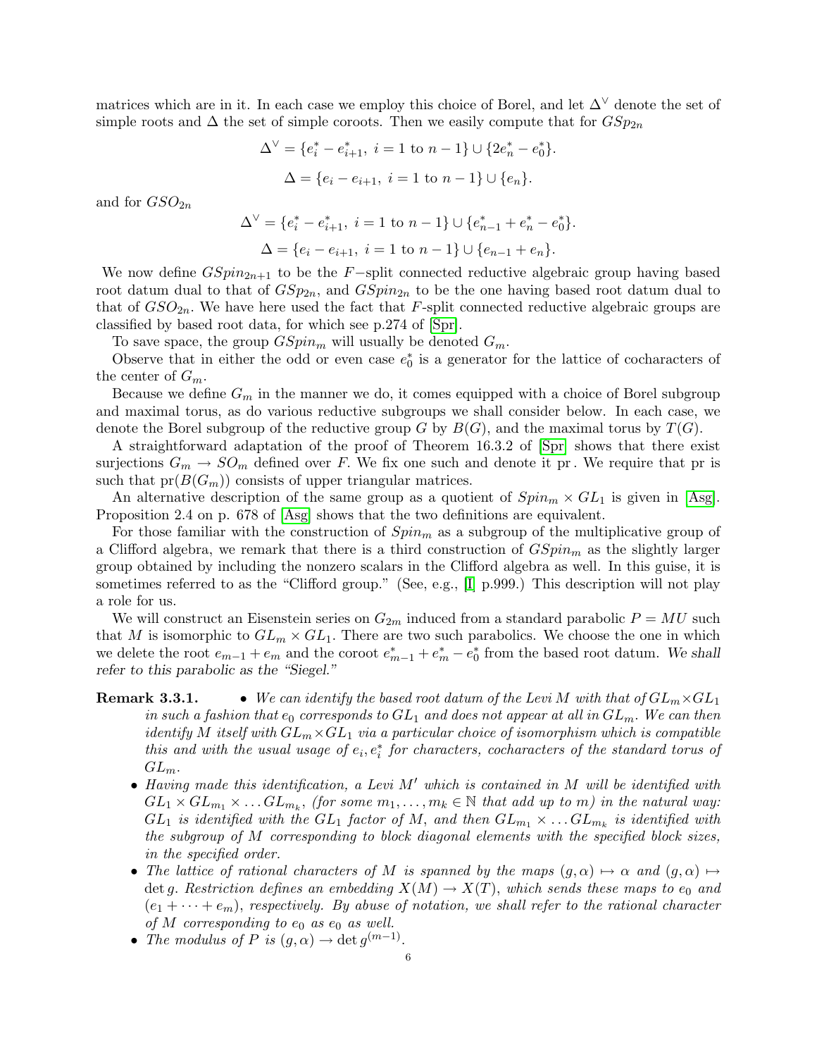matrices which are in it. In each case we employ this choice of Borel, and let $\Delta^\vee$ denote the set of simple roots and $\Delta$ the set of simple coroots. Then we easily compute that for $GSp_{2n}$

$$\Delta^\vee = \{e_i^* - e_{i+1}^*,\ i = 1 \text{ to } n-1\} \cup \{2e_n^* - e_0^*\}.$$

$$\Delta = \{e_i - e_{i+1},\ i = 1 \text{ to } n-1\} \cup \{e_n\}.$$

and for $GSO_{2n}$

$$\Delta^\vee = \{e_i^* - e_{i+1}^*,\ i = 1 \text{ to } n-1\} \cup \{e_{n-1}^* + e_n^* - e_0^*\}.$$

$$\Delta = \{e_i - e_{i+1},\ i = 1 \text{ to } n-1\} \cup \{e_{n-1} + e_n\}.$$

We now define $GSpin_{2n+1}$ to be the $F-$split connected reductive algebraic group having based root datum dual to that of $GSp_{2n}$, and $GSpin_{2n}$ to be the one having based root datum dual to that of $GSO_{2n}$. We have here used the fact that $F$-split connected reductive algebraic groups are classified by based root data, for which see p.274 of [Spr].

To save space, the group $GSpin_m$ will usually be denoted $G_m$.

Observe that in either the odd or even case $e_0^*$ is a generator for the lattice of cocharacters of the center of $G_m$.

Because we define $G_m$ in the manner we do, it comes equipped with a choice of Borel subgroup and maximal torus, as do various reductive subgroups we shall consider below. In each case, we denote the Borel subgroup of the reductive group $G$ by $B(G)$, and the maximal torus by $T(G)$.

A straightforward adaptation of the proof of Theorem 16.3.2 of [Spr] shows that there exist surjections $G_m \to SO_m$ defined over $F$. We fix one such and denote it pr. We require that pr is such that $\text{pr}(B(G_m))$ consists of upper triangular matrices.

An alternative description of the same group as a quotient of $Spin_m \times GL_1$ is given in [Asg]. Proposition 2.4 on p. 678 of [Asg] shows that the two definitions are equivalent.

For those familiar with the construction of $Spin_m$ as a subgroup of the multiplicative group of a Clifford algebra, we remark that there is a third construction of $GSpin_m$ as the slightly larger group obtained by including the nonzero scalars in the Clifford algebra as well. In this guise, it is sometimes referred to as the "Clifford group." (See, e.g., [I] p.999.) This description will not play a role for us.

We will construct an Eisenstein series on $G_{2m}$ induced from a standard parabolic $P = MU$ such that $M$ is isomorphic to $GL_m \times GL_1$. There are two such parabolics. We choose the one in which we delete the root $e_{m-1} + e_m$ and the coroot $e_{m-1}^* + e_m^* - e_0^*$ from the based root datum. *We shall refer to this parabolic as the "Siegel."*

**Remark 3.3.1.**

- *We can identify the based root datum of the Levi $M$ with that of $GL_m \times GL_1$ in such a fashion that $e_0$ corresponds to $GL_1$ and does not appear at all in $GL_m$. We can then identify $M$ itself with $GL_m \times GL_1$ via a particular choice of isomorphism which is compatible this and with the usual usage of $e_i, e_i^*$ for characters, cocharacters of the standard torus of $GL_m$.*
- *Having made this identification, a Levi $M'$ which is contained in $M$ will be identified with $GL_1 \times GL_{m_1} \times \dots GL_{m_k}$, (for some $m_1, \dots, m_k \in \mathbb{N}$ that add up to $m$) in the natural way: $GL_1$ is identified with the $GL_1$ factor of $M$, and then $GL_{m_1} \times \dots GL_{m_k}$ is identified with the subgroup of $M$ corresponding to block diagonal elements with the specified block sizes, in the specified order.*
- *The lattice of rational characters of $M$ is spanned by the maps $(g, \alpha) \mapsto \alpha$ and $(g, \alpha) \mapsto \det g$. Restriction defines an embedding $X(M) \to X(T)$, which sends these maps to $e_0$ and $(e_1 + \dots + e_m)$, respectively. By abuse of notation, we shall refer to the rational character of $M$ corresponding to $e_0$ as $e_0$ as well.*
- *The modulus of $P$ is $(g, \alpha) \to \det g^{(m-1)}$.*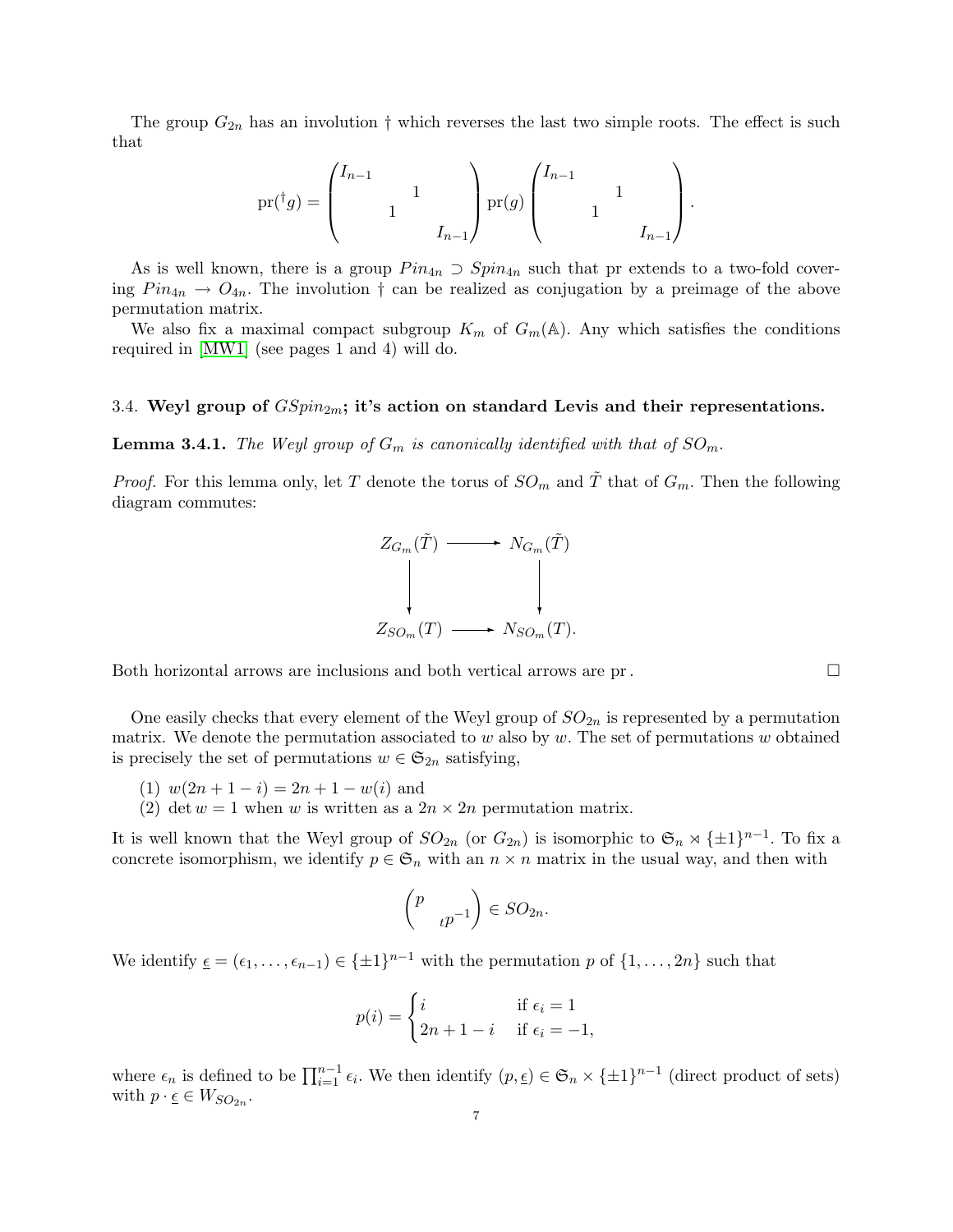The group $G_{2n}$ has an involution $\dagger$ which reverses the last two simple roots. The effect is such that

$$\operatorname{pr}({}^{\dagger}g) = \begin{pmatrix} I_{n-1} & & & \\ & & 1 & \\ & 1 & & \\ & & & I_{n-1} \end{pmatrix} \operatorname{pr}(g) \begin{pmatrix} I_{n-1} & & & \\ & & 1 & \\ & 1 & & \\ & & & I_{n-1} \end{pmatrix}.$$

As is well known, there is a group $Pin_{4n} \supset Spin_{4n}$ such that pr extends to a two-fold covering $Pin_{4n} \to O_{4n}$. The involution $\dagger$ can be realized as conjugation by a preimage of the above permutation matrix.

We also fix a maximal compact subgroup $K_m$ of $G_m(\mathbb{A})$. Any which satisfies the conditions required in [MW1] (see pages 1 and 4) will do.

### 3.4. Weyl group of $GSpin_{2m}$; it's action on standard Levis and their representations.

**Lemma 3.4.1.** *The Weyl group of $G_m$ is canonically identified with that of $SO_m$.*

*Proof.* For this lemma only, let $T$ denote the torus of $SO_m$ and $\tilde{T}$ that of $G_m$. Then the following diagram commutes:

$$\begin{array}{ccc} Z_{G_m}(\tilde{T}) & \longrightarrow & N_{G_m}(\tilde{T}) \\ \big\downarrow & & \big\downarrow \\ Z_{SO_m}(T) & \longrightarrow & N_{SO_m}(T). \end{array}$$

Both horizontal arrows are inclusions and both vertical arrows are pr. □

One easily checks that every element of the Weyl group of $SO_{2n}$ is represented by a permutation matrix. We denote the permutation associated to $w$ also by $w$. The set of permutations $w$ obtained is precisely the set of permutations $w \in \mathfrak{S}_{2n}$ satisfying,

1. $w(2n+1-i) = 2n+1-w(i)$ and
2. $\det w = 1$ when $w$ is written as a $2n \times 2n$ permutation matrix.

It is well known that the Weyl group of $SO_{2n}$ (or $G_{2n}$) is isomorphic to $\mathfrak{S}_n \rtimes \{\pm 1\}^{n-1}$. To fix a concrete isomorphism, we identify $p \in \mathfrak{S}_n$ with an $n \times n$ matrix in the usual way, and then with

$$\begin{pmatrix} p & \\ & {}_t p^{-1} \end{pmatrix} \in SO_{2n}.$$

We identify $\underline{\epsilon} = (\epsilon_1, \dots, \epsilon_{n-1}) \in \{\pm 1\}^{n-1}$ with the permutation $p$ of $\{1, \dots, 2n\}$ such that

$$p(i) = \begin{cases} i & \text{if } \epsilon_i = 1 \\ 2n+1-i & \text{if } \epsilon_i = -1, \end{cases}$$

where $\epsilon_n$ is defined to be $\prod_{i=1}^{n-1} \epsilon_i$. We then identify $(p, \underline{\epsilon}) \in \mathfrak{S}_n \times \{\pm 1\}^{n-1}$ (direct product of sets) with $p \cdot \underline{\epsilon} \in W_{SO_{2n}}$.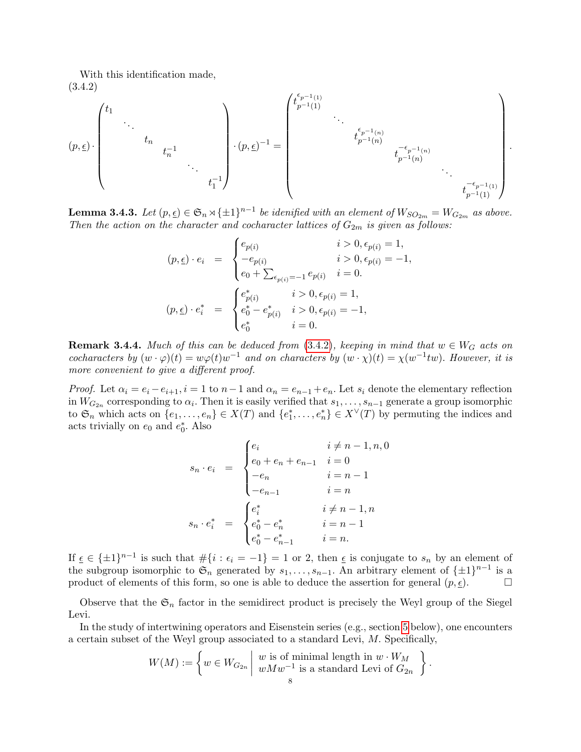With this identification made,
(3.4.2)

$$
(p,\underline{\epsilon})\cdot\begin{pmatrix} t_1 &&&&& \\ & \ddots &&&& \\ && t_n &&& \\ &&& t_n^{-1} && \\ &&&& \ddots & \\ &&&&& t_1^{-1}\end{pmatrix}\cdot(p,\underline{\epsilon})^{-1} = \begin{pmatrix} t_{p^{-1}(1)}^{\epsilon_{p^{-1}(1)}} &&&&& \\ & \ddots &&&& \\ && t_{p^{-1}(n)}^{\epsilon_{p^{-1}(n)}} &&& \\ &&& t_{p^{-1}(n)}^{-\epsilon_{p^{-1}(n)}} && \\ &&&& \ddots & \\ &&&&& t_{p^{-1}(1)}^{-\epsilon_{p^{-1}(1)}}\end{pmatrix}.
$$

**Lemma 3.4.3.** *Let $(p,\underline{\epsilon})\in\mathfrak{S}_n\rtimes\{\pm1\}^{n-1}$ be idenified with an element of $W_{SO_{2m}}=W_{G_{2m}}$ as above. Then the action on the character and cocharacter lattices of $G_{2m}$ is given as follows:*

$$
\begin{aligned}
(p,\underline{\epsilon})\cdot e_i &= \begin{cases} e_{p(i)} & i>0, \epsilon_{p(i)}=1,\\ -e_{p(i)} & i>0, \epsilon_{p(i)}=-1,\\ e_0+\sum_{\epsilon_{p(i)}=-1} e_{p(i)} & i=0.\end{cases}\\
(p,\underline{\epsilon})\cdot e_i^* &= \begin{cases} e^*_{p(i)} & i>0, \epsilon_{p(i)}=1,\\ e^*_0-e^*_{p(i)} & i>0, \epsilon_{p(i)}=-1,\\ e^*_0 & i=0.\end{cases}
\end{aligned}
$$

**Remark 3.4.4.** *Much of this can be deduced from (3.4.2), keeping in mind that $w\in W_G$ acts on cocharacters by $(w\cdot\varphi)(t)=w\varphi(t)w^{-1}$ and on characters by $(w\cdot\chi)(t)=\chi(w^{-1}tw)$. However, it is more convenient to give a different proof.*

*Proof.* Let $\alpha_i=e_i-e_{i+1}, i=1$ to $n-1$ and $\alpha_n=e_{n-1}+e_n$. Let $s_i$ denote the elementary reflection in $W_{G_{2n}}$ corresponding to $\alpha_i$. Then it is easily verified that $s_1,\dots,s_{n-1}$ generate a group isomorphic to $\mathfrak{S}_n$ which acts on $\{e_1,\dots,e_n\}\in X(T)$ and $\{e_1^*,\dots,e_n^*\}\in X^\vee(T)$ by permuting the indices and acts trivially on $e_0$ and $e_0^*$. Also

$$
\begin{aligned}
s_n\cdot e_i &= \begin{cases} e_i & i\neq n-1,n,0\\ e_0+e_n+e_{n-1} & i=0\\ -e_n & i=n-1\\ -e_{n-1} & i=n\end{cases}\\
s_n\cdot e_i^* &= \begin{cases} e_i^* & i\neq n-1,n\\ e_0^*-e_n^* & i=n-1\\ e_0^*-e_{n-1}^* & i=n.\end{cases}
\end{aligned}
$$

If $\underline{\epsilon}\in\{\pm1\}^{n-1}$ is such that $\#\{i:\epsilon_i=-1\}=1$ or 2, then $\underline{\epsilon}$ is conjugate to $s_n$ by an element of the subgroup isomorphic to $\mathfrak{S}_n$ generated by $s_1,\dots,s_{n-1}$. An arbitrary element of $\{\pm1\}^{n-1}$ is a product of elements of this form, so one is able to deduce the assertion for general $(p,\underline{\epsilon})$. $\square$

Observe that the $\mathfrak{S}_n$ factor in the semidirect product is precisely the Weyl group of the Siegel Levi.

In the study of intertwining operators and Eisenstein series (e.g., section 5 below), one encounters a certain subset of the Weyl group associated to a standard Levi, $M$. Specifically,

$$
W(M):=\left\{ w\in W_{G_{2n}} \;\middle|\; \begin{array}{l} w \text{ is of minimal length in } w\cdot W_M\\ wMw^{-1} \text{ is a standard Levi of } G_{2n}\end{array}\right\}.
$$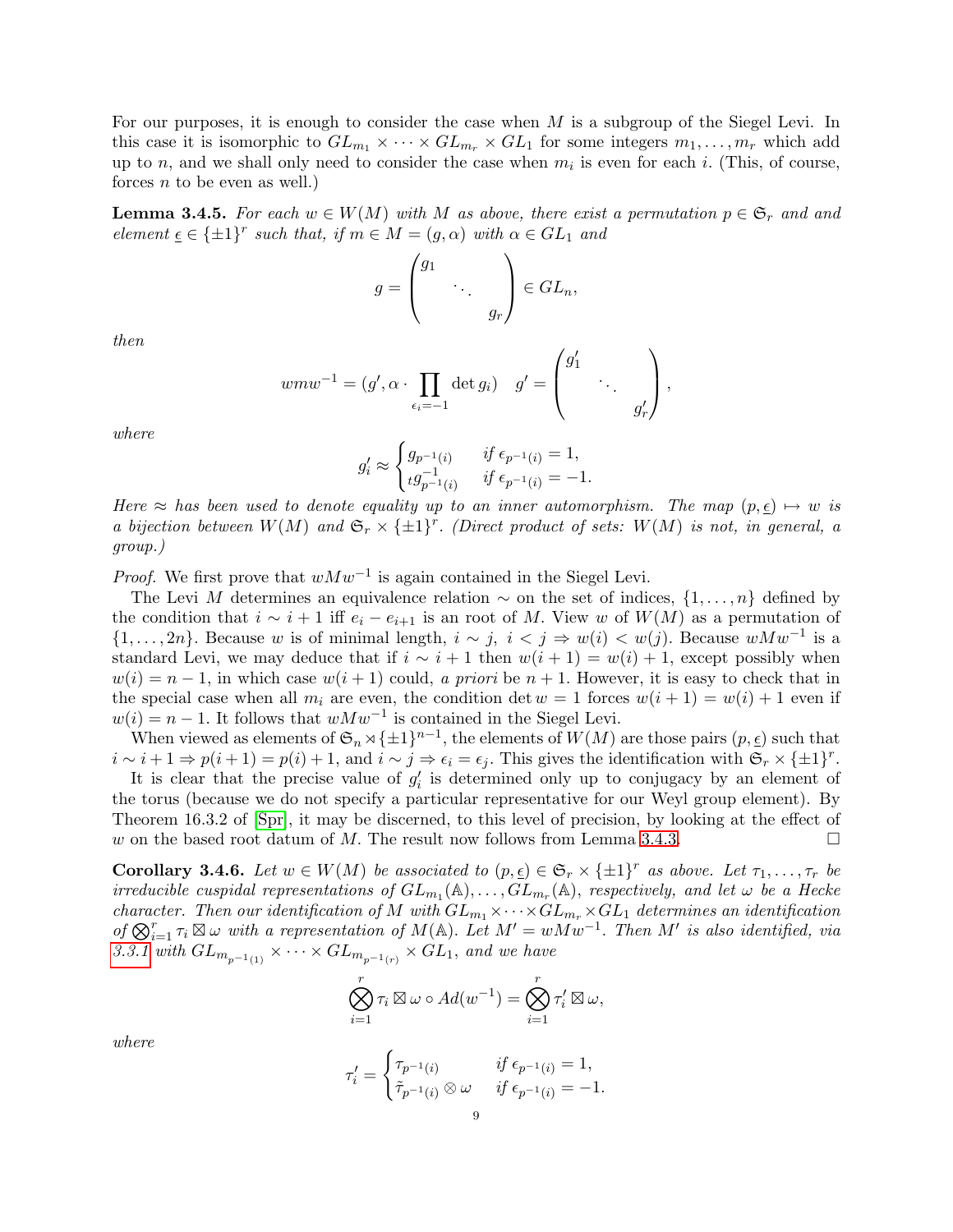For our purposes, it is enough to consider the case when $M$ is a subgroup of the Siegel Levi. In this case it is isomorphic to $GL_{m_1} \times \cdots \times GL_{m_r} \times GL_1$ for some integers $m_1, \ldots, m_r$ which add up to $n$, and we shall only need to consider the case when $m_i$ is even for each $i$. (This, of course, forces $n$ to be even as well.)

**Lemma 3.4.5.** *For each $w \in W(M)$ with $M$ as above, there exist a permutation $p \in \mathfrak{S}_r$ and and element $\underline{\epsilon} \in \{\pm 1\}^r$ such that, if $m \in M = (g, \alpha)$ with $\alpha \in GL_1$ and*

$$g = \begin{pmatrix} g_1 & & \\ & \ddots & \\ & & g_r \end{pmatrix} \in GL_n,$$

*then*

$$wmw^{-1} = (g', \alpha \cdot \prod_{\epsilon_i = -1} \det g_i) \quad g' = \begin{pmatrix} g'_1 & & \\ & \ddots & \\ & & g'_r \end{pmatrix},$$

*where*

$$g'_i \approx \begin{cases} g_{p^{-1}(i)} & \text{if } \epsilon_{p^{-1}(i)} = 1, \\ {}_t g^{-1}_{p^{-1}(i)} & \text{if } \epsilon_{p^{-1}(i)} = -1. \end{cases}$$

*Here $\approx$ has been used to denote equality up to an inner automorphism. The map $(p, \underline{\epsilon}) \mapsto w$ is a bijection between $W(M)$ and $\mathfrak{S}_r \times \{\pm 1\}^r$. (Direct product of sets: $W(M)$ is not, in general, a group.)*

*Proof.* We first prove that $wMw^{-1}$ is again contained in the Siegel Levi.

The Levi $M$ determines an equivalence relation $\sim$ on the set of indices, $\{1, \ldots, n\}$ defined by the condition that $i \sim i+1$ iff $e_i - e_{i+1}$ is an root of $M$. View $w$ of $W(M)$ as a permutation of $\{1, \ldots, 2n\}$. Because $w$ is of minimal length, $i \sim j$, $i < j \Rightarrow w(i) < w(j)$. Because $wMw^{-1}$ is a standard Levi, we may deduce that if $i \sim i+1$ then $w(i+1) = w(i) + 1$, except possibly when $w(i) = n-1$, in which case $w(i+1)$ could, *a priori* be $n+1$. However, it is easy to check that in the special case when all $m_i$ are even, the condition $\det w = 1$ forces $w(i+1) = w(i) + 1$ even if $w(i) = n-1$. It follows that $wMw^{-1}$ is contained in the Siegel Levi.

When viewed as elements of $\mathfrak{S}_n \rtimes \{\pm 1\}^{n-1}$, the elements of $W(M)$ are those pairs $(p, \underline{\epsilon})$ such that $i \sim i+1 \Rightarrow p(i+1) = p(i) + 1$, and $i \sim j \Rightarrow \epsilon_i = \epsilon_j$. This gives the identification with $\mathfrak{S}_r \times \{\pm 1\}^r$.

It is clear that the precise value of $g'_i$ is determined only up to conjugacy by an element of the torus (because we do not specify a particular representative for our Weyl group element). By Theorem 16.3.2 of [Spr], it may be discerned, to this level of precision, by looking at the effect of $w$ on the based root datum of $M$. The result now follows from Lemma 3.4.3. $\square$

**Corollary 3.4.6.** *Let $w \in W(M)$ be associated to $(p, \underline{\epsilon}) \in \mathfrak{S}_r \times \{\pm 1\}^r$ as above. Let $\tau_1, \ldots, \tau_r$ be irreducible cuspidal representations of $GL_{m_1}(\mathbb{A}), \ldots, GL_{m_r}(\mathbb{A})$, respectively, and let $\omega$ be a Hecke character. Then our identification of $M$ with $GL_{m_1} \times \cdots \times GL_{m_r} \times GL_1$ determines an identification of $\bigotimes_{i=1}^r \tau_i \boxtimes \omega$ with a representation of $M(\mathbb{A})$. Let $M' = wMw^{-1}$. Then $M'$ is also identified, via 3.3.1 with $GL_{m_{p^{-1}(1)}} \times \cdots \times GL_{m_{p^{-1}(r)}} \times GL_1$, and we have*

$$\bigotimes_{i=1}^r \tau_i \boxtimes \omega \circ Ad(w^{-1}) = \bigotimes_{i=1}^r \tau'_i \boxtimes \omega,$$

*where*

$$\tau'_i = \begin{cases} \tau_{p^{-1}(i)} & \text{if } \epsilon_{p^{-1}(i)} = 1, \\ \tilde{\tau}_{p^{-1}(i)} \otimes \omega & \text{if } \epsilon_{p^{-1}(i)} = -1. \end{cases}$$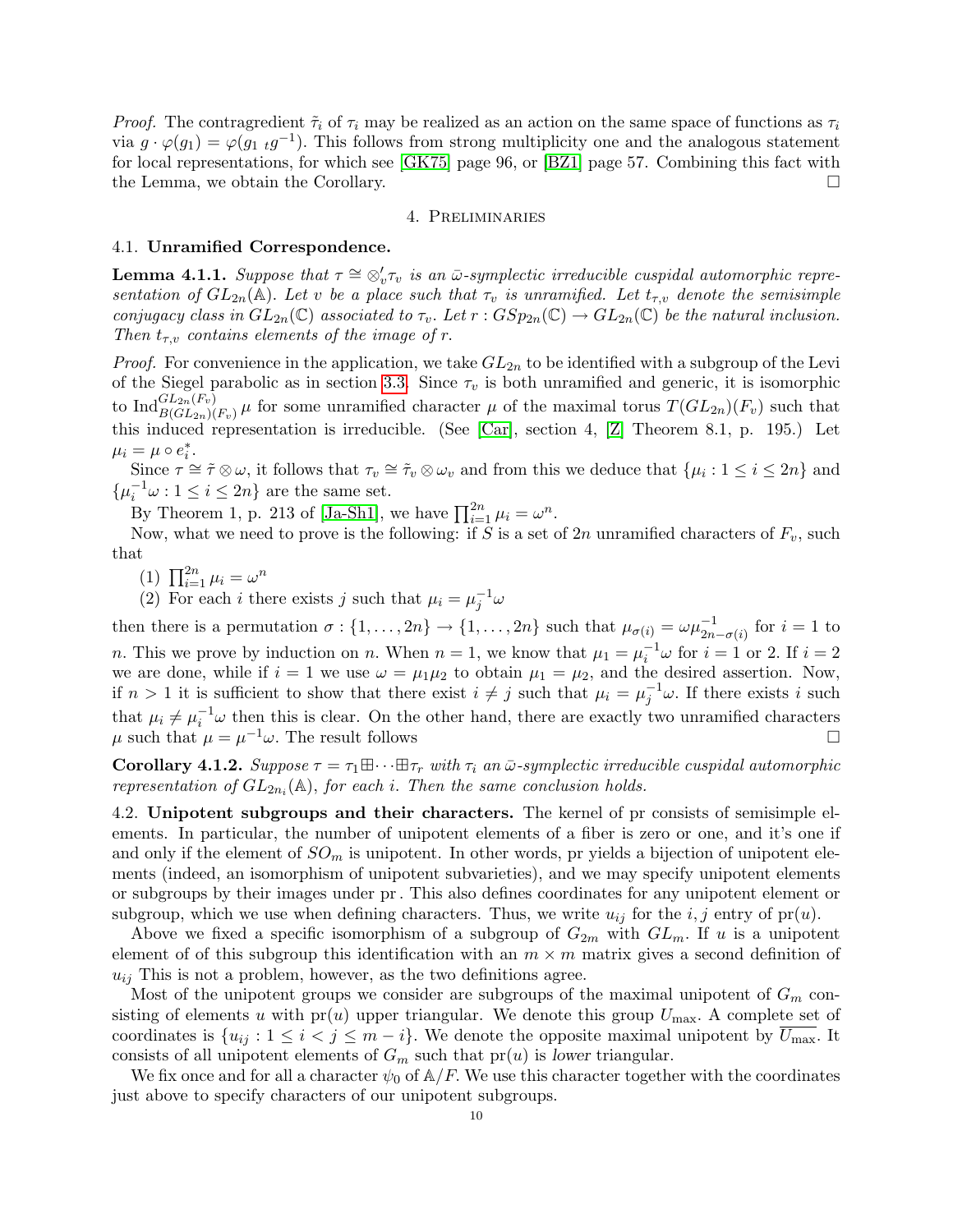*Proof.* The contragredient $\tilde{\tau}_i$ of $\tau_i$ may be realized as an action on the same space of functions as $\tau_i$ via $g \cdot \varphi(g_1) = \varphi(g_1\ {}_tg^{-1})$. This follows from strong multiplicity one and the analogous statement for local representations, for which see [GK75] page 96, or [BZ1] page 57. Combining this fact with the Lemma, we obtain the Corollary. □

## 4. Preliminaries

### 4.1. Unramified Correspondence.

**Lemma 4.1.1.** *Suppose that $\tau \cong \otimes_v' \tau_v$ is an $\bar{\omega}$-symplectic irreducible cuspidal automorphic representation of $GL_{2n}(\mathbb{A})$. Let $v$ be a place such that $\tau_v$ is unramified. Let $t_{\tau,v}$ denote the semisimple conjugacy class in $GL_{2n}(\mathbb{C})$ associated to $\tau_v$. Let $r : GSp_{2n}(\mathbb{C}) \to GL_{2n}(\mathbb{C})$ be the natural inclusion. Then $t_{\tau,v}$ contains elements of the image of $r$.*

*Proof.* For convenience in the application, we take $GL_{2n}$ to be identified with a subgroup of the Levi of the Siegel parabolic as in section 3.3. Since $\tau_v$ is both unramified and generic, it is isomorphic to $\mathrm{Ind}_{B(GL_{2n})(F_v)}^{GL_{2n}(F_v)} \mu$ for some unramified character $\mu$ of the maximal torus $T(GL_{2n})(F_v)$ such that this induced representation is irreducible. (See [Car], section 4, [Z] Theorem 8.1, p. 195.) Let $\mu_i = \mu \circ e_i^*$.

Since $\tau \cong \tilde{\tau} \otimes \omega$, it follows that $\tau_v \cong \tilde{\tau}_v \otimes \omega_v$ and from this we deduce that $\{\mu_i : 1 \le i \le 2n\}$ and $\{\mu_i^{-1}\omega : 1 \le i \le 2n\}$ are the same set.

By Theorem 1, p. 213 of [Ja-Sh1], we have $\prod_{i=1}^{2n} \mu_i = \omega^n$.

Now, what we need to prove is the following: if $S$ is a set of $2n$ unramified characters of $F_v$, such that

1. $\prod_{i=1}^{2n} \mu_i = \omega^n$
2. For each $i$ there exists $j$ such that $\mu_i = \mu_j^{-1}\omega$

then there is a permutation $\sigma : \{1, \dots, 2n\} \to \{1, \dots, 2n\}$ such that $\mu_{\sigma(i)} = \omega\mu_{2n-\sigma(i)}^{-1}$ for $i = 1$ to $n$. This we prove by induction on $n$. When $n = 1$, we know that $\mu_1 = \mu_i^{-1}\omega$ for $i = 1$ or 2. If $i = 2$ we are done, while if $i = 1$ we use $\omega = \mu_1\mu_2$ to obtain $\mu_1 = \mu_2$, and the desired assertion. Now, if $n > 1$ it is sufficient to show that there exist $i \ne j$ such that $\mu_i = \mu_j^{-1}\omega$. If there exists $i$ such that $\mu_i \ne \mu_i^{-1}\omega$ then this is clear. On the other hand, there are exactly two unramified characters $\mu$ such that $\mu = \mu^{-1}\omega$. The result follows □

**Corollary 4.1.2.** *Suppose $\tau = \tau_1 \boxplus \cdots \boxplus \tau_r$ with $\tau_i$ an $\bar{\omega}$-symplectic irreducible cuspidal automorphic representation of $GL_{2n_i}(\mathbb{A})$, for each $i$. Then the same conclusion holds.*

### 4.2. Unipotent subgroups and their characters.

The kernel of pr consists of semisimple elements. In particular, the number of unipotent elements of a fiber is zero or one, and it's one if and only if the element of $SO_m$ is unipotent. In other words, pr yields a bijection of unipotent elements (indeed, an isomorphism of unipotent subvarieties), and we may specify unipotent elements or subgroups by their images under pr. This also defines coordinates for any unipotent element or subgroup, which we use when defining characters. Thus, we write $u_{ij}$ for the $i, j$ entry of $\mathrm{pr}(u)$.

Above we fixed a specific isomorphism of a subgroup of $G_{2m}$ with $GL_m$. If $u$ is a unipotent element of of this subgroup this identification with an $m \times m$ matrix gives a second definition of $u_{ij}$ This is not a problem, however, as the two definitions agree.

Most of the unipotent groups we consider are subgroups of the maximal unipotent of $G_m$ consisting of elements $u$ with $\mathrm{pr}(u)$ upper triangular. We denote this group $U_{\max}$. A complete set of coordinates is $\{u_{ij} : 1 \le i < j \le m - i\}$. We denote the opposite maximal unipotent by $\overline{U_{\max}}$. It consists of all unipotent elements of $G_m$ such that $\mathrm{pr}(u)$ is *lower* triangular.

We fix once and for all a character $\psi_0$ of $\mathbb{A}/F$. We use this character together with the coordinates just above to specify characters of our unipotent subgroups.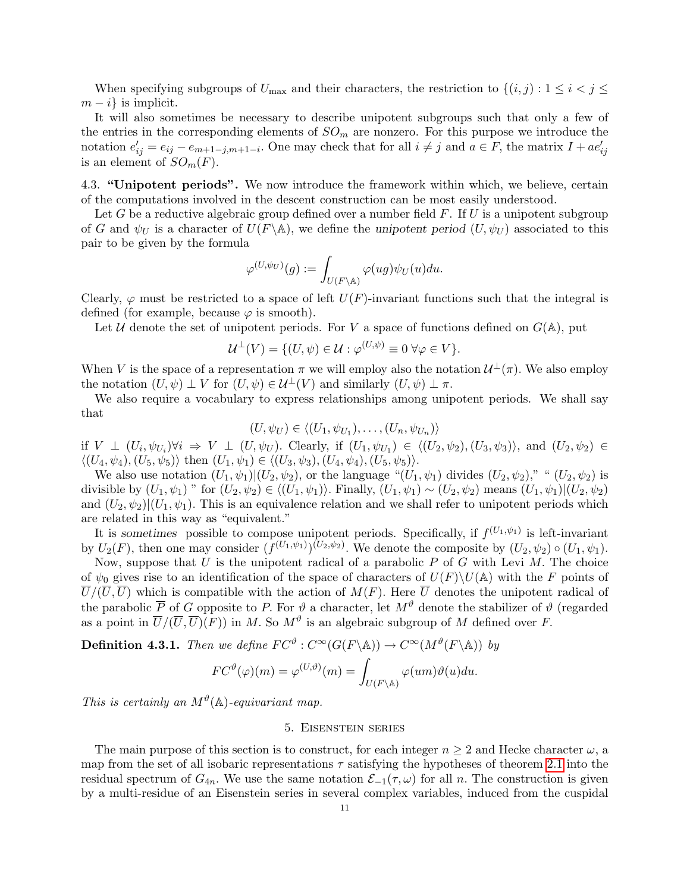When specifying subgroups of $U_{\max}$ and their characters, the restriction to $\{(i,j) : 1 \le i < j \le m-i\}$ is implicit.

It will also sometimes be necessary to describe unipotent subgroups such that only a few of the entries in the corresponding elements of $SO_m$ are nonzero. For this purpose we introduce the notation $e'_{ij} = e_{ij} - e_{m+1-j,m+1-i}$. One may check that for all $i \ne j$ and $a \in F$, the matrix $I + ae'_{ij}$ is an element of $SO_m(F)$.

4.3. **"Unipotent periods".** We now introduce the framework within which, we believe, certain of the computations involved in the descent construction can be most easily understood.

Let $G$ be a reductive algebraic group defined over a number field $F$. If $U$ is a unipotent subgroup of $G$ and $\psi_U$ is a character of $U(F\backslash\mathbb{A})$, we define the *unipotent period* $(U, \psi_U)$ associated to this pair to be given by the formula

$$\varphi^{(U,\psi_U)}(g) := \int_{U(F\backslash\mathbb{A})} \varphi(ug)\psi_U(u)du.$$

Clearly, $\varphi$ must be restricted to a space of left $U(F)$-invariant functions such that the integral is defined (for example, because $\varphi$ is smooth).

Let $\mathcal{U}$ denote the set of unipotent periods. For $V$ a space of functions defined on $G(\mathbb{A})$, put

$$\mathcal{U}^\perp(V) = \{(U,\psi) \in \mathcal{U} : \varphi^{(U,\psi)} \equiv 0 \; \forall \varphi \in V\}.$$

When $V$ is the space of a representation $\pi$ we will employ also the notation $\mathcal{U}^\perp(\pi)$. We also employ the notation $(U,\psi) \perp V$ for $(U,\psi) \in \mathcal{U}^\perp(V)$ and similarly $(U,\psi) \perp \pi$.

We also require a vocabulary to express relationships among unipotent periods. We shall say that

$$(U, \psi_U) \in \langle (U_1, \psi_{U_1}), \dots, (U_n, \psi_{U_n}) \rangle$$

if $V \perp (U_i, \psi_{U_i}) \forall i \Rightarrow V \perp (U, \psi_U)$. Clearly, if $(U_1, \psi_{U_1}) \in \langle (U_2, \psi_2), (U_3, \psi_3) \rangle$, and $(U_2, \psi_2) \in \langle (U_4, \psi_4), (U_5, \psi_5) \rangle$ then $(U_1, \psi_1) \in \langle (U_3, \psi_3), (U_4, \psi_4), (U_5, \psi_5) \rangle$.

We also use notation $(U_1, \psi_1) | (U_2, \psi_2)$, or the language "$(U_1, \psi_1)$ divides $(U_2, \psi_2)$," "$(U_2, \psi_2)$ is divisible by $(U_1, \psi_1)$" for $(U_2, \psi_2) \in \langle (U_1, \psi_1) \rangle$. Finally, $(U_1, \psi_1) \sim (U_2, \psi_2)$ means $(U_1, \psi_1) | (U_2, \psi_2)$ and $(U_2, \psi_2) | (U_1, \psi_1)$. This is an equivalence relation and we shall refer to unipotent periods which are related in this way as "equivalent."

It is *sometimes* possible to compose unipotent periods. Specifically, if $f^{(U_1,\psi_1)}$ is left-invariant by $U_2(F)$, then one may consider $(f^{(U_1,\psi_1)})^{(U_2,\psi_2)}$. We denote the composite by $(U_2, \psi_2) \circ (U_1, \psi_1)$.

Now, suppose that $U$ is the unipotent radical of a parabolic $P$ of $G$ with Levi $M$. The choice of $\psi_0$ gives rise to an identification of the space of characters of $U(F)\backslash U(\mathbb{A})$ with the $F$ points of $\overline{U}/(\overline{U}, \overline{U})$ which is compatible with the action of $M(F)$. Here $\overline{U}$ denotes the unipotent radical of the parabolic $\overline{P}$ of $G$ opposite to $P$. For $\vartheta$ a character, let $M^\vartheta$ denote the stabilizer of $\vartheta$ (regarded as a point in $\overline{U}/(\overline{U}, \overline{U})(F)$) in $M$. So $M^\vartheta$ is an algebraic subgroup of $M$ defined over $F$.

**Definition 4.3.1.** *Then we define $FC^\vartheta : C^\infty(G(F\backslash\mathbb{A})) \to C^\infty(M^\vartheta(F\backslash\mathbb{A}))$ by*

$$FC^\vartheta(\varphi)(m) = \varphi^{(U,\vartheta)}(m) = \int_{U(F\backslash\mathbb{A})} \varphi(um)\vartheta(u)du.$$

*This is certainly an $M^\vartheta(\mathbb{A})$-equivariant map.*

## 5. Eisenstein series

The main purpose of this section is to construct, for each integer $n \ge 2$ and Hecke character $\omega$, a map from the set of all isobaric representations $\tau$ satisfying the hypotheses of theorem 2.1 into the residual spectrum of $G_{4n}$. We use the same notation $\mathcal{E}_{-1}(\tau, \omega)$ for all $n$. The construction is given by a multi-residue of an Eisenstein series in several complex variables, induced from the cuspidal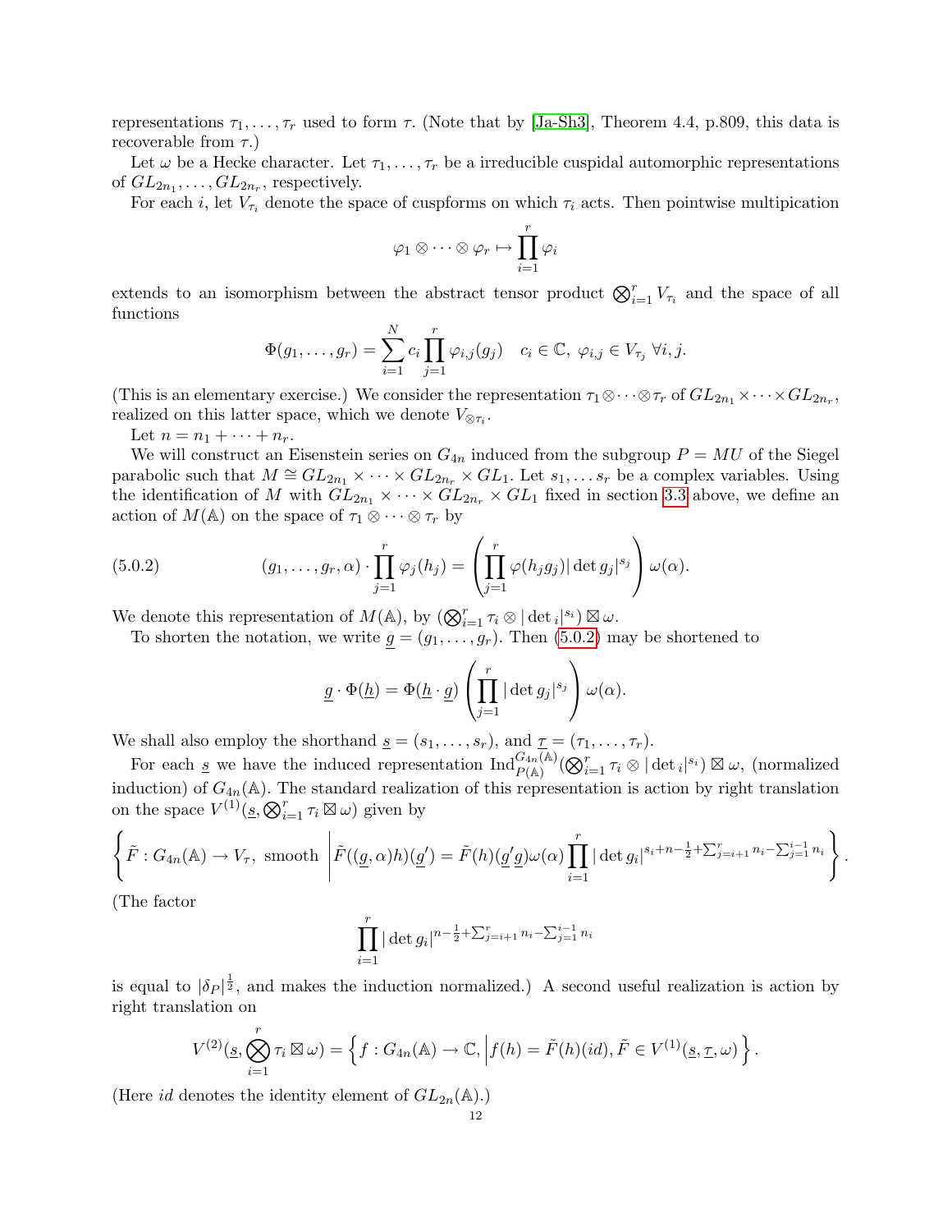representations $\tau_1, \dots, \tau_r$ used to form $\tau$. (Note that by [Ja-Sh3], Theorem 4.4, p.809, this data is recoverable from $\tau$.)

Let $\omega$ be a Hecke character. Let $\tau_1, \dots, \tau_r$ be a irreducible cuspidal automorphic representations of $GL_{2n_1}, \dots, GL_{2n_r}$, respectively.

For each $i$, let $V_{\tau_i}$ denote the space of cuspforms on which $\tau_i$ acts. Then pointwise multipication

$$\varphi_1 \otimes \dots \otimes \varphi_r \mapsto \prod_{i=1}^r \varphi_i$$

extends to an isomorphism between the abstract tensor product $\bigotimes_{i=1}^r V_{\tau_i}$ and the space of all functions

$$\Phi(g_1, \dots, g_r) = \sum_{i=1}^N c_i \prod_{j=1}^r \varphi_{i,j}(g_j) \quad c_i \in \mathbb{C},\ \varphi_{i,j} \in V_{\tau_j}\ \forall i, j.$$

(This is an elementary exercise.) We consider the representation $\tau_1 \otimes \dots \otimes \tau_r$ of $GL_{2n_1} \times \dots \times GL_{2n_r}$, realized on this latter space, which we denote $V_{\otimes \tau_i}$.

Let $n = n_1 + \dots + n_r$.

We will construct an Eisenstein series on $G_{4n}$ induced from the subgroup $P = MU$ of the Siegel parabolic such that $M \cong GL_{2n_1} \times \dots \times GL_{2n_r} \times GL_1$. Let $s_1, \dots s_r$ be a complex variables. Using the identification of $M$ with $GL_{2n_1} \times \dots \times GL_{2n_r} \times GL_1$ fixed in section 3.3 above, we define an action of $M(\mathbb{A})$ on the space of $\tau_1 \otimes \dots \otimes \tau_r$ by

$$(g_1, \dots, g_r, \alpha) \cdot \prod_{j=1}^r \varphi_j(h_j) = \left( \prod_{j=1}^r \varphi(h_j g_j) |\det g_j|^{s_j} \right) \omega(\alpha). \tag{5.0.2}$$

We denote this representation of $M(\mathbb{A})$, by $(\bigotimes_{i=1}^r \tau_i \otimes |\det{}_i|^{s_i}) \boxtimes \omega$.

To shorten the notation, we write $\underline{g} = (g_1, \dots, g_r)$. Then (5.0.2) may be shortened to

$$\underline{g} \cdot \Phi(\underline{h}) = \Phi(\underline{h} \cdot \underline{g}) \left( \prod_{j=1}^r |\det g_j|^{s_j} \right) \omega(\alpha).$$

We shall also employ the shorthand $\underline{s} = (s_1, \dots, s_r)$, and $\underline{\tau} = (\tau_1, \dots, \tau_r)$.

For each $\underline{s}$ we have the induced representation $\mathrm{Ind}_{P(\mathbb{A})}^{G_{4n}(\mathbb{A})} (\bigotimes_{i=1}^r \tau_i \otimes |\det{}_i|^{s_i}) \boxtimes \omega$, (normalized induction) of $G_{4n}(\mathbb{A})$. The standard realization of this representation is action by right translation on the space $V^{(1)}(\underline{s}, \bigotimes_{i=1}^r \tau_i \boxtimes \omega)$ given by

$$\left\{ \tilde{F} : G_{4n}(\mathbb{A}) \to V_\tau, \text{ smooth } \left| \tilde{F}((\underline{g}, \alpha)h)(\underline{g}') = \tilde{F}(h)(\underline{g}'\underline{g})\omega(\alpha) \prod_{i=1}^r |\det g_i|^{s_i + n - \frac{1}{2} + \sum_{j=i+1}^r n_i - \sum_{j=1}^{i-1} n_i} \right. \right\}.$$

(The factor

$$\prod_{i=1}^r |\det g_i|^{n - \frac{1}{2} + \sum_{j=i+1}^r n_i - \sum_{j=1}^{i-1} n_i}$$

is equal to $|\delta_P|^{\frac{1}{2}}$, and makes the induction normalized.) A second useful realization is action by right translation on

$$V^{(2)}(\underline{s}, \bigotimes_{i=1}^r \tau_i \boxtimes \omega) = \left\{ f : G_{4n}(\mathbb{A}) \to \mathbb{C}, \middle| f(h) = \tilde{F}(h)(id), \tilde{F} \in V^{(1)}(\underline{s}, \underline{\tau}, \omega) \right\}.$$

(Here $id$ denotes the identity element of $GL_{2n}(\mathbb{A})$.)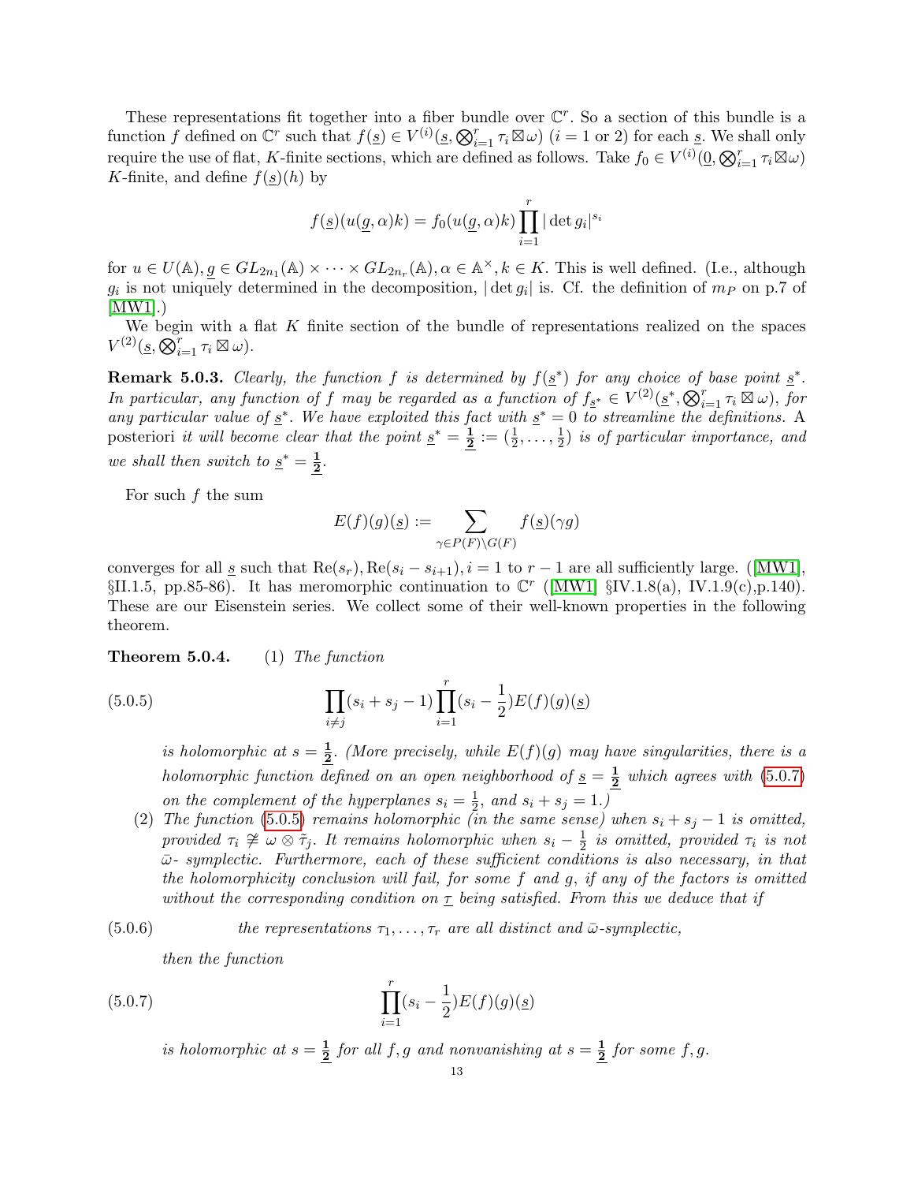These representations fit together into a fiber bundle over $\mathbb{C}^r$. So a section of this bundle is a function $f$ defined on $\mathbb{C}^r$ such that $f(\underline{s}) \in V^{(i)}(\underline{s}, \bigotimes_{i=1}^r \tau_i \boxtimes \omega)$ ($i = 1$ or 2) for each $\underline{s}$. We shall only require the use of flat, $K$-finite sections, which are defined as follows. Take $f_0 \in V^{(i)}(\underline{0}, \bigotimes_{i=1}^r \tau_i \boxtimes \omega)$ $K$-finite, and define $f(\underline{s})(h)$ by

$$f(\underline{s})(u(\underline{g}, \alpha)k) = f_0(u(\underline{g}, \alpha)k) \prod_{i=1}^r |\det g_i|^{s_i}$$

for $u \in U(\mathbb{A}), \underline{g} \in GL_{2n_1}(\mathbb{A}) \times \cdots \times GL_{2n_r}(\mathbb{A}), \alpha \in \mathbb{A}^\times, k \in K$. This is well defined. (I.e., although $g_i$ is not uniquely determined in the decomposition, $|\det g_i|$ is. Cf. the definition of $m_P$ on p.7 of [MW1].)

We begin with a flat $K$ finite section of the bundle of representations realized on the spaces $V^{(2)}(\underline{s}, \bigotimes_{i=1}^r \tau_i \boxtimes \omega)$.

**Remark 5.0.3.** *Clearly, the function $f$ is determined by $f(\underline{s}^*)$ for any choice of base point $\underline{s}^*$. In particular, any function of $f$ may be regarded as a function of $f_{\underline{s}^*} \in V^{(2)}(\underline{s}^*, \bigotimes_{i=1}^r \tau_i \boxtimes \omega)$, for any particular value of $\underline{s}^*$. We have exploited this fact with $\underline{s}^* = 0$ to streamline the definitions.* A posteriori *it will become clear that the point $\underline{s}^* = \underline{\mathbf{\tfrac{1}{2}}} := (\frac{1}{2}, \dots, \frac{1}{2})$ is of particular importance, and we shall then switch to $\underline{s}^* = \underline{\mathbf{\tfrac{1}{2}}}$.*

For such $f$ the sum

$$E(f)(g)(\underline{s}) := \sum_{\gamma \in P(F) \backslash G(F)} f(\underline{s})(\gamma g)$$

converges for all $\underline{s}$ such that $\mathrm{Re}(s_r), \mathrm{Re}(s_i - s_{i+1}), i = 1$ to $r-1$ are all sufficiently large. ([MW1], §II.1.5, pp.85-86). It has meromorphic continuation to $\mathbb{C}^r$ ([MW1] §IV.1.8(a), IV.1.9(c),p.140). These are our Eisenstein series. We collect some of their well-known properties in the following theorem.

**Theorem 5.0.4.** (1) *The function*

$$\prod_{i \neq j}(s_i + s_j - 1) \prod_{i=1}^r (s_i - \frac{1}{2}) E(f)(g)(\underline{s}) \tag{5.0.5}$$

*is holomorphic at $s = \underline{\mathbf{\tfrac{1}{2}}}$. (More precisely, while $E(f)(g)$ may have singularities, there is a holomorphic function defined on an open neighborhood of $\underline{s} = \underline{\mathbf{\tfrac{1}{2}}}$ which agrees with (5.0.7) on the complement of the hyperplanes $s_i = \frac{1}{2}$, and $s_i + s_j = 1$.)*

(2) *The function (5.0.5) remains holomorphic (in the same sense) when $s_i + s_j - 1$ is omitted, provided $\tau_i \not\cong \omega \otimes \tilde{\tau}_j$. It remains holomorphic when $s_i - \frac{1}{2}$ is omitted, provided $\tau_i$ is not $\bar{\omega}$- symplectic. Furthermore, each of these sufficient conditions is also necessary, in that the holomorphicity conclusion will fail, for some $f$ and $g$, if any of the factors is omitted without the corresponding condition on $\underline{\tau}$ being satisfied. From this we deduce that if*

$$\text{the representations } \tau_1, \dots, \tau_r \text{ are all distinct and } \bar{\omega}\text{-symplectic,} \tag{5.0.6}$$

*then the function*

$$\prod_{i=1}^r (s_i - \frac{1}{2}) E(f)(g)(\underline{s}) \tag{5.0.7}$$

*is holomorphic at $s = \underline{\mathbf{\tfrac{1}{2}}}$ for all $f, g$ and nonvanishing at $s = \underline{\mathbf{\tfrac{1}{2}}}$ for some $f, g$.*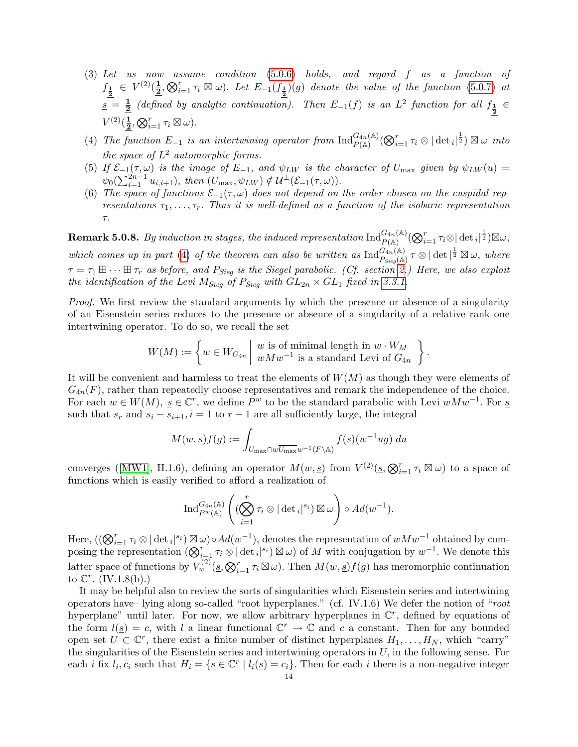(3) *Let us now assume condition* (5.0.6) *holds, and regard $f$ as a function of $f_{\frac{1}{2}} \in V^{(2)}(\underline{\frac{1}{2}}, \bigotimes_{i=1}^r \tau_i \boxtimes \omega)$. Let $E_{-1}(f_{\frac{1}{2}})(g)$ denote the value of the function* (5.0.7) *at $\underline{s} = \underline{\frac{1}{2}}$ (defined by analytic continuation). Then $E_{-1}(f)$ is an $L^2$ function for all $f_{\frac{1}{2}} \in V^{(2)}(\underline{\frac{1}{2}}, \bigotimes_{i=1}^r \tau_i \boxtimes \omega)$.*

(4) *The function $E_{-1}$ is an intertwining operator from $\mathrm{Ind}_{P(\mathbb{A})}^{G_{4n}(\mathbb{A})}(\bigotimes_{i=1}^r \tau_i \otimes |\det{}_i|^{\frac{1}{2}}) \boxtimes \omega$ into the space of $L^2$ automorphic forms.*

(5) *If $\mathcal{E}_{-1}(\tau, \omega)$ is the image of $E_{-1}$, and $\psi_{LW}$ is the character of $U_{\max}$ given by $\psi_{LW}(u) = \psi_0(\sum_{i=1}^{2n-1} u_{i,i+1})$, then $(U_{\max}, \psi_{LW}) \notin \mathcal{U}^{\perp}(\mathcal{E}_{-1}(\tau, \omega))$.*

(6) *The space of functions $\mathcal{E}_{-1}(\tau, \omega)$ does not depend on the order chosen on the cuspidal representations $\tau_1, \dots, \tau_r$. Thus it is well-defined as a function of the isobaric representation $\tau$.*

**Remark 5.0.8.** *By induction in stages, the induced representation $\mathrm{Ind}_{P(\mathbb{A})}^{G_{4n}(\mathbb{A})}(\bigotimes_{i=1}^r \tau_i \otimes |\det{}_i|^{\frac{1}{2}}) \boxtimes \omega$, which comes up in part* (4) *of the theorem can also be written as $\mathrm{Ind}_{P_{Sieg}(\mathbb{A})}^{G_{4n}(\mathbb{A})} \tau \otimes |\det|^{\frac{1}{2}} \boxtimes \omega$, where $\tau = \tau_1 \boxplus \cdots \boxplus \tau_r$ as before, and $P_{Sieg}$ is the Siegel parabolic. (Cf. section 2.) Here, we also exploit the identification of the Levi $M_{Sieg}$ of $P_{Sieg}$ with $GL_{2n} \times GL_1$ fixed in 3.3.1.*

*Proof.* We first review the standard arguments by which the presence or absence of a singularity of an Eisenstein series reduces to the presence or absence of a singularity of a relative rank one intertwining operator. To do so, we recall the set

$$W(M) := \left\{ w \in W_{G_{4n}} \;\middle|\; \begin{array}{l} w \text{ is of minimal length in } w \cdot W_M \\ wMw^{-1} \text{ is a standard Levi of } G_{4n} \end{array} \right\}.$$

It will be convenient and harmless to treat the elements of $W(M)$ as though they were elements of $G_{4n}(F)$, rather than repeatedly choose representatives and remark the independence of the choice. For each $w \in W(M)$, $\underline{s} \in \mathbb{C}^r$, we define $P^w$ to be the standard parabolic with Levi $wMw^{-1}$. For $\underline{s}$ such that $s_r$ and $s_i - s_{i+1}, i = 1$ to $r-1$ are all sufficiently large, the integral

$$M(w, \underline{s}) f(g) := \int_{U_{\max} \cap w \overline{U_{\max}} w^{-1}(F \backslash \mathbb{A})} f(\underline{s})(w^{-1} u g) \, du$$

converges ([MW1], II.1.6), defining an operator $M(w, \underline{s})$ from $V^{(2)}(\underline{s}, \bigotimes_{i=1}^r \tau_i \boxtimes \omega)$ to a space of functions which is easily verified to afford a realization of

$$\mathrm{Ind}_{P^w(\mathbb{A})}^{G_{4n}(\mathbb{A})} \left( (\bigotimes_{i=1}^r \tau_i \otimes |\det{}_i|^{s_i}) \boxtimes \omega \right) \circ Ad(w^{-1}).$$

Here, $((\bigotimes_{i=1}^r \tau_i \otimes |\det{}_i|^{s_i}) \boxtimes \omega) \circ Ad(w^{-1})$, denotes the representation of $wMw^{-1}$ obtained by composing the representation $(\bigotimes_{i=1}^r \tau_i \otimes |\det{}_i|^{s_i}) \boxtimes \omega)$ of $M$ with conjugation by $w^{-1}$. We denote this latter space of functions by $V_w^{(2)}(\underline{s}, \bigotimes_{i=1}^r \tau_i \boxtimes \omega)$. Then $M(w, \underline{s}) f(g)$ has meromorphic continuation to $\mathbb{C}^r$. (IV.1.8(b).)

It may be helpful also to review the sorts of singularities which Eisenstein series and intertwining operators have– lying along so-called "root hyperplanes." (cf. IV.1.6) We defer the notion of "*root* hyperplane" until later. For now, we allow arbitrary hyperplanes in $\mathbb{C}^r$, defined by equations of the form $l(\underline{s}) = c$, with $l$ a linear functional $\mathbb{C}^r \to \mathbb{C}$ and $c$ a constant. Then for any bounded open set $U \subset \mathbb{C}^r$, there exist a finite number of distinct hyperplanes $H_1, \dots, H_N$, which "carry" the singularities of the Eisenstein series and intertwining operators in $U$, in the following sense. For each $i$ fix $l_i, c_i$ such that $H_i = \{\underline{s} \in \mathbb{C}^r \mid l_i(\underline{s}) = c_i\}$. Then for each $i$ there is a non-negative integer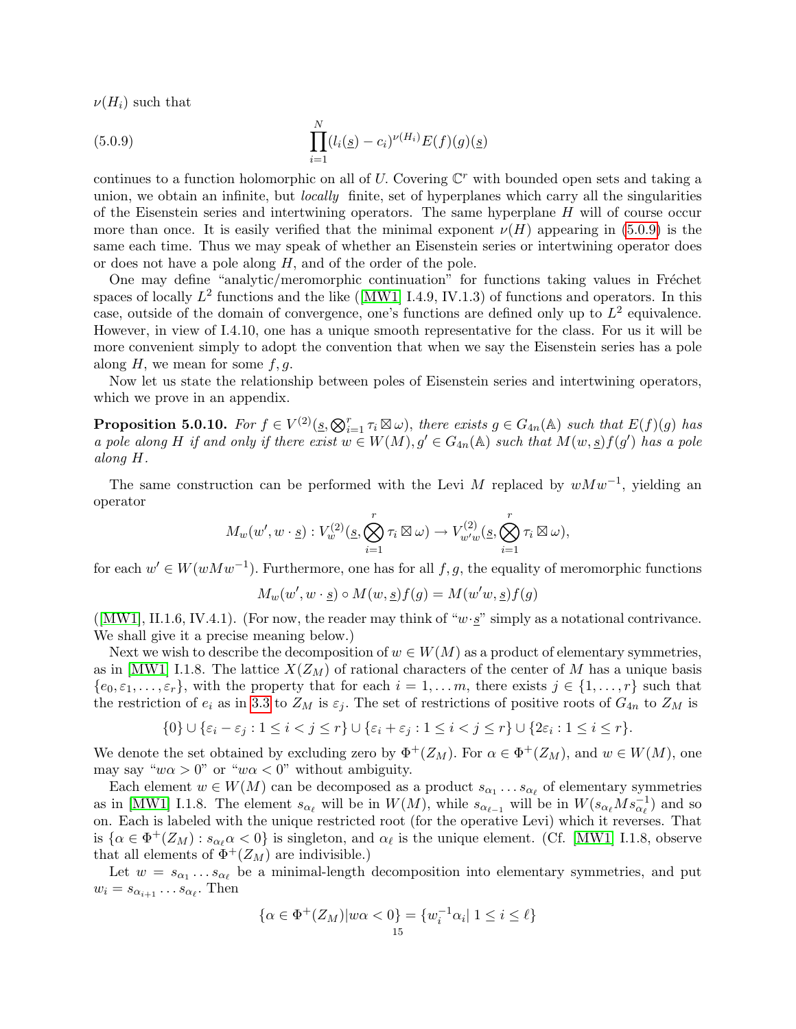$\nu(H_i)$ such that

$$\prod_{i=1}^{N}(l_i(\underline{s}) - c_i)^{\nu(H_i)} E(f)(g)(\underline{s}) \tag{5.0.9}$$

continues to a function holomorphic on all of $U$. Covering $\mathbb{C}^r$ with bounded open sets and taking a union, we obtain an infinite, but *locally* finite, set of hyperplanes which carry all the singularities of the Eisenstein series and intertwining operators. The same hyperplane $H$ will of course occur more than once. It is easily verified that the minimal exponent $\nu(H)$ appearing in (5.0.9) is the same each time. Thus we may speak of whether an Eisenstein series or intertwining operator does or does not have a pole along $H$, and of the order of the pole.

One may define "analytic/meromorphic continuation" for functions taking values in Fréchet spaces of locally $L^2$ functions and the like ([MW1] I.4.9, IV.1.3) of functions and operators. In this case, outside of the domain of convergence, one's functions are defined only up to $L^2$ equivalence. However, in view of I.4.10, one has a unique smooth representative for the class. For us it will be more convenient simply to adopt the convention that when we say the Eisenstein series has a pole along $H$, we mean for some $f, g$.

Now let us state the relationship between poles of Eisenstein series and intertwining operators, which we prove in an appendix.

**Proposition 5.0.10.** *For $f \in V^{(2)}(\underline{s}, \bigotimes_{i=1}^r \tau_i \boxtimes \omega)$, there exists $g \in G_{4n}(\mathbb{A})$ such that $E(f)(g)$ has a pole along $H$ if and only if there exist $w \in W(M), g' \in G_{4n}(\mathbb{A})$ such that $M(w, \underline{s})f(g')$ has a pole along $H$.*

The same construction can be performed with the Levi $M$ replaced by $wMw^{-1}$, yielding an operator

$$M_w(w', w \cdot \underline{s}) : V_w^{(2)}(\underline{s}, \bigotimes_{i=1}^r \tau_i \boxtimes \omega) \to V_{w'w}^{(2)}(\underline{s}, \bigotimes_{i=1}^r \tau_i \boxtimes \omega),$$

for each $w' \in W(wMw^{-1})$. Furthermore, one has for all $f, g$, the equality of meromorphic functions

$$M_w(w', w \cdot \underline{s}) \circ M(w, \underline{s}) f(g) = M(w'w, \underline{s}) f(g)$$

([MW1], II.1.6, IV.4.1). (For now, the reader may think of "$w \cdot \underline{s}$" simply as a notational contrivance. We shall give it a precise meaning below.)

Next we wish to describe the decomposition of $w \in W(M)$ as a product of elementary symmetries, as in [MW1] I.1.8. The lattice $X(Z_M)$ of rational characters of the center of $M$ has a unique basis $\{e_0, \varepsilon_1, \ldots, \varepsilon_r\}$, with the property that for each $i = 1, \ldots m$, there exists $j \in \{1, \ldots, r\}$ such that the restriction of $e_i$ as in 3.3 to $Z_M$ is $\varepsilon_j$. The set of restrictions of positive roots of $G_{4n}$ to $Z_M$ is

$$\{0\} \cup \{\varepsilon_i - \varepsilon_j : 1 \le i < j \le r\} \cup \{\varepsilon_i + \varepsilon_j : 1 \le i < j \le r\} \cup \{2\varepsilon_i : 1 \le i \le r\}.$$

We denote the set obtained by excluding zero by $\Phi^+(Z_M)$. For $\alpha \in \Phi^+(Z_M)$, and $w \in W(M)$, one may say "$w\alpha > 0$" or "$w\alpha < 0$" without ambiguity.

Each element $w \in W(M)$ can be decomposed as a product $s_{\alpha_1} \ldots s_{\alpha_\ell}$ of elementary symmetries as in [MW1] I.1.8. The element $s_{\alpha_\ell}$ will be in $W(M)$, while $s_{\alpha_{\ell-1}}$ will be in $W(s_{\alpha_\ell} M s_{\alpha_\ell}^{-1})$ and so on. Each is labeled with the unique restricted root (for the operative Levi) which it reverses. That is $\{\alpha \in \Phi^+(Z_M) : s_{\alpha_\ell}\alpha < 0\}$ is singleton, and $\alpha_\ell$ is the unique element. (Cf. [MW1] I.1.8, observe that all elements of $\Phi^+(Z_M)$ are indivisible.)

Let $w = s_{\alpha_1} \ldots s_{\alpha_\ell}$ be a minimal-length decomposition into elementary symmetries, and put $w_i = s_{\alpha_{i+1}} \ldots s_{\alpha_\ell}$. Then

$$\{\alpha \in \Phi^+(Z_M) | w\alpha < 0\} = \{w_i^{-1}\alpha_i | \ 1 \le i \le \ell\}$$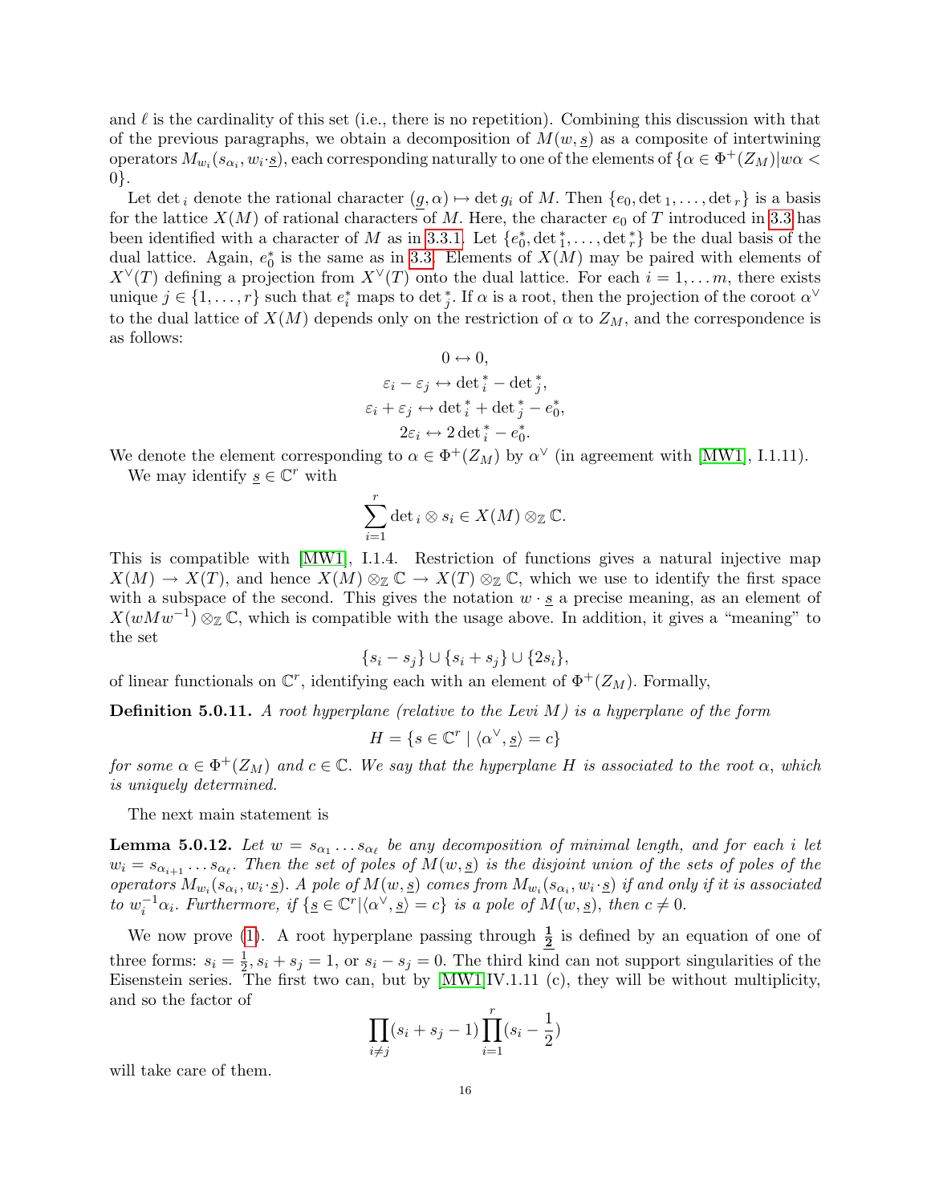and $\ell$ is the cardinality of this set (i.e., there is no repetition). Combining this discussion with that of the previous paragraphs, we obtain a decomposition of $M(w, \underline{s})$ as a composite of intertwining operators $M_{w_i}(s_{\alpha_i}, w_i \cdot \underline{s})$, each corresponding naturally to one of the elements of $\{\alpha \in \Phi^+(Z_M) | w\alpha < 0\}$.

Let $\det_i$ denote the rational character $(\underline{g}, \alpha) \mapsto \det g_i$ of $M$. Then $\{e_0, \det_1, \ldots, \det_r\}$ is a basis for the lattice $X(M)$ of rational characters of $M$. Here, the character $e_0$ of $T$ introduced in 3.3 has been identified with a character of $M$ as in 3.3.1. Let $\{e_0^*, \det_1^*, \ldots, \det_r^*\}$ be the dual basis of the dual lattice. Again, $e_0^*$ is the same as in 3.3. Elements of $X(M)$ may be paired with elements of $X^\vee(T)$ defining a projection from $X^\vee(T)$ onto the dual lattice. For each $i = 1, \ldots m$, there exists unique $j \in \{1, \ldots, r\}$ such that $e_i^*$ maps to $\det_j^*$. If $\alpha$ is a root, then the projection of the coroot $\alpha^\vee$ to the dual lattice of $X(M)$ depends only on the restriction of $\alpha$ to $Z_M$, and the correspondence is as follows:

$$0 \leftrightarrow 0,$$
$$\varepsilon_i - \varepsilon_j \leftrightarrow \det{}_i^* - \det{}_j^*,$$
$$\varepsilon_i + \varepsilon_j \leftrightarrow \det{}_i^* + \det{}_j^* - e_0^*,$$
$$2\varepsilon_i \leftrightarrow 2\det{}_i^* - e_0^*.$$

We denote the element corresponding to $\alpha \in \Phi^+(Z_M)$ by $\alpha^\vee$ (in agreement with [MW1], I.1.11).

We may identify $\underline{s} \in \mathbb{C}^r$ with

$$\sum_{i=1}^r \det{}_i \otimes s_i \in X(M) \otimes_{\mathbb{Z}} \mathbb{C}.$$

This is compatible with [MW1], I.1.4. Restriction of functions gives a natural injective map $X(M) \to X(T)$, and hence $X(M) \otimes_{\mathbb{Z}} \mathbb{C} \to X(T) \otimes_{\mathbb{Z}} \mathbb{C}$, which we use to identify the first space with a subspace of the second. This gives the notation $w \cdot \underline{s}$ a precise meaning, as an element of $X(wMw^{-1}) \otimes_{\mathbb{Z}} \mathbb{C}$, which is compatible with the usage above. In addition, it gives a "meaning" to the set

$$\{s_i - s_j\} \cup \{s_i + s_j\} \cup \{2s_i\},$$

of linear functionals on $\mathbb{C}^r$, identifying each with an element of $\Phi^+(Z_M)$. Formally,

**Definition 5.0.11.** *A root hyperplane (relative to the Levi $M$) is a hyperplane of the form*

$$H = \{s \in \mathbb{C}^r \mid \langle \alpha^\vee, \underline{s} \rangle = c\}$$

*for some $\alpha \in \Phi^+(Z_M)$ and $c \in \mathbb{C}$. We say that the hyperplane $H$ is associated to the root $\alpha$, which is uniquely determined.*

The next main statement is

**Lemma 5.0.12.** *Let $w = s_{\alpha_1} \ldots s_{\alpha_\ell}$ be any decomposition of minimal length, and for each $i$ let $w_i = s_{\alpha_{i+1}} \ldots s_{\alpha_\ell}$. Then the set of poles of $M(w, \underline{s})$ is the disjoint union of the sets of poles of the operators $M_{w_i}(s_{\alpha_i}, w_i \cdot \underline{s})$. A pole of $M(w, \underline{s})$ comes from $M_{w_i}(s_{\alpha_i}, w_i \cdot \underline{s})$ if and only if it is associated to $w_i^{-1}\alpha_i$. Furthermore, if $\{\underline{s} \in \mathbb{C}^r | \langle \alpha^\vee, \underline{s} \rangle = c\}$ is a pole of $M(w, \underline{s})$, then $c \neq 0$.*

We now prove (1). A root hyperplane passing through $\underline{\frac{1}{2}}$ is defined by an equation of one of three forms: $s_i = \frac{1}{2}, s_i + s_j = 1$, or $s_i - s_j = 0$. The third kind can not support singularities of the Eisenstein series. The first two can, but by [MW1]IV.1.11 (c), they will be without multiplicity, and so the factor of

$$\prod_{i \neq j} (s_i + s_j - 1) \prod_{i=1}^r (s_i - \frac{1}{2})$$

will take care of them.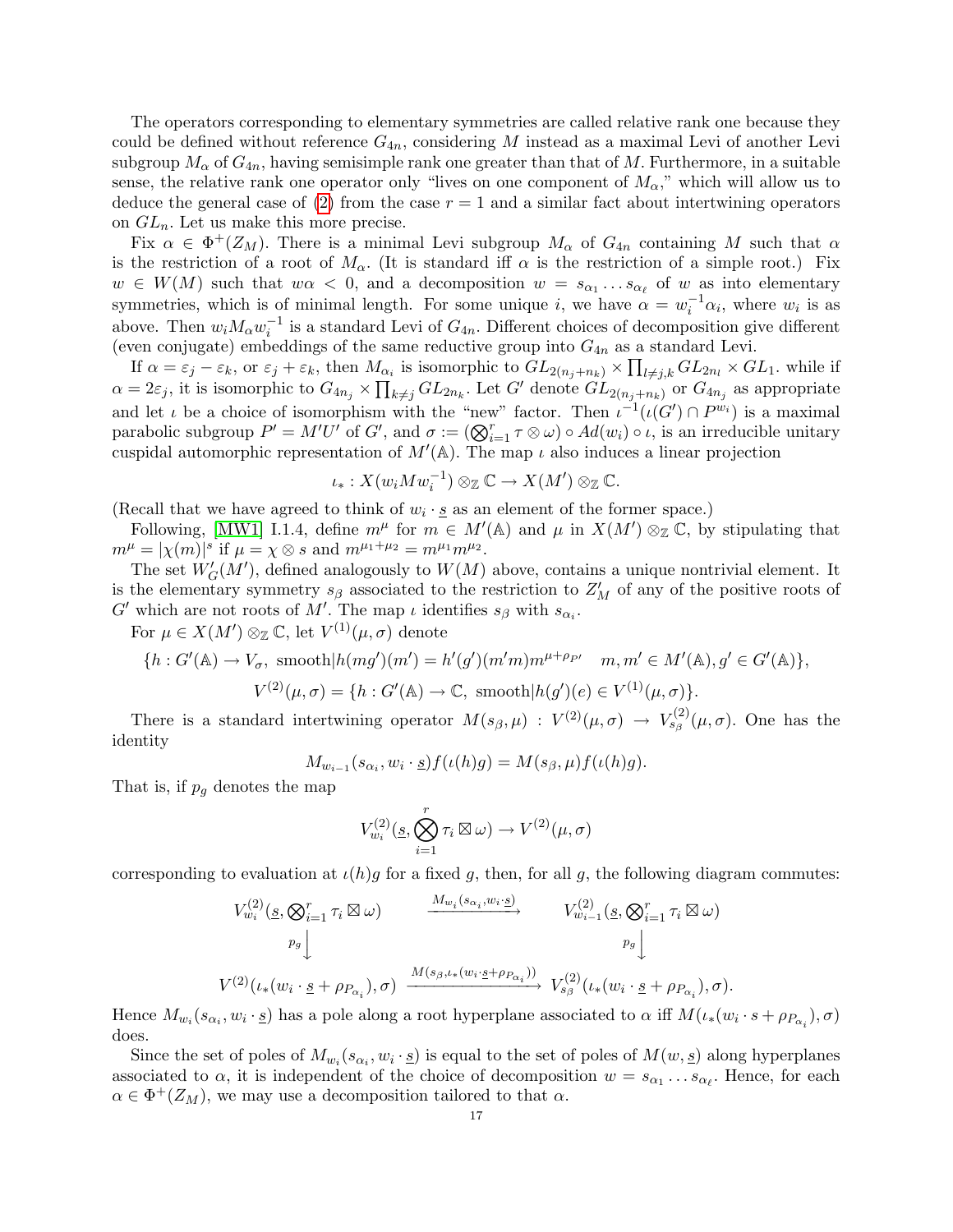The operators corresponding to elementary symmetries are called relative rank one because they could be defined without reference $G_{4n}$, considering $M$ instead as a maximal Levi of another Levi subgroup $M_\alpha$ of $G_{4n}$, having semisimple rank one greater than that of $M$. Furthermore, in a suitable sense, the relative rank one operator only "lives on one component of $M_\alpha$," which will allow us to deduce the general case of (2) from the case $r = 1$ and a similar fact about intertwining operators on $GL_n$. Let us make this more precise.

Fix $\alpha \in \Phi^+(Z_M)$. There is a minimal Levi subgroup $M_\alpha$ of $G_{4n}$ containing $M$ such that $\alpha$ is the restriction of a root of $M_\alpha$. (It is standard iff $\alpha$ is the restriction of a simple root.) Fix $w \in W(M)$ such that $w\alpha < 0$, and a decomposition $w = s_{\alpha_1} \dots s_{\alpha_\ell}$ of $w$ as into elementary symmetries, which is of minimal length. For some unique $i$, we have $\alpha = w_i^{-1}\alpha_i$, where $w_i$ is as above. Then $w_i M_\alpha w_i^{-1}$ is a standard Levi of $G_{4n}$. Different choices of decomposition give different (even conjugate) embeddings of the same reductive group into $G_{4n}$ as a standard Levi.

If $\alpha = \varepsilon_j - \varepsilon_k$, or $\varepsilon_j + \varepsilon_k$, then $M_{\alpha_i}$ is isomorphic to $GL_{2(n_j+n_k)} \times \prod_{l \neq j,k} GL_{2n_l} \times GL_1$. while if $\alpha = 2\varepsilon_j$, it is isomorphic to $G_{4n_j} \times \prod_{k \neq j} GL_{2n_k}$. Let $G'$ denote $GL_{2(n_j+n_k)}$ or $G_{4n_j}$ as appropriate and let $\iota$ be a choice of isomorphism with the "new" factor. Then $\iota^{-1}(\iota(G') \cap P^{w_i})$ is a maximal parabolic subgroup $P' = M'U'$ of $G'$, and $\sigma := (\bigotimes_{i=1}^r \tau \otimes \omega) \circ Ad(w_i) \circ \iota$, is an irreducible unitary cuspidal automorphic representation of $M'(\mathbb{A})$. The map $\iota$ also induces a linear projection

$$\iota_* : X(w_i M w_i^{-1}) \otimes_{\mathbb{Z}} \mathbb{C} \to X(M') \otimes_{\mathbb{Z}} \mathbb{C}.$$

(Recall that we have agreed to think of $w_i \cdot \underline{s}$ as an element of the former space.)

Following, [MW1] I.1.4, define $m^\mu$ for $m \in M'(\mathbb{A})$ and $\mu$ in $X(M') \otimes_{\mathbb{Z}} \mathbb{C}$, by stipulating that $m^\mu = |\chi(m)|^s$ if $\mu = \chi \otimes s$ and $m^{\mu_1+\mu_2} = m^{\mu_1} m^{\mu_2}$.

The set $W'_G(M')$, defined analogously to $W(M)$ above, contains a unique nontrivial element. It is the elementary symmetry $s_\beta$ associated to the restriction to $Z'_M$ of any of the positive roots of $G'$ which are not roots of $M'$. The map $\iota$ identifies $s_\beta$ with $s_{\alpha_i}$.

For $\mu \in X(M') \otimes_{\mathbb{Z}} \mathbb{C}$, let $V^{(1)}(\mu, \sigma)$ denote

$$\{h : G'(\mathbb{A}) \to V_\sigma, \text{ smooth}|h(mg')(m') = h'(g')(m'm)m^{\mu+\rho_{P'}} \quad m, m' \in M'(\mathbb{A}), g' \in G'(\mathbb{A})\},$$

$$V^{(2)}(\mu, \sigma) = \{h : G'(\mathbb{A}) \to \mathbb{C}, \text{ smooth}|h(g')(e) \in V^{(1)}(\mu, \sigma)\}.$$

There is a standard intertwining operator $M(s_\beta, \mu) : V^{(2)}(\mu, \sigma) \to V^{(2)}_{s_\beta}(\mu, \sigma)$. One has the identity

$$M_{w_{i-1}}(s_{\alpha_i}, w_i \cdot \underline{s}) f(\iota(h)g) = M(s_\beta, \mu) f(\iota(h)g).$$

That is, if $p_g$ denotes the map

$$V^{(2)}_{w_i}(\underline{s}, \bigotimes_{i=1}^r \tau_i \boxtimes \omega) \to V^{(2)}(\mu, \sigma)$$

corresponding to evaluation at $\iota(h)g$ for a fixed $g$, then, for all $g$, the following diagram commutes:

$$\begin{array}{ccc}
V^{(2)}_{w_i}(\underline{s}, \bigotimes_{i=1}^r \tau_i \boxtimes \omega) & \xrightarrow{M_{w_i}(s_{\alpha_i}, w_i \cdot \underline{s})} & V^{(2)}_{w_{i-1}}(\underline{s}, \bigotimes_{i=1}^r \tau_i \boxtimes \omega) \\
{\scriptstyle p_g}\downarrow & & {\scriptstyle p_g}\downarrow \\
V^{(2)}(\iota_*(w_i \cdot \underline{s} + \rho_{P_{\alpha_i}}), \sigma) & \xrightarrow{M(s_\beta, \iota_*(w_i \cdot \underline{s} + \rho_{P_{\alpha_i}}))} & V^{(2)}_{s_\beta}(\iota_*(w_i \cdot \underline{s} + \rho_{P_{\alpha_i}}), \sigma).
\end{array}$$

Hence $M_{w_i}(s_{\alpha_i}, w_i \cdot \underline{s})$ has a pole along a root hyperplane associated to $\alpha$ iff $M(\iota_*(w_i \cdot s + \rho_{P_{\alpha_i}}), \sigma)$ does.

Since the set of poles of $M_{w_i}(s_{\alpha_i}, w_i \cdot \underline{s})$ is equal to the set of poles of $M(w, \underline{s})$ along hyperplanes associated to $\alpha$, it is independent of the choice of decomposition $w = s_{\alpha_1} \dots s_{\alpha_\ell}$. Hence, for each $\alpha \in \Phi^+(Z_M)$, we may use a decomposition tailored to that $\alpha$.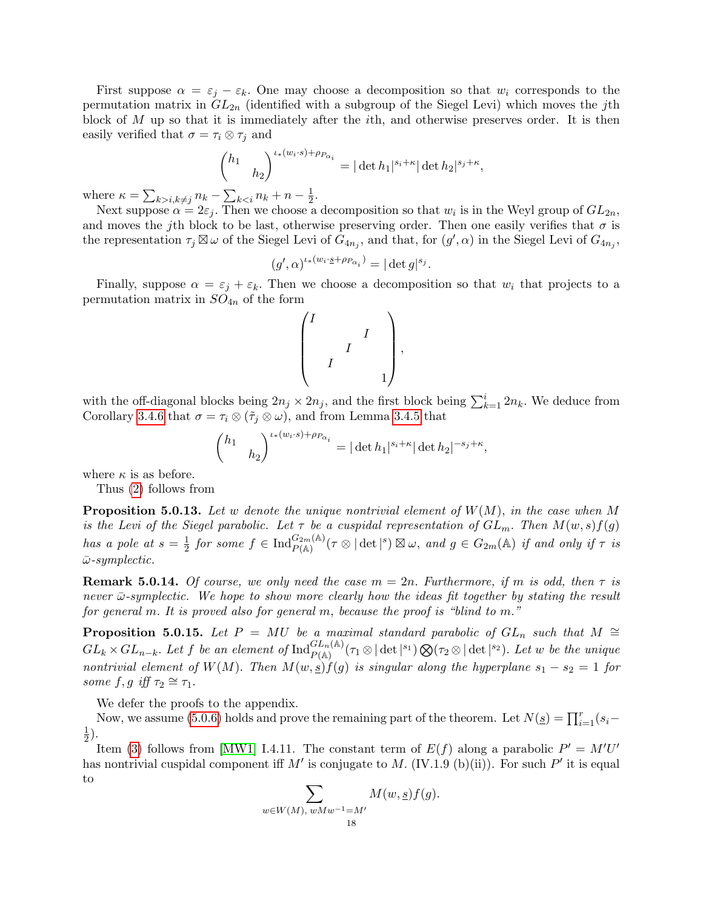First suppose $\alpha = \varepsilon_j - \varepsilon_k$. One may choose a decomposition so that $w_i$ corresponds to the permutation matrix in $GL_{2n}$ (identified with a subgroup of the Siegel Levi) which moves the $j$th block of $M$ up so that it is immediately after the $i$th, and otherwise preserves order. It is then easily verified that $\sigma = \tau_i \otimes \tau_j$ and

$$\begin{pmatrix} h_1 & \\ & h_2 \end{pmatrix}^{\iota_*(w_i \cdot s)+\rho_{P_{\alpha_i}}} = |\det h_1|^{s_i+\kappa} |\det h_2|^{s_j+\kappa},$$

where $\kappa = \sum_{k>i, k\neq j} n_k - \sum_{k<i} n_k + n - \frac{1}{2}$.

Next suppose $\alpha = 2\varepsilon_j$. Then we choose a decomposition so that $w_i$ is in the Weyl group of $GL_{2n}$, and moves the $j$th block to be last, otherwise preserving order. Then one easily verifies that $\sigma$ is the representation $\tau_j \boxtimes \omega$ of the Siegel Levi of $G_{4n_j}$, and that, for $(g', \alpha)$ in the Siegel Levi of $G_{4n_j}$,

$$(g', \alpha)^{\iota_*(w_i \cdot \underline{s} + \rho_{P_{\alpha_i}})} = |\det g|^{s_j}.$$

Finally, suppose $\alpha = \varepsilon_j + \varepsilon_k$. Then we choose a decomposition so that $w_i$ that projects to a permutation matrix in $SO_{4n}$ of the form

$$\begin{pmatrix} I & & & & \\ & & & I & \\ & & I & & \\ & I & & & \\ & & & & 1 \end{pmatrix},$$

with the off-diagonal blocks being $2n_j \times 2n_j$, and the first block being $\sum_{k=1}^{i} 2n_k$. We deduce from Corollary 3.4.6 that $\sigma = \tau_i \otimes (\tilde{\tau}_j \otimes \omega)$, and from Lemma 3.4.5 that

$$\begin{pmatrix} h_1 & \\ & h_2 \end{pmatrix}^{\iota_*(w_i \cdot s)+\rho_{P_{\alpha_i}}} = |\det h_1|^{s_i+\kappa} |\det h_2|^{-s_j+\kappa},$$

where $\kappa$ is as before.

Thus (2) follows from

**Proposition 5.0.13.** *Let $w$ denote the unique nontrivial element of $W(M)$, in the case when $M$ is the Levi of the Siegel parabolic. Let $\tau$ be a cuspidal representation of $GL_m$. Then $M(w, s)f(g)$ has a pole at $s = \frac{1}{2}$ for some $f \in \mathrm{Ind}_{P(\mathbb{A})}^{G_{2m}(\mathbb{A})}(\tau \otimes |\det|^s) \boxtimes \omega$, and $g \in G_{2m}(\mathbb{A})$ if and only if $\tau$ is $\bar{\omega}$-symplectic.*

**Remark 5.0.14.** *Of course, we only need the case $m = 2n$. Furthermore, if $m$ is odd, then $\tau$ is never $\bar{\omega}$-symplectic. We hope to show more clearly how the ideas fit together by stating the result for general $m$. It is proved also for general $m$, because the proof is "blind to $m$."*

**Proposition 5.0.15.** *Let $P = MU$ be a maximal standard parabolic of $GL_n$ such that $M \cong GL_k \times GL_{n-k}$. Let $f$ be an element of $\mathrm{Ind}_{P(\mathbb{A})}^{GL_n(\mathbb{A})}(\tau_1 \otimes |\det|^{s_1}) \bigotimes (\tau_2 \otimes |\det|^{s_2})$. Let $w$ be the unique nontrivial element of $W(M)$. Then $M(w, \underline{s})f(g)$ is singular along the hyperplane $s_1 - s_2 = 1$ for some $f, g$ iff $\tau_2 \cong \tau_1$.*

We defer the proofs to the appendix.

Now, we assume (5.0.6) holds and prove the remaining part of the theorem. Let $N(\underline{s}) = \prod_{i=1}^{r}(s_i - \frac{1}{2})$.

Item (3) follows from [MW1] I.4.11. The constant term of $E(f)$ along a parabolic $P' = M'U'$ has nontrivial cuspidal component iff $M'$ is conjugate to $M$. (IV.1.9 (b)(ii)). For such $P'$ it is equal to

$$\sum_{w \in W(M),\ wMw^{-1}=M'} M(w, \underline{s})f(g).$$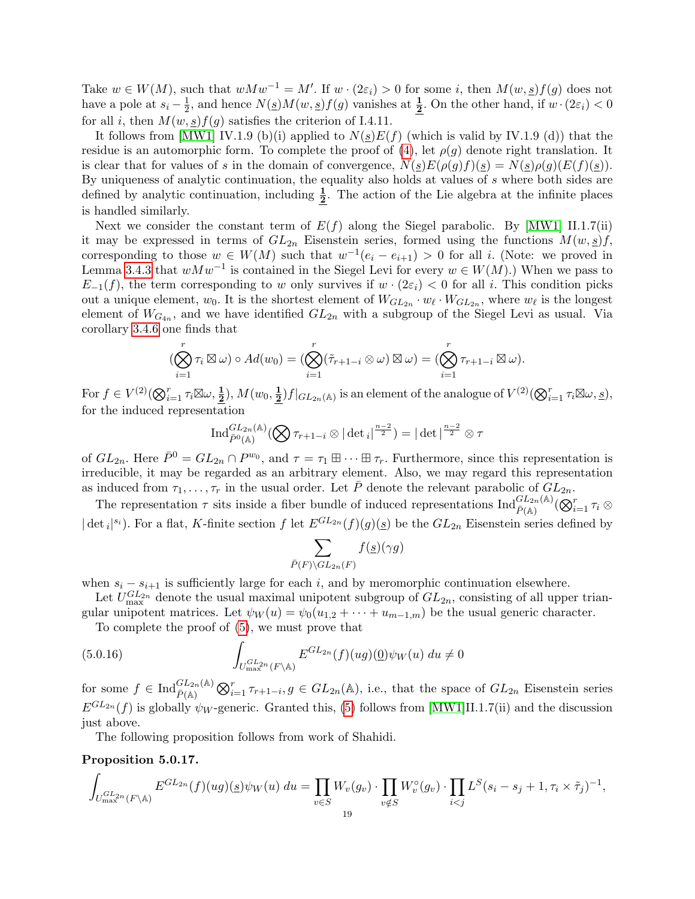Take $w \in W(M)$, such that $wMw^{-1} = M'$. If $w \cdot (2\varepsilon_i) > 0$ for some $i$, then $M(w, \underline{s})f(g)$ does not have a pole at $s_i - \frac{1}{2}$, and hence $N(\underline{s})M(w,\underline{s})f(g)$ vanishes at $\underline{\mathbf{\frac{1}{2}}}$. On the other hand, if $w \cdot (2\varepsilon_i) < 0$ for all $i$, then $M(w, \underline{s})f(g)$ satisfies the criterion of I.4.11.

It follows from [MW1] IV.1.9 (b)(i) applied to $N(\underline{s})E(f)$ (which is valid by IV.1.9 (d)) that the residue is an automorphic form. To complete the proof of (4), let $\rho(g)$ denote right translation. It is clear that for values of $s$ in the domain of convergence, $N(\underline{s})E(\rho(g)f)(\underline{s}) = N(\underline{s})\rho(g)(E(f)(\underline{s}))$. By uniqueness of analytic continuation, the equality also holds at values of $s$ where both sides are defined by analytic continuation, including $\underline{\mathbf{\frac{1}{2}}}$. The action of the Lie algebra at the infinite places is handled similarly.

Next we consider the constant term of $E(f)$ along the Siegel parabolic. By [MW1] II.1.7(ii) it may be expressed in terms of $GL_{2n}$ Eisenstein series, formed using the functions $M(w, \underline{s})f$, corresponding to those $w \in W(M)$ such that $w^{-1}(e_i - e_{i+1}) > 0$ for all $i$. (Note: we proved in Lemma 3.4.3 that $wMw^{-1}$ is contained in the Siegel Levi for every $w \in W(M)$.) When we pass to $E_{-1}(f)$, the term corresponding to $w$ only survives if $w \cdot (2\varepsilon_i) < 0$ for all $i$. This condition picks out a unique element, $w_0$. It is the shortest element of $W_{GL_{2n}} \cdot w_\ell \cdot W_{GL_{2n}}$, where $w_\ell$ is the longest element of $W_{G_{4n}}$, and we have identified $GL_{2n}$ with a subgroup of the Siegel Levi as usual. Via corollary 3.4.6 one finds that

$$(\bigotimes_{i=1}^{r} \tau_i \boxtimes \omega) \circ Ad(w_0) = (\bigotimes_{i=1}^{r} (\tilde{\tau}_{r+1-i} \otimes \omega) \boxtimes \omega) = (\bigotimes_{i=1}^{r} \tau_{r+1-i} \boxtimes \omega).$$

For $f \in V^{(2)}(\bigotimes_{i=1}^r \tau_i \boxtimes \omega, \underline{\mathbf{\frac{1}{2}}})$, $M(w_0, \underline{\mathbf{\frac{1}{2}}})f|_{GL_{2n}(\mathbb{A})}$ is an element of the analogue of $V^{(2)}(\bigotimes_{i=1}^r \tau_i \boxtimes \omega, \underline{s})$, for the induced representation

$$\operatorname{Ind}_{\bar{P}^0(\mathbb{A})}^{GL_{2n}(\mathbb{A})}(\bigotimes \tau_{r+1-i} \otimes |\det{}_i|^{\frac{n-2}{2}}) = |\det|^{\frac{n-2}{2}} \otimes \tau$$

of $GL_{2n}$. Here $\bar{P}^0 = GL_{2n} \cap P^{w_0}$, and $\tau = \tau_1 \boxplus \cdots \boxplus \tau_r$. Furthermore, since this representation is irreducible, it may be regarded as an arbitrary element. Also, we may regard this representation as induced from $\tau_1, \ldots, \tau_r$ in the usual order. Let $\bar{P}$ denote the relevant parabolic of $GL_{2n}$.

The representation $\tau$ sits inside a fiber bundle of induced representations $\operatorname{Ind}_{\bar{P}(\mathbb{A})}^{GL_{2n}(\mathbb{A})}(\bigotimes_{i=1}^r \tau_i \otimes |\det{}_i|^{s_i})$. For a flat, $K$-finite section $f$ let $E^{GL_{2n}}(f)(g)(\underline{s})$ be the $GL_{2n}$ Eisenstein series defined by

$$\sum_{\bar{P}(F)\backslash GL_{2n}(F)} f(\underline{s})(\gamma g)$$

when $s_i - s_{i+1}$ is sufficiently large for each $i$, and by meromorphic continuation elsewhere.

Let $U_{\max}^{GL_{2n}}$ denote the usual maximal unipotent subgroup of $GL_{2n}$, consisting of all upper triangular unipotent matrices. Let $\psi_W(u) = \psi_0(u_{1,2} + \cdots + u_{m-1,m})$ be the usual generic character.

To complete the proof of (5), we must prove that

$$\int_{U_{\max}^{GL_{2n}}(F\backslash\mathbb{A})} E^{GL_{2n}}(f)(ug)(\underline{0})\psi_W(u)\, du \neq 0 \tag{5.0.16}$$

for some $f \in \operatorname{Ind}_{\bar{P}(\mathbb{A})}^{GL_{2n}(\mathbb{A})} \bigotimes_{i=1}^r \tau_{r+1-i}, g \in GL_{2n}(\mathbb{A})$, i.e., that the space of $GL_{2n}$ Eisenstein series $E^{GL_{2n}}(f)$ is globally $\psi_W$-generic. Granted this, (5) follows from [MW1]II.1.7(ii) and the discussion just above.

The following proposition follows from work of Shahidi.

**Proposition 5.0.17.**

$$\int_{U_{\max}^{GL_{2n}}(F\backslash\mathbb{A})} E^{GL_{2n}}(f)(ug)(\underline{s})\psi_W(u)\, du = \prod_{v\in S} W_v(g_v) \cdot \prod_{v\notin S} W_v^\circ(g_v) \cdot \prod_{i<j} L^S(s_i - s_j + 1, \tau_i \times \tilde{\tau}_j)^{-1},$$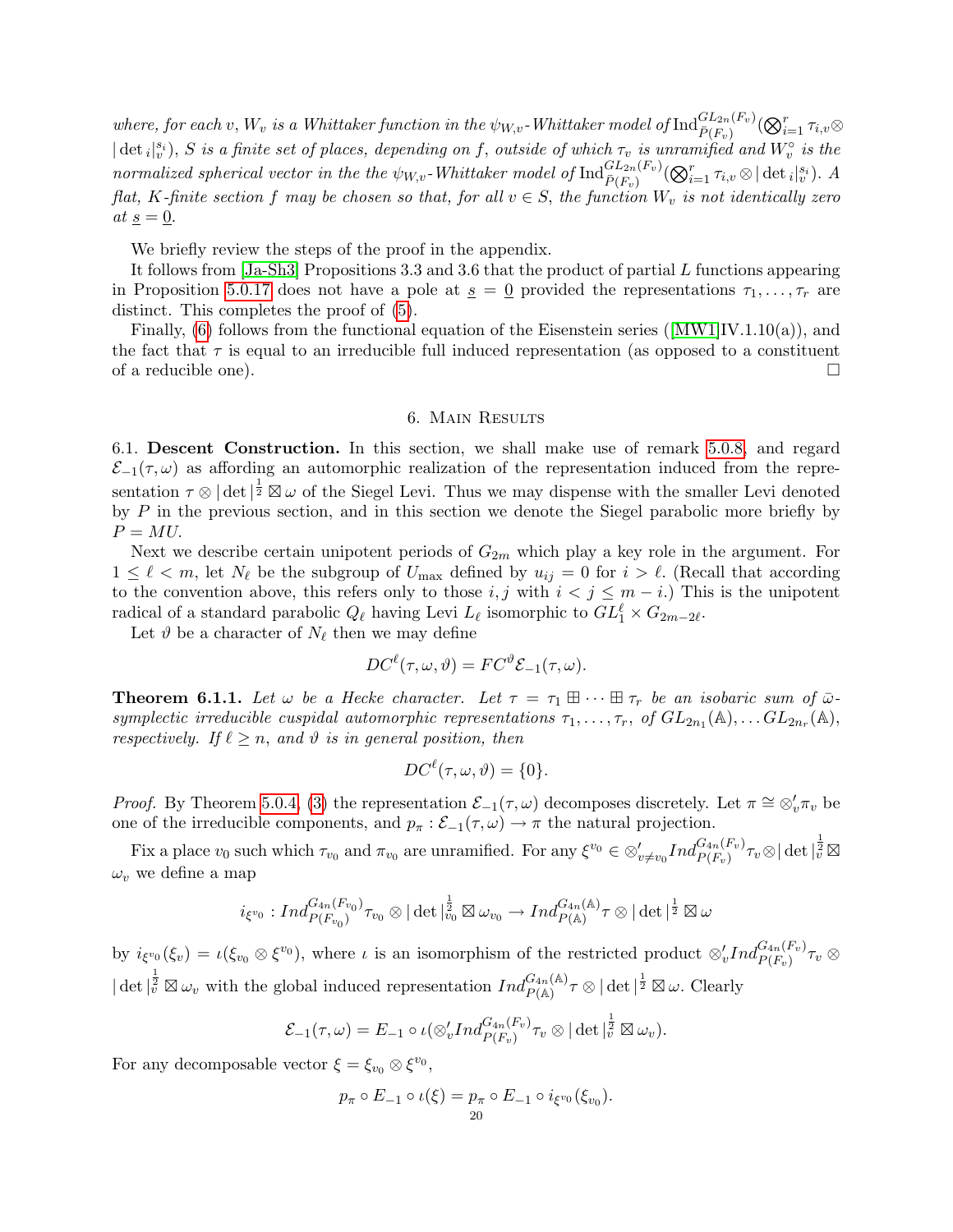*where, for each $v$, $W_v$ is a Whittaker function in the $\psi_{W,v}$-Whittaker model of* $\mathrm{Ind}_{\bar{P}(F_v)}^{GL_{2n}(F_v)}(\bigotimes_{i=1}^r \tau_{i,v} \otimes |\det{}_i|_v^{s_i})$*, $S$ is a finite set of places, depending on $f$, outside of which $\tau_v$ is unramified and $W_v^\circ$ is the normalized spherical vector in the the $\psi_{W,v}$-Whittaker model of* $\mathrm{Ind}_{\bar{P}(F_v)}^{GL_{2n}(F_v)}(\bigotimes_{i=1}^r \tau_{i,v} \otimes |\det{}_i|_v^{s_i})$*. A flat, $K$-finite section $f$ may be chosen so that, for all $v \in S$, the function $W_v$ is not identically zero at $\underline{s} = \underline{0}$.*

We briefly review the steps of the proof in the appendix.

It follows from [Ja-Sh3] Propositions 3.3 and 3.6 that the product of partial $L$ functions appearing in Proposition 5.0.17 does not have a pole at $\underline{s} = \underline{0}$ provided the representations $\tau_1, \ldots, \tau_r$ are distinct. This completes the proof of (5).

Finally, (6) follows from the functional equation of the Eisenstein series ([MW1]IV.1.10(a)), and the fact that $\tau$ is equal to an irreducible full induced representation (as opposed to a constituent of a reducible one). □

## 6. Main Results

**6.1. Descent Construction.** In this section, we shall make use of remark 5.0.8, and regard $\mathcal{E}_{-1}(\tau, \omega)$ as affording an automorphic realization of the representation induced from the representation $\tau \otimes |\det|^{\frac{1}{2}} \boxtimes \omega$ of the Siegel Levi. Thus we may dispense with the smaller Levi denoted by $P$ in the previous section, and in this section we denote the Siegel parabolic more briefly by $P = MU$.

Next we describe certain unipotent periods of $G_{2m}$ which play a key role in the argument. For $1 \leq \ell < m$, let $N_\ell$ be the subgroup of $U_{\max}$ defined by $u_{ij} = 0$ for $i > \ell$. (Recall that according to the convention above, this refers only to those $i, j$ with $i < j \leq m - i$.) This is the unipotent radical of a standard parabolic $Q_\ell$ having Levi $L_\ell$ isomorphic to $GL_1^\ell \times G_{2m-2\ell}$.

Let $\vartheta$ be a character of $N_\ell$ then we may define

$$DC^\ell(\tau, \omega, \vartheta) = FC^\vartheta \mathcal{E}_{-1}(\tau, \omega).$$

**Theorem 6.1.1.** *Let $\omega$ be a Hecke character. Let $\tau = \tau_1 \boxplus \cdots \boxplus \tau_r$ be an isobaric sum of $\bar{\omega}$-symplectic irreducible cuspidal automorphic representations $\tau_1, \ldots, \tau_r$, of $GL_{2n_1}(\mathbb{A}), \ldots GL_{2n_r}(\mathbb{A})$, respectively. If $\ell \geq n$, and $\vartheta$ is in general position, then*

$$DC^\ell(\tau, \omega, \vartheta) = \{0\}.$$

*Proof.* By Theorem 5.0.4, (3) the representation $\mathcal{E}_{-1}(\tau, \omega)$ decomposes discretely. Let $\pi \cong \otimes_v' \pi_v$ be one of the irreducible components, and $p_\pi : \mathcal{E}_{-1}(\tau, \omega) \to \pi$ the natural projection.

Fix a place $v_0$ such which $\tau_{v_0}$ and $\pi_{v_0}$ are unramified. For any $\xi^{v_0} \in \otimes'_{v \neq v_0} Ind_{P(F_v)}^{G_{4n}(F_v)} \tau_v \otimes |\det|_v^{\frac{1}{2}} \boxtimes \omega_v$ we define a map

$$i_{\xi^{v_0}} : Ind_{P(F_{v_0})}^{G_{4n}(F_{v_0})} \tau_{v_0} \otimes |\det|_{v_0}^{\frac{1}{2}} \boxtimes \omega_{v_0} \to Ind_{P(\mathbb{A})}^{G_{4n}(\mathbb{A})} \tau \otimes |\det|^{\frac{1}{2}} \boxtimes \omega$$

by $i_{\xi^{v_0}}(\xi_v) = \iota(\xi_{v_0} \otimes \xi^{v_0})$, where $\iota$ is an isomorphism of the restricted product $\otimes_v' Ind_{P(F_v)}^{G_{4n}(F_v)} \tau_v \otimes |\det|_v^{\frac{1}{2}} \boxtimes \omega_v$ with the global induced representation $Ind_{P(\mathbb{A})}^{G_{4n}(\mathbb{A})} \tau \otimes |\det|^{\frac{1}{2}} \boxtimes \omega$. Clearly

$$\mathcal{E}_{-1}(\tau, \omega) = E_{-1} \circ \iota(\otimes_v' Ind_{P(F_v)}^{G_{4n}(F_v)} \tau_v \otimes |\det|_v^{\frac{1}{2}} \boxtimes \omega_v).$$

For any decomposable vector $\xi = \xi_{v_0} \otimes \xi^{v_0}$,

$$p_\pi \circ E_{-1} \circ \iota(\xi) = p_\pi \circ E_{-1} \circ i_{\xi^{v_0}}(\xi_{v_0}).$$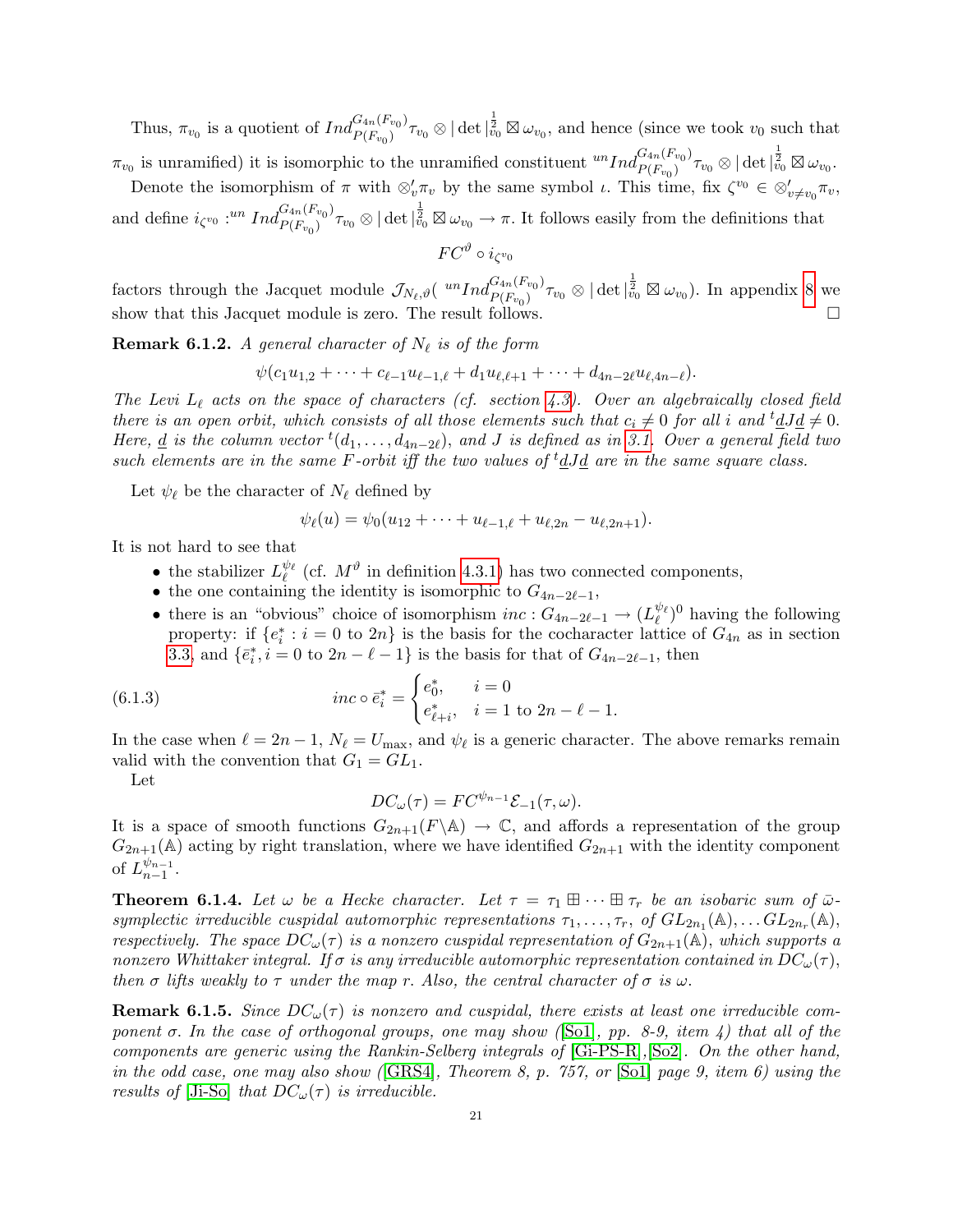Thus, $\pi_{v_0}$ is a quotient of $Ind_{P(F_{v_0})}^{G_{4n}(F_{v_0})}\tau_{v_0}\otimes|\det|_{v_0}^{\frac{1}{2}}\boxtimes\omega_{v_0}$, and hence (since we took $v_0$ such that $\pi_{v_0}$ is unramified) it is isomorphic to the unramified constituent ${}^{un}Ind_{P(F_{v_0})}^{G_{4n}(F_{v_0})}\tau_{v_0}\otimes|\det|_{v_0}^{\frac{1}{2}}\boxtimes\omega_{v_0}$.

Denote the isomorphism of $\pi$ with $\otimes'_v\pi_v$ by the same symbol $\iota$. This time, fix $\zeta^{v_0}\in\otimes'_{v\neq v_0}\pi_v$, and define $i_{\zeta^{v_0}}:{}^{un}Ind_{P(F_{v_0})}^{G_{4n}(F_{v_0})}\tau_{v_0}\otimes|\det|_{v_0}^{\frac{1}{2}}\boxtimes\omega_{v_0}\to\pi$. It follows easily from the definitions that

$$FC^{\vartheta}\circ i_{\zeta^{v_0}}$$

factors through the Jacquet module $\mathcal{J}_{N_\ell,\vartheta}({}^{un}Ind_{P(F_{v_0})}^{G_{4n}(F_{v_0})}\tau_{v_0}\otimes|\det|_{v_0}^{\frac{1}{2}}\boxtimes\omega_{v_0})$. In appendix 8 we show that this Jacquet module is zero. The result follows. □

**Remark 6.1.2.** *A general character of $N_\ell$ is of the form*

$$\psi(c_1u_{1,2}+\cdots+c_{\ell-1}u_{\ell-1,\ell}+d_1u_{\ell,\ell+1}+\cdots+d_{4n-2\ell}u_{\ell,4n-\ell}).$$

*The Levi $L_\ell$ acts on the space of characters (cf. section 4.3). Over an algebraically closed field there is an open orbit, which consists of all those elements such that $c_i\neq 0$ for all $i$ and ${}^t\underline{d}J\underline{d}\neq 0$. Here, $\underline{d}$ is the column vector ${}^t(d_1,\ldots,d_{4n-2\ell})$, and $J$ is defined as in 3.1. Over a general field two such elements are in the same $F$-orbit iff the two values of ${}^t\underline{d}J\underline{d}$ are in the same square class.*

Let $\psi_\ell$ be the character of $N_\ell$ defined by

$$\psi_\ell(u)=\psi_0(u_{12}+\cdots+u_{\ell-1,\ell}+u_{\ell,2n}-u_{\ell,2n+1}).$$

It is not hard to see that

- the stabilizer $L_\ell^{\psi_\ell}$ (cf. $M^\vartheta$ in definition 4.3.1) has two connected components,
- the one containing the identity is isomorphic to $G_{4n-2\ell-1}$,
- there is an "obvious" choice of isomorphism $inc:G_{4n-2\ell-1}\to(L_\ell^{\psi_\ell})^0$ having the following property: if $\{e_i^*:i=0\text{ to }2n\}$ is the basis for the cocharacter lattice of $G_{4n}$ as in section 3.3, and $\{\bar{e}_i^*,i=0\text{ to }2n-\ell-1\}$ is the basis for that of $G_{4n-2\ell-1}$, then

$$inc\circ\bar{e}_i^*=\begin{cases}e_0^*, & i=0\\ e_{\ell+i}^*, & i=1\text{ to }2n-\ell-1.\end{cases}\tag{6.1.3}$$

In the case when $\ell=2n-1$, $N_\ell=U_{\max}$, and $\psi_\ell$ is a generic character. The above remarks remain valid with the convention that $G_1=GL_1$.

Let

$$DC_\omega(\tau)=FC^{\psi_{n-1}}\mathcal{E}_{-1}(\tau,\omega).$$

It is a space of smooth functions $G_{2n+1}(F\backslash\mathbb{A})\to\mathbb{C}$, and affords a representation of the group $G_{2n+1}(\mathbb{A})$ acting by right translation, where we have identified $G_{2n+1}$ with the identity component of $L_{n-1}^{\psi_{n-1}}$.

**Theorem 6.1.4.** *Let $\omega$ be a Hecke character. Let $\tau=\tau_1\boxplus\cdots\boxplus\tau_r$ be an isobaric sum of $\bar{\omega}$-symplectic irreducible cuspidal automorphic representations $\tau_1,\ldots,\tau_r$, of $GL_{2n_1}(\mathbb{A}),\ldots GL_{2n_r}(\mathbb{A})$, respectively. The space $DC_\omega(\tau)$ is a nonzero cuspidal representation of $G_{2n+1}(\mathbb{A})$, which supports a nonzero Whittaker integral. If $\sigma$ is any irreducible automorphic representation contained in $DC_\omega(\tau)$, then $\sigma$ lifts weakly to $\tau$ under the map $r$. Also, the central character of $\sigma$ is $\omega$.*

**Remark 6.1.5.** *Since $DC_\omega(\tau)$ is nonzero and cuspidal, there exists at least one irreducible component $\sigma$. In the case of orthogonal groups, one may show ([So1], pp. 8-9, item 4) that all of the components are generic using the Rankin-Selberg integrals of [Gi-PS-R],[So2]. On the other hand, in the odd case, one may also show ([GRS4], Theorem 8, p. 757, or [So1] page 9, item 6) using the results of [Ji-So] that $DC_\omega(\tau)$ is irreducible.*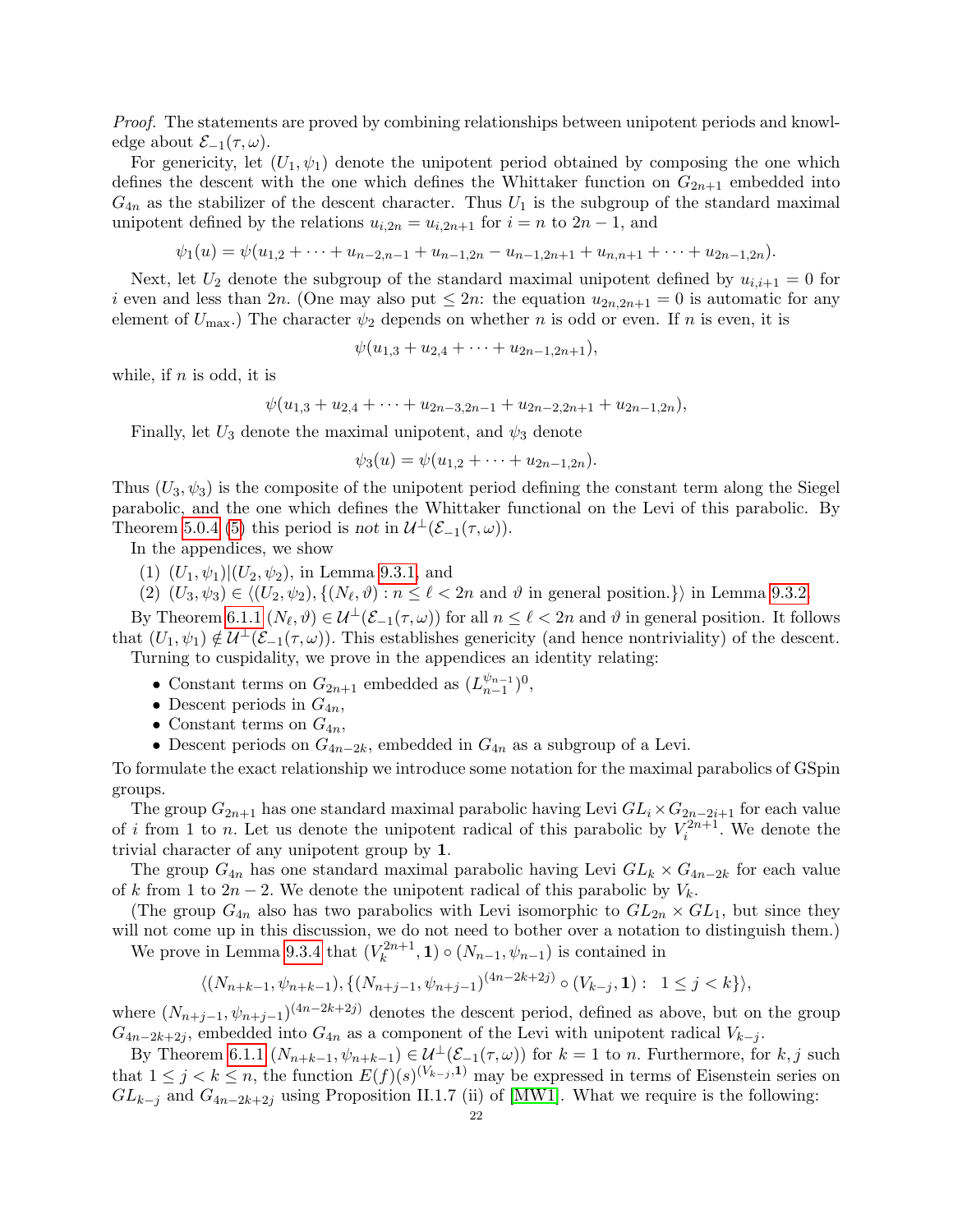*Proof.* The statements are proved by combining relationships between unipotent periods and knowledge about $\mathcal{E}_{-1}(\tau, \omega)$.

For genericity, let $(U_1, \psi_1)$ denote the unipotent period obtained by composing the one which defines the descent with the one which defines the Whittaker function on $G_{2n+1}$ embedded into $G_{4n}$ as the stabilizer of the descent character. Thus $U_1$ is the subgroup of the standard maximal unipotent defined by the relations $u_{i,2n} = u_{i,2n+1}$ for $i = n$ to $2n-1$, and

$$\psi_1(u) = \psi(u_{1,2} + \cdots + u_{n-2,n-1} + u_{n-1,2n} - u_{n-1,2n+1} + u_{n,n+1} + \cdots + u_{2n-1,2n}).$$

Next, let $U_2$ denote the subgroup of the standard maximal unipotent defined by $u_{i,i+1} = 0$ for $i$ even and less than $2n$. (One may also put $\leq 2n$: the equation $u_{2n,2n+1} = 0$ is automatic for any element of $U_{\max}$.) The character $\psi_2$ depends on whether $n$ is odd or even. If $n$ is even, it is

$$\psi(u_{1,3} + u_{2,4} + \cdots + u_{2n-1,2n+1}),$$

while, if $n$ is odd, it is

$$\psi(u_{1,3} + u_{2,4} + \cdots + u_{2n-3,2n-1} + u_{2n-2,2n+1} + u_{2n-1,2n}),$$

Finally, let $U_3$ denote the maximal unipotent, and $\psi_3$ denote

$$\psi_3(u) = \psi(u_{1,2} + \cdots + u_{2n-1,2n}).$$

Thus $(U_3, \psi_3)$ is the composite of the unipotent period defining the constant term along the Siegel parabolic, and the one which defines the Whittaker functional on the Levi of this parabolic. By Theorem 5.0.4 (5) this period is *not* in $\mathcal{U}^{\perp}(\mathcal{E}_{-1}(\tau, \omega))$.

In the appendices, we show

1. $(U_1, \psi_1)|(U_2, \psi_2)$, in Lemma 9.3.1, and
2. $(U_3, \psi_3) \in \langle (U_2, \psi_2), \{(N_\ell, \vartheta) : n \leq \ell < 2n \text{ and } \vartheta \text{ in general position.}\}\rangle$ in Lemma 9.3.2.

By Theorem 6.1.1 $(N_\ell, \vartheta) \in \mathcal{U}^{\perp}(\mathcal{E}_{-1}(\tau, \omega))$ for all $n \leq \ell < 2n$ and $\vartheta$ in general position. It follows that $(U_1, \psi_1) \notin \mathcal{U}^{\perp}(\mathcal{E}_{-1}(\tau, \omega))$. This establishes genericity (and hence nontriviality) of the descent.

Turning to cuspidality, we prove in the appendices an identity relating:

- Constant terms on $G_{2n+1}$ embedded as $(L_{n-1}^{\psi_{n-1}})^0$,
- Descent periods in $G_{4n}$,
- Constant terms on $G_{4n}$,
- Descent periods on $G_{4n-2k}$, embedded in $G_{4n}$ as a subgroup of a Levi.

To formulate the exact relationship we introduce some notation for the maximal parabolics of GSpin groups.

The group $G_{2n+1}$ has one standard maximal parabolic having Levi $GL_i \times G_{2n-2i+1}$ for each value of $i$ from 1 to $n$. Let us denote the unipotent radical of this parabolic by $V_i^{2n+1}$. We denote the trivial character of any unipotent group by $\mathbf{1}$.

The group $G_{4n}$ has one standard maximal parabolic having Levi $GL_k \times G_{4n-2k}$ for each value of $k$ from 1 to $2n-2$. We denote the unipotent radical of this parabolic by $V_k$.

(The group $G_{4n}$ also has two parabolics with Levi isomorphic to $GL_{2n} \times GL_1$, but since they will not come up in this discussion, we do not need to bother over a notation to distinguish them.)

We prove in Lemma 9.3.4 that $(V_k^{2n+1}, \mathbf{1}) \circ (N_{n-1}, \psi_{n-1})$ is contained in

$$\langle (N_{n+k-1}, \psi_{n+k-1}), \{(N_{n+j-1}, \psi_{n+j-1})^{(4n-2k+2j)} \circ (V_{k-j}, \mathbf{1}) : \; 1 \leq j < k\}\rangle,$$

where $(N_{n+j-1}, \psi_{n+j-1})^{(4n-2k+2j)}$ denotes the descent period, defined as above, but on the group $G_{4n-2k+2j}$, embedded into $G_{4n}$ as a component of the Levi with unipotent radical $V_{k-j}$.

By Theorem 6.1.1 $(N_{n+k-1}, \psi_{n+k-1}) \in \mathcal{U}^{\perp}(\mathcal{E}_{-1}(\tau, \omega))$ for $k = 1$ to $n$. Furthermore, for $k, j$ such that $1 \leq j < k \leq n$, the function $E(f)(s)^{(V_{k-j}, \mathbf{1})}$ may be expressed in terms of Eisenstein series on $GL_{k-j}$ and $G_{4n-2k+2j}$ using Proposition II.1.7 (ii) of [MW1]. What we require is the following: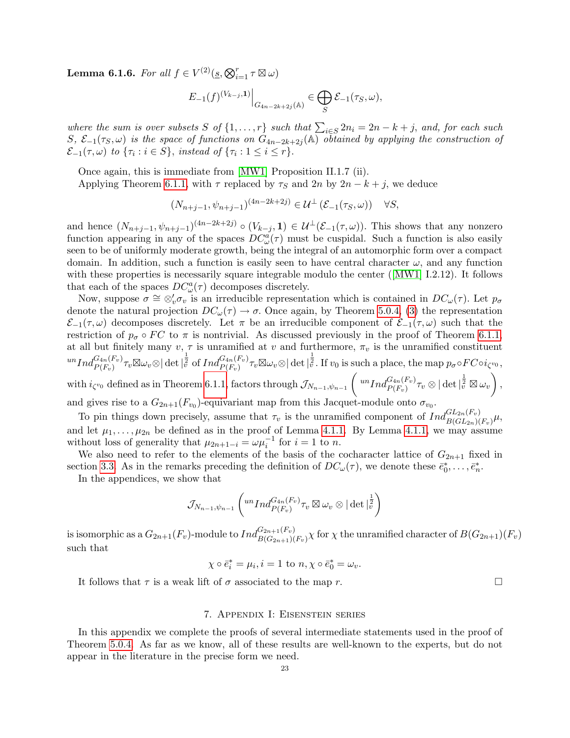**Lemma 6.1.6.** *For all $f \in V^{(2)}(\underline{s}, \bigotimes_{i=1}^r \tau \boxtimes \omega)$*

$$E_{-1}(f)^{(V_{k-j},\mathbf{1})}\Big|_{G_{4n-2k+2j}(\mathbb{A})} \in \bigoplus_S \mathcal{E}_{-1}(\tau_S, \omega),$$

*where the sum is over subsets $S$ of $\{1, \dots, r\}$ such that $\sum_{i \in S} 2n_i = 2n - k + j$, and, for each such $S$, $\mathcal{E}_{-1}(\tau_S, \omega)$ is the space of functions on $G_{4n-2k+2j}(\mathbb{A})$ obtained by applying the construction of $\mathcal{E}_{-1}(\tau, \omega)$ to $\{\tau_i : i \in S\}$, instead of $\{\tau_i : 1 \le i \le r\}$.*

Once again, this is immediate from [MW1] Proposition II.1.7 (ii).

Applying Theorem 6.1.1, with $\tau$ replaced by $\tau_S$ and $2n$ by $2n - k + j$, we deduce

$$(N_{n+j-1}, \psi_{n+j-1})^{(4n-2k+2j)} \in \mathcal{U}^{\perp}\left(\mathcal{E}_{-1}(\tau_S, \omega)\right) \quad \forall S,$$

and hence $(N_{n+j-1}, \psi_{n+j-1})^{(4n-2k+2j)} \circ (V_{k-j}, \mathbf{1}) \in \mathcal{U}^{\perp}(\mathcal{E}_{-1}(\tau, \omega))$. This shows that any nonzero function appearing in any of the spaces $DC^a_\omega(\tau)$ must be cuspidal. Such a function is also easily seen to be of uniformly moderate growth, being the integral of an automorphic form over a compact domain. In addition, such a function is easily seen to have central character $\omega$, and any function with these properties is necessarily square integrable modulo the center ([MW1] I.2.12). It follows that each of the spaces $DC^a_\omega(\tau)$ decomposes discretely.

Now, suppose $\sigma \cong \otimes'_v \sigma_v$ is an irreducible representation which is contained in $DC_\omega(\tau)$. Let $p_\sigma$ denote the natural projection $DC_\omega(\tau) \to \sigma$. Once again, by Theorem 5.0.4, (3) the representation $\mathcal{E}_{-1}(\tau, \omega)$ decomposes discretely. Let $\pi$ be an irreducible component of $\mathcal{E}_{-1}(\tau, \omega)$ such that the restriction of $p_\sigma \circ FC$ to $\pi$ is nontrivial. As discussed previously in the proof of Theorem 6.1.1, at all but finitely many $v$, $\tau$ is unramified at $v$ and furthermore, $\pi_v$ is the unramified constituent ${}^{un}Ind_{P(F_v)}^{G_{4n}(F_v)} \tau_v \boxtimes \omega_v \otimes |\det|_v^{\frac{1}{2}}$ of $Ind_{P(F_v)}^{G_{4n}(F_v)} \tau_v \boxtimes \omega_v \otimes |\det|_v^{\frac{1}{2}}$. If $v_0$ is such a place, the map $p_\sigma \circ FC \circ i_{\zeta^{v_0}}$, with $i_{\zeta^{v_0}}$ defined as in Theorem 6.1.1, factors through $\mathcal{J}_{N_{n-1}, \psi_{n-1}}\left({}^{un}Ind_{P(F_v)}^{G_{4n}(F_v)} \tau_v \otimes |\det|_v^{\frac{1}{2}} \boxtimes \omega_v\right)$, and gives rise to a $G_{2n+1}(F_{v_0})$-equivariant map from this Jacquet-module onto $\sigma_{v_0}$.

To pin things down precisely, assume that $\tau_v$ is the unramified component of $Ind_{B(GL_{2n})(F_v)}^{GL_{2n}(F_v)} \mu$, and let $\mu_1, \dots, \mu_{2n}$ be defined as in the proof of Lemma 4.1.1. By Lemma 4.1.1, we may assume without loss of generality that $\mu_{2n+1-i} = \omega \mu_i^{-1}$ for $i = 1$ to $n$.

We also need to refer to the elements of the basis of the cocharacter lattice of $G_{2n+1}$ fixed in section 3.3. As in the remarks preceding the definition of $DC_\omega(\tau)$, we denote these $\bar{e}_0^*, \dots, \bar{e}_n^*$.

In the appendices, we show that

$$\mathcal{J}_{N_{n-1}, \psi_{n-1}}\left({}^{un}Ind_{P(F_v)}^{G_{4n}(F_v)} \tau_v \boxtimes \omega_v \otimes |\det|_v^{\frac{1}{2}}\right)$$

is isomorphic as a $G_{2n+1}(F_v)$-module to $Ind_{B(G_{2n+1})(F_v)}^{G_{2n+1}(F_v)} \chi$ for $\chi$ the unramified character of $B(G_{2n+1})(F_v)$ such that

$$\chi \circ \bar{e}_i^* = \mu_i, i = 1 \text{ to } n, \chi \circ \bar{e}_0^* = \omega_v.$$

It follows that $\tau$ is a weak lift of $\sigma$ associated to the map $r$. □

## 7. Appendix I: Eisenstein series

In this appendix we complete the proofs of several intermediate statements used in the proof of Theorem 5.0.4. As far as we know, all of these results are well-known to the experts, but do not appear in the literature in the precise form we need.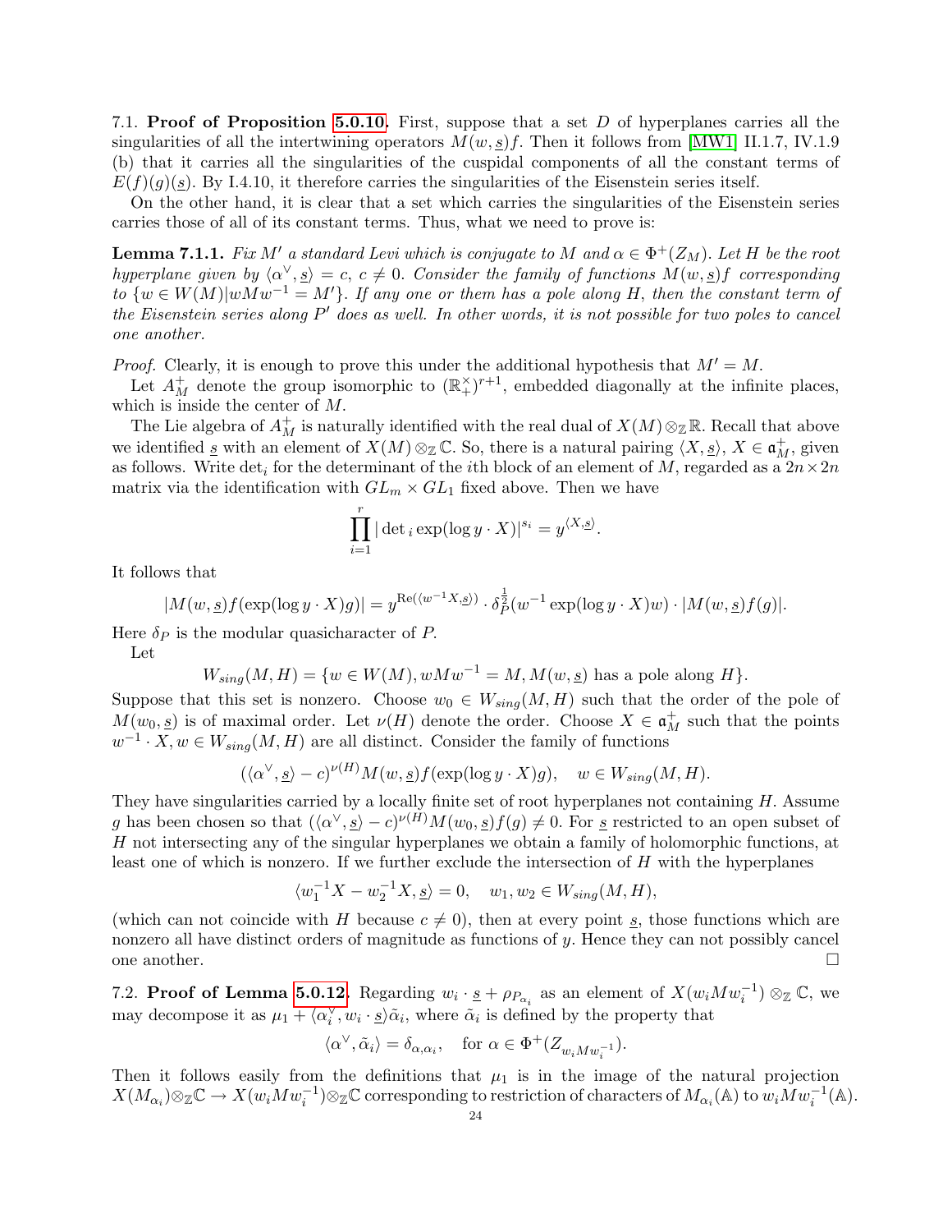7.1. **Proof of Proposition 5.0.10.** First, suppose that a set $D$ of hyperplanes carries all the singularities of all the intertwining operators $M(w,\underline{s})f$. Then it follows from [MW1] II.1.7, IV.1.9 (b) that it carries all the singularities of the cuspidal components of all the constant terms of $E(f)(g)(\underline{s})$. By I.4.10, it therefore carries the singularities of the Eisenstein series itself.

On the other hand, it is clear that a set which carries the singularities of the Eisenstein series carries those of all of its constant terms. Thus, what we need to prove is:

**Lemma 7.1.1.** *Fix $M'$ a standard Levi which is conjugate to $M$ and $\alpha \in \Phi^+(Z_M)$. Let $H$ be the root hyperplane given by $\langle \alpha^\vee, \underline{s}\rangle = c$, $c \neq 0$. Consider the family of functions $M(w,\underline{s})f$ corresponding to $\{w \in W(M) | wMw^{-1} = M'\}$. If any one or them has a pole along $H$, then the constant term of the Eisenstein series along $P'$ does as well. In other words, it is not possible for two poles to cancel one another.*

*Proof.* Clearly, it is enough to prove this under the additional hypothesis that $M' = M$.

Let $A_M^+$ denote the group isomorphic to $(\mathbb{R}_+^\times)^{r+1}$, embedded diagonally at the infinite places, which is inside the center of $M$.

The Lie algebra of $A_M^+$ is naturally identified with the real dual of $X(M)\otimes_{\mathbb{Z}}\mathbb{R}$. Recall that above we identified $\underline{s}$ with an element of $X(M)\otimes_{\mathbb{Z}}\mathbb{C}$. So, there is a natural pairing $\langle X, \underline{s}\rangle$, $X \in \mathfrak{a}_M^+$, given as follows. Write $\det_i$ for the determinant of the $i$th block of an element of $M$, regarded as a $2n\times 2n$ matrix via the identification with $GL_m \times GL_1$ fixed above. Then we have

$$\prod_{i=1}^r |\det{}_i \exp(\log y \cdot X)|^{s_i} = y^{\langle X, \underline{s}\rangle}.$$

It follows that

$$|M(w,\underline{s})f(\exp(\log y\cdot X)g)| = y^{\mathrm{Re}(\langle w^{-1}X, \underline{s}\rangle)} \cdot \delta_P^{\frac{1}{2}}(w^{-1}\exp(\log y \cdot X)w)\cdot |M(w,\underline{s})f(g)|.$$

Here $\delta_P$ is the modular quasicharacter of $P$.

Let

$$W_{sing}(M,H) = \{w \in W(M), wMw^{-1} = M, M(w,\underline{s}) \text{ has a pole along } H\}.$$

Suppose that this set is nonzero. Choose $w_0 \in W_{sing}(M,H)$ such that the order of the pole of $M(w_0,\underline{s})$ is of maximal order. Let $\nu(H)$ denote the order. Choose $X \in \mathfrak{a}_M^+$ such that the points $w^{-1}\cdot X, w \in W_{sing}(M,H)$ are all distinct. Consider the family of functions

$$(\langle \alpha^\vee, \underline{s}\rangle - c)^{\nu(H)} M(w,\underline{s}) f(\exp(\log y \cdot X)g), \quad w \in W_{sing}(M,H).$$

They have singularities carried by a locally finite set of root hyperplanes not containing $H$. Assume $g$ has been chosen so that $(\langle \alpha^\vee, \underline{s}\rangle - c)^{\nu(H)} M(w_0,\underline{s})f(g) \neq 0$. For $\underline{s}$ restricted to an open subset of $H$ not intersecting any of the singular hyperplanes we obtain a family of holomorphic functions, at least one of which is nonzero. If we further exclude the intersection of $H$ with the hyperplanes

$$\langle w_1^{-1}X - w_2^{-1}X, \underline{s}\rangle = 0, \quad w_1, w_2 \in W_{sing}(M,H),$$

(which can not coincide with $H$ because $c \neq 0$), then at every point $\underline{s}$, those functions which are nonzero all have distinct orders of magnitude as functions of $y$. Hence they can not possibly cancel one another. $\square$

7.2. **Proof of Lemma 5.0.12.** Regarding $w_i \cdot \underline{s} + \rho_{P_{\alpha_i}}$ as an element of $X(w_iMw_i^{-1})\otimes_{\mathbb{Z}}\mathbb{C}$, we may decompose it as $\mu_1 + \langle \alpha_i^\vee, w_i\cdot \underline{s}\rangle\tilde{\alpha}_i$, where $\tilde{\alpha}_i$ is defined by the property that

$$\langle \alpha^\vee, \tilde{\alpha}_i\rangle = \delta_{\alpha,\alpha_i}, \quad \text{for } \alpha \in \Phi^+(Z_{w_iMw_i^{-1}}).$$

Then it follows easily from the definitions that $\mu_1$ is in the image of the natural projection $X(M_{\alpha_i})\otimes_{\mathbb{Z}}\mathbb{C} \to X(w_iMw_i^{-1})\otimes_{\mathbb{Z}}\mathbb{C}$ corresponding to restriction of characters of $M_{\alpha_i}(\mathbb{A})$ to $w_iMw_i^{-1}(\mathbb{A})$.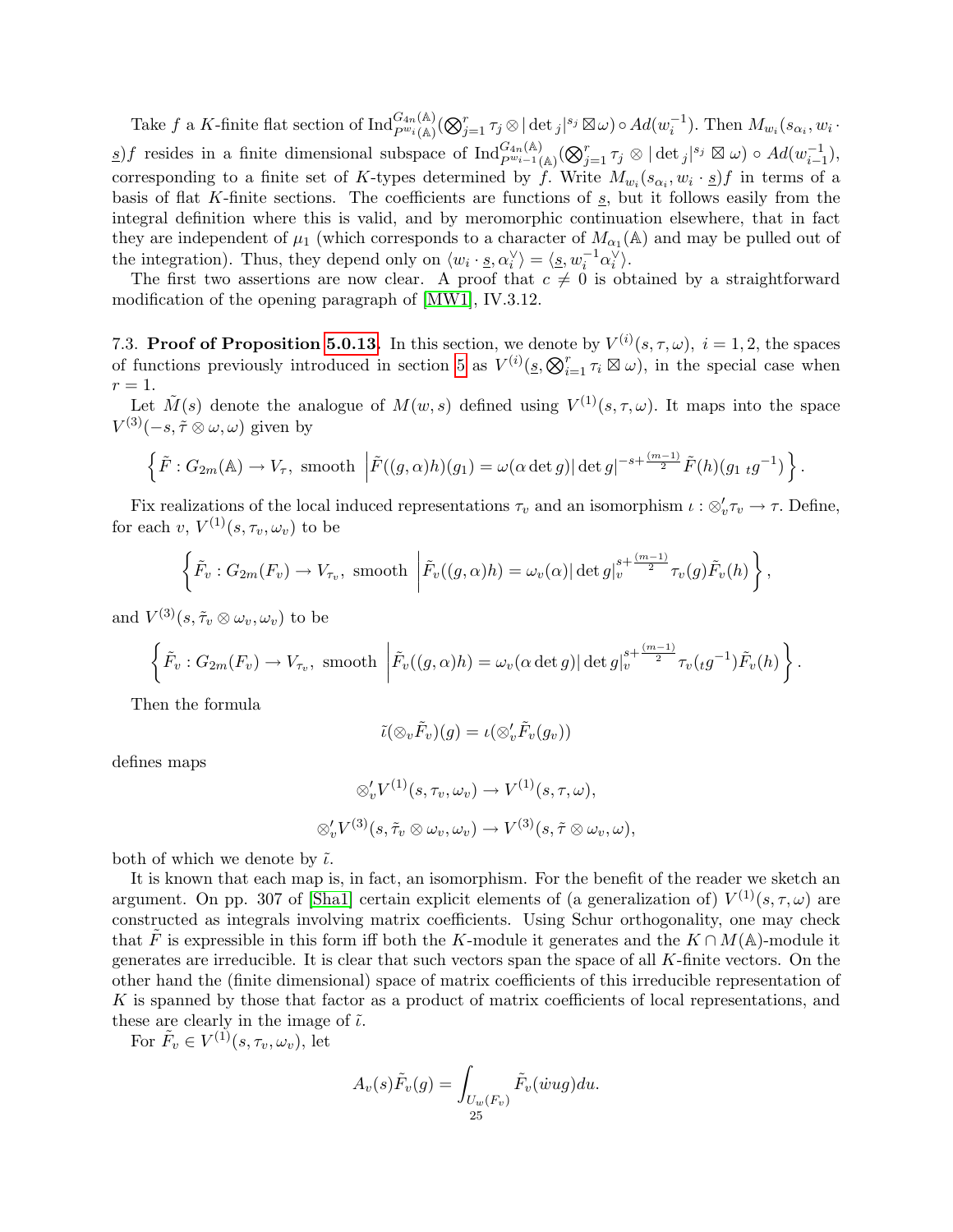Take $f$ a $K$-finite flat section of $\mathrm{Ind}_{P^{w_i}(\mathbb{A})}^{G_{4n}(\mathbb{A})}(\bigotimes_{j=1}^r \tau_j \otimes |\det{}_j|^{s_j} \boxtimes \omega) \circ Ad(w_i^{-1})$. Then $M_{w_i}(s_{\alpha_i}, w_i \cdot \underline{s})f$ resides in a finite dimensional subspace of $\mathrm{Ind}_{P^{w_{i-1}}(\mathbb{A})}^{G_{4n}(\mathbb{A})}(\bigotimes_{j=1}^r \tau_j \otimes |\det{}_j|^{s_j} \boxtimes \omega) \circ Ad(w_{i-1}^{-1})$, corresponding to a finite set of $K$-types determined by $f$. Write $M_{w_i}(s_{\alpha_i}, w_i \cdot \underline{s})f$ in terms of a basis of flat $K$-finite sections. The coefficients are functions of $\underline{s}$, but it follows easily from the integral definition where this is valid, and by meromorphic continuation elsewhere, that in fact they are independent of $\mu_1$ (which corresponds to a character of $M_{\alpha_1}(\mathbb{A})$ and may be pulled out of the integration). Thus, they depend only on $\langle w_i \cdot \underline{s}, \alpha_i^\vee \rangle = \langle \underline{s}, w_i^{-1}\alpha_i^\vee \rangle$.

The first two assertions are now clear. A proof that $c \neq 0$ is obtained by a straightforward modification of the opening paragraph of [MW1], IV.3.12.

7.3. **Proof of Proposition 5.0.13.** In this section, we denote by $V^{(i)}(s, \tau, \omega)$, $i = 1, 2$, the spaces of functions previously introduced in section 5 as $V^{(i)}(\underline{s}, \bigotimes_{i=1}^r \tau_i \boxtimes \omega)$, in the special case when $r = 1$.

Let $\tilde{M}(s)$ denote the analogue of $M(w, s)$ defined using $V^{(1)}(s, \tau, \omega)$. It maps into the space $V^{(3)}(-s, \tilde{\tau} \otimes \omega, \omega)$ given by

$$\left\{ \tilde{F} : G_{2m}(\mathbb{A}) \to V_\tau, \text{ smooth } \left| \tilde{F}((g, \alpha)h)(g_1) = \omega(\alpha \det g)|\det g|^{-s + \frac{(m-1)}{2}} \tilde{F}(h)(g_1 \, {}_t g^{-1}) \right. \right\}.$$

Fix realizations of the local induced representations $\tau_v$ and an isomorphism $\iota : \otimes_v' \tau_v \to \tau$. Define, for each $v$, $V^{(1)}(s, \tau_v, \omega_v)$ to be

$$\left\{ \tilde{F}_v : G_{2m}(F_v) \to V_{\tau_v}, \text{ smooth } \left| \tilde{F}_v((g, \alpha)h) = \omega_v(\alpha)|\det g|_v^{s + \frac{(m-1)}{2}} \tau_v(g) \tilde{F}_v(h) \right. \right\},$$

and $V^{(3)}(s, \tilde{\tau}_v \otimes \omega_v, \omega_v)$ to be

$$\left\{ \tilde{F}_v : G_{2m}(F_v) \to V_{\tau_v}, \text{ smooth } \left| \tilde{F}_v((g, \alpha)h) = \omega_v(\alpha \det g)|\det g|_v^{s + \frac{(m-1)}{2}} \tau_v({}_t g^{-1}) \tilde{F}_v(h) \right. \right\}.$$

Then the formula

$$\tilde{\iota}(\otimes_v \tilde{F}_v)(g) = \iota(\otimes_v' \tilde{F}_v(g_v))$$

defines maps

$$\otimes_v' V^{(1)}(s, \tau_v, \omega_v) \to V^{(1)}(s, \tau, \omega),$$

$$\otimes_v' V^{(3)}(s, \tilde{\tau}_v \otimes \omega_v, \omega_v) \to V^{(3)}(s, \tilde{\tau} \otimes \omega_v, \omega),$$

both of which we denote by $\tilde{\iota}$.

It is known that each map is, in fact, an isomorphism. For the benefit of the reader we sketch an argument. On pp. 307 of [Sha1] certain explicit elements of (a generalization of) $V^{(1)}(s, \tau, \omega)$ are constructed as integrals involving matrix coefficients. Using Schur orthogonality, one may check that $\tilde{F}$ is expressible in this form iff both the $K$-module it generates and the $K \cap M(\mathbb{A})$-module it generates are irreducible. It is clear that such vectors span the space of all $K$-finite vectors. On the other hand the (finite dimensional) space of matrix coefficients of this irreducible representation of $K$ is spanned by those that factor as a product of matrix coefficients of local representations, and these are clearly in the image of $\tilde{\iota}$.

For $\tilde{F}_v \in V^{(1)}(s, \tau_v, \omega_v)$, let

$$A_v(s)\tilde{F}_v(g) = \int_{U_w(F_v)} \tilde{F}_v(\dot{w}ug)du.$$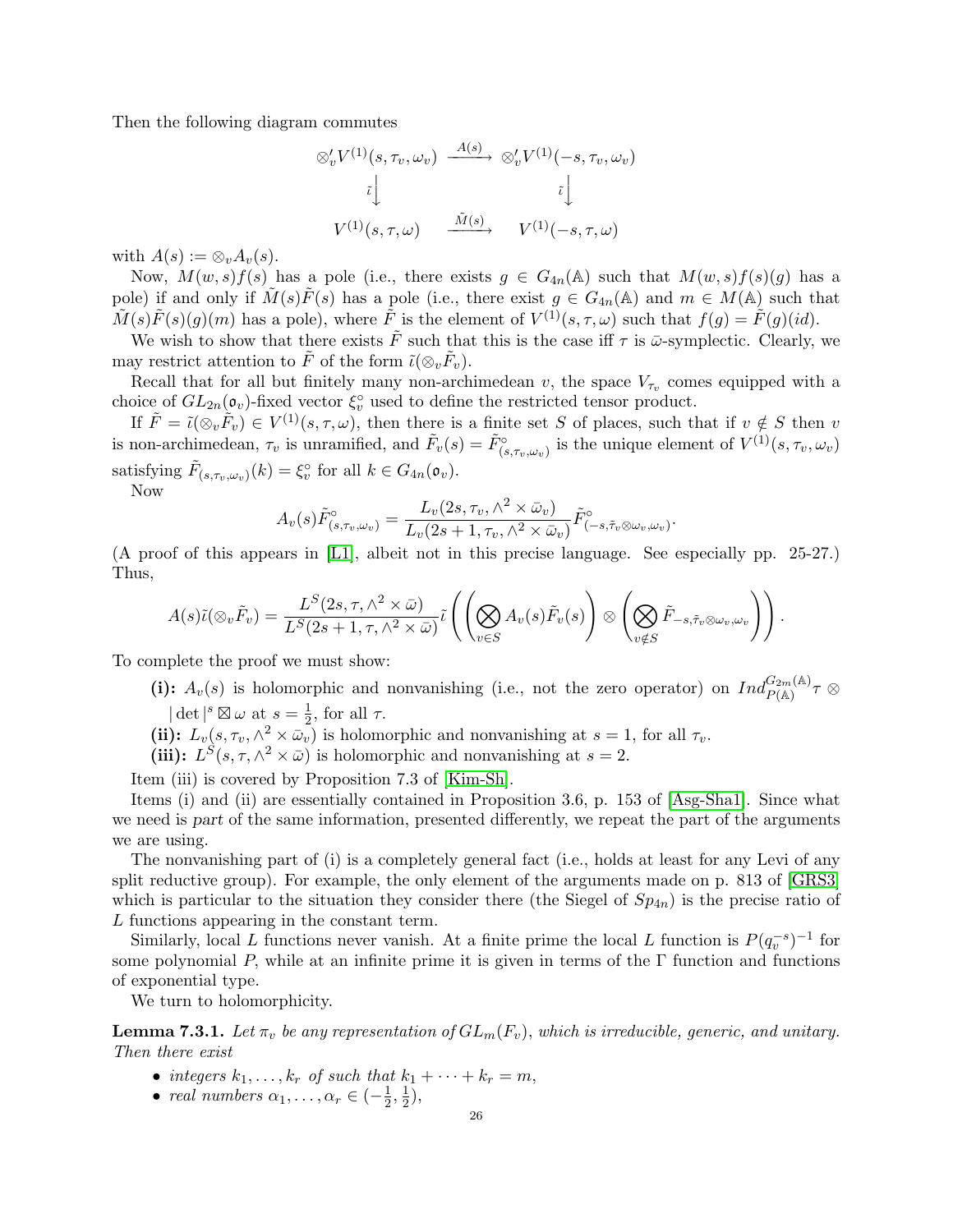Then the following diagram commutes

$$
\begin{array}{ccc}
\otimes_v' V^{(1)}(s, \tau_v, \omega_v) & \xrightarrow{A(s)} & \otimes_v' V^{(1)}(-s, \tau_v, \omega_v) \\
\tilde{\iota}\big\downarrow & & \tilde{\iota}\big\downarrow \\
V^{(1)}(s, \tau, \omega) & \xrightarrow{\tilde{M}(s)} & V^{(1)}(-s, \tau, \omega)
\end{array}
$$

with $A(s) := \otimes_v A_v(s)$.

Now, $M(w,s)f(s)$ has a pole (i.e., there exists $g \in G_{4n}(\mathbb{A})$ such that $M(w,s)f(s)(g)$ has a pole) if and only if $\tilde{M}(s)\tilde{F}(s)$ has a pole (i.e., there exist $g \in G_{4n}(\mathbb{A})$ and $m \in M(\mathbb{A})$ such that $\tilde{M}(s)\tilde{F}(s)(g)(m)$ has a pole), where $\tilde{F}$ is the element of $V^{(1)}(s, \tau, \omega)$ such that $f(g) = \tilde{F}(g)(id)$.

We wish to show that there exists $\tilde{F}$ such that this is the case iff $\tau$ is $\bar{\omega}$-symplectic. Clearly, we may restrict attention to $\tilde{F}$ of the form $\tilde{\iota}(\otimes_v \tilde{F}_v)$.

Recall that for all but finitely many non-archimedean $v$, the space $V_{\tau_v}$ comes equipped with a choice of $GL_{2n}(\mathfrak{o}_v)$-fixed vector $\xi_v^\circ$ used to define the restricted tensor product.

If $\tilde{F} = \tilde{\iota}(\otimes_v \tilde{F}_v) \in V^{(1)}(s, \tau, \omega)$, then there is a finite set $S$ of places, such that if $v \notin S$ then $v$ is non-archimedean, $\tau_v$ is unramified, and $\tilde{F}_v(s) = \tilde{F}^\circ_{(s,\tau_v,\omega_v)}$ is the unique element of $V^{(1)}(s, \tau_v, \omega_v)$ satisfying $\tilde{F}_{(s,\tau_v,\omega_v)}(k) = \xi_v^\circ$ for all $k \in G_{4n}(\mathfrak{o}_v)$.

Now

$$A_v(s)\tilde{F}^\circ_{(s,\tau_v,\omega_v)} = \frac{L_v(2s, \tau_v, \wedge^2 \times \bar{\omega}_v)}{L_v(2s+1, \tau_v, \wedge^2 \times \bar{\omega}_v)} \tilde{F}^\circ_{(-s,\tilde{\tau}_v \otimes \omega_v, \omega_v)}.$$

(A proof of this appears in [L1], albeit not in this precise language. See especially pp. 25-27.) Thus,

$$A(s)\tilde{\iota}(\otimes_v \tilde{F}_v) = \frac{L^S(2s, \tau, \wedge^2 \times \bar{\omega})}{L^S(2s+1, \tau, \wedge^2 \times \bar{\omega})} \tilde{\iota}\left( \left( \bigotimes_{v \in S} A_v(s)\tilde{F}_v(s) \right) \otimes \left( \bigotimes_{v \notin S} \tilde{F}_{-s,\tilde{\tau}_v \otimes \omega_v, \omega_v} \right) \right).$$

To complete the proof we must show:

- **(i):** $A_v(s)$ is holomorphic and nonvanishing (i.e., not the zero operator) on $Ind_{P(\mathbb{A})}^{G_{2m}(\mathbb{A})} \tau \otimes |\det|^s \boxtimes \omega$ at $s = \frac{1}{2}$, for all $\tau$.
- **(ii):** $L_v(s, \tau_v, \wedge^2 \times \bar{\omega}_v)$ is holomorphic and nonvanishing at $s = 1$, for all $\tau_v$.
- **(iii):** $L^S(s, \tau, \wedge^2 \times \bar{\omega})$ is holomorphic and nonvanishing at $s = 2$.

Item (iii) is covered by Proposition 7.3 of [Kim-Sh].

Items (i) and (ii) are essentially contained in Proposition 3.6, p. 153 of [Asg-Sha1]. Since what we need is *part* of the same information, presented differently, we repeat the part of the arguments we are using.

The nonvanishing part of (i) is a completely general fact (i.e., holds at least for any Levi of any split reductive group). For example, the only element of the arguments made on p. 813 of [GRS3] which is particular to the situation they consider there (the Siegel of $Sp_{4n}$) is the precise ratio of $L$ functions appearing in the constant term.

Similarly, local $L$ functions never vanish. At a finite prime the local $L$ function is $P(q_v^{-s})^{-1}$ for some polynomial $P$, while at an infinite prime it is given in terms of the $\Gamma$ function and functions of exponential type.

We turn to holomorphicity.

**Lemma 7.3.1.** *Let $\pi_v$ be any representation of $GL_m(F_v)$, which is irreducible, generic, and unitary. Then there exist*

- *integers $k_1, \ldots, k_r$ of such that $k_1 + \cdots + k_r = m$,*
- *real numbers $\alpha_1, \ldots, \alpha_r \in (-\frac{1}{2}, \frac{1}{2})$,*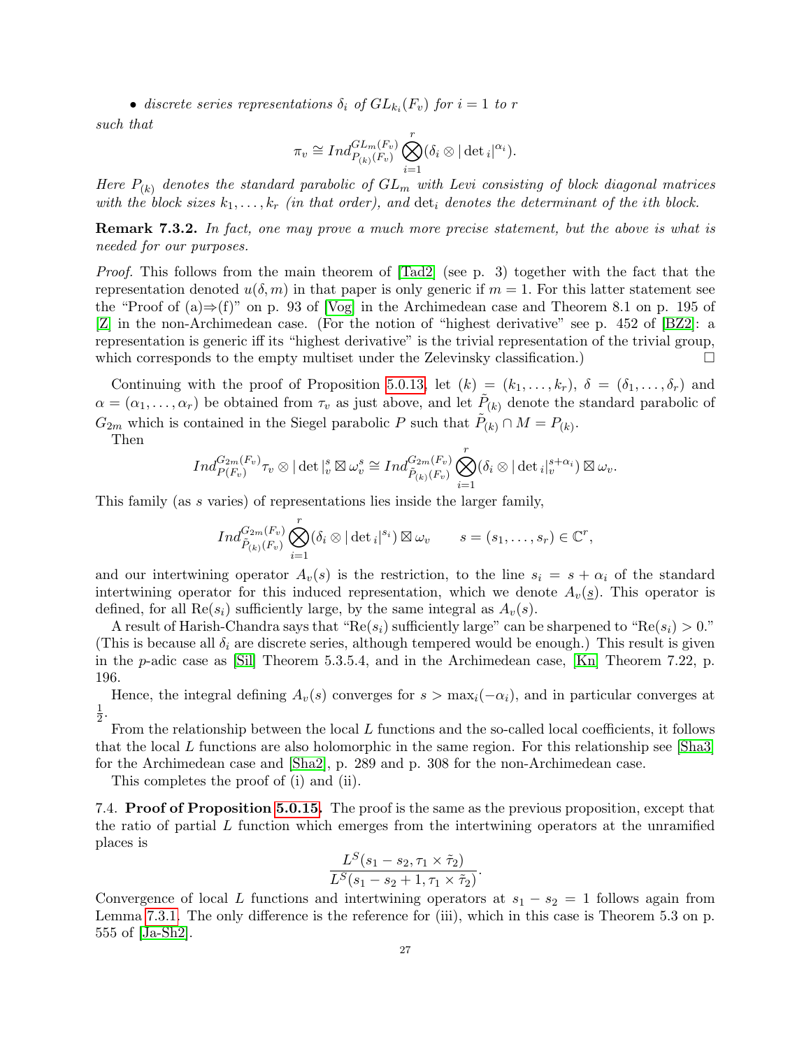- *discrete series representations $\delta_i$ of $GL_{k_i}(F_v)$ for $i = 1$ to $r$*

*such that*

$$\pi_v \cong Ind_{P_{(k)}(F_v)}^{GL_m(F_v)} \bigotimes_{i=1}^{r} (\delta_i \otimes |\det{}_i|^{\alpha_i}).$$

*Here $P_{(k)}$ denotes the standard parabolic of $GL_m$ with Levi consisting of block diagonal matrices with the block sizes $k_1, \dots, k_r$ (in that order), and $\det_i$ denotes the determinant of the ith block.*

**Remark 7.3.2.** *In fact, one may prove a much more precise statement, but the above is what is needed for our purposes.*

*Proof.* This follows from the main theorem of [Tad2] (see p. 3) together with the fact that the representation denoted $u(\delta, m)$ in that paper is only generic if $m = 1$. For this latter statement see the "Proof of (a)⇒(f)" on p. 93 of [Vog] in the Archimedean case and Theorem 8.1 on p. 195 of [Z] in the non-Archimedean case. (For the notion of "highest derivative" see p. 452 of [BZ2]: a representation is generic iff its "highest derivative" is the trivial representation of the trivial group, which corresponds to the empty multiset under the Zelevinsky classification.) □

Continuing with the proof of Proposition 5.0.13, let $(k) = (k_1, \dots, k_r)$, $\delta = (\delta_1, \dots, \delta_r)$ and $\alpha = (\alpha_1, \dots, \alpha_r)$ be obtained from $\tau_v$ as just above, and let $\tilde{P}_{(k)}$ denote the standard parabolic of $G_{2m}$ which is contained in the Siegel parabolic $P$ such that $\tilde{P}_{(k)} \cap M = P_{(k)}$.

Then

$$Ind_{P(F_v)}^{G_{2m}(F_v)} \tau_v \otimes |\det|_v^s \boxtimes \omega_v^s \cong Ind_{\tilde{P}_{(k)}(F_v)}^{G_{2m}(F_v)} \bigotimes_{i=1}^{r} (\delta_i \otimes |\det{}_i|_v^{s+\alpha_i}) \boxtimes \omega_v.$$

This family (as $s$ varies) of representations lies inside the larger family,

$$Ind_{\tilde{P}_{(k)}(F_v)}^{G_{2m}(F_v)} \bigotimes_{i=1}^{r} (\delta_i \otimes |\det{}_i|^{s_i}) \boxtimes \omega_v \qquad s = (s_1, \dots, s_r) \in \mathbb{C}^r,$$

and our intertwining operator $A_v(s)$ is the restriction, to the line $s_i = s + \alpha_i$ of the standard intertwining operator for this induced representation, which we denote $A_v(\underline{s})$. This operator is defined, for all $\mathrm{Re}(s_i)$ sufficiently large, by the same integral as $A_v(s)$.

A result of Harish-Chandra says that "$\mathrm{Re}(s_i)$ sufficiently large" can be sharpened to "$\mathrm{Re}(s_i) > 0$." (This is because all $\delta_i$ are discrete series, although tempered would be enough.) This result is given in the $p$-adic case as [Sil] Theorem 5.3.5.4, and in the Archimedean case, [Kn] Theorem 7.22, p. 196.

Hence, the integral defining $A_v(s)$ converges for $s > \max_i(-\alpha_i)$, and in particular converges at $\frac{1}{2}$.

From the relationship between the local $L$ functions and the so-called local coefficients, it follows that the local $L$ functions are also holomorphic in the same region. For this relationship see [Sha3] for the Archimedean case and [Sha2], p. 289 and p. 308 for the non-Archimedean case.

This completes the proof of (i) and (ii).

7.4. **Proof of Proposition 5.0.15.** The proof is the same as the previous proposition, except that the ratio of partial $L$ function which emerges from the intertwining operators at the unramified places is

$$\frac{L^S(s_1 - s_2, \tau_1 \times \tilde{\tau}_2)}{L^S(s_1 - s_2 + 1, \tau_1 \times \tilde{\tau}_2)}.$$

Convergence of local $L$ functions and intertwining operators at $s_1 - s_2 = 1$ follows again from Lemma 7.3.1. The only difference is the reference for (iii), which in this case is Theorem 5.3 on p. 555 of [Ja-Sh2].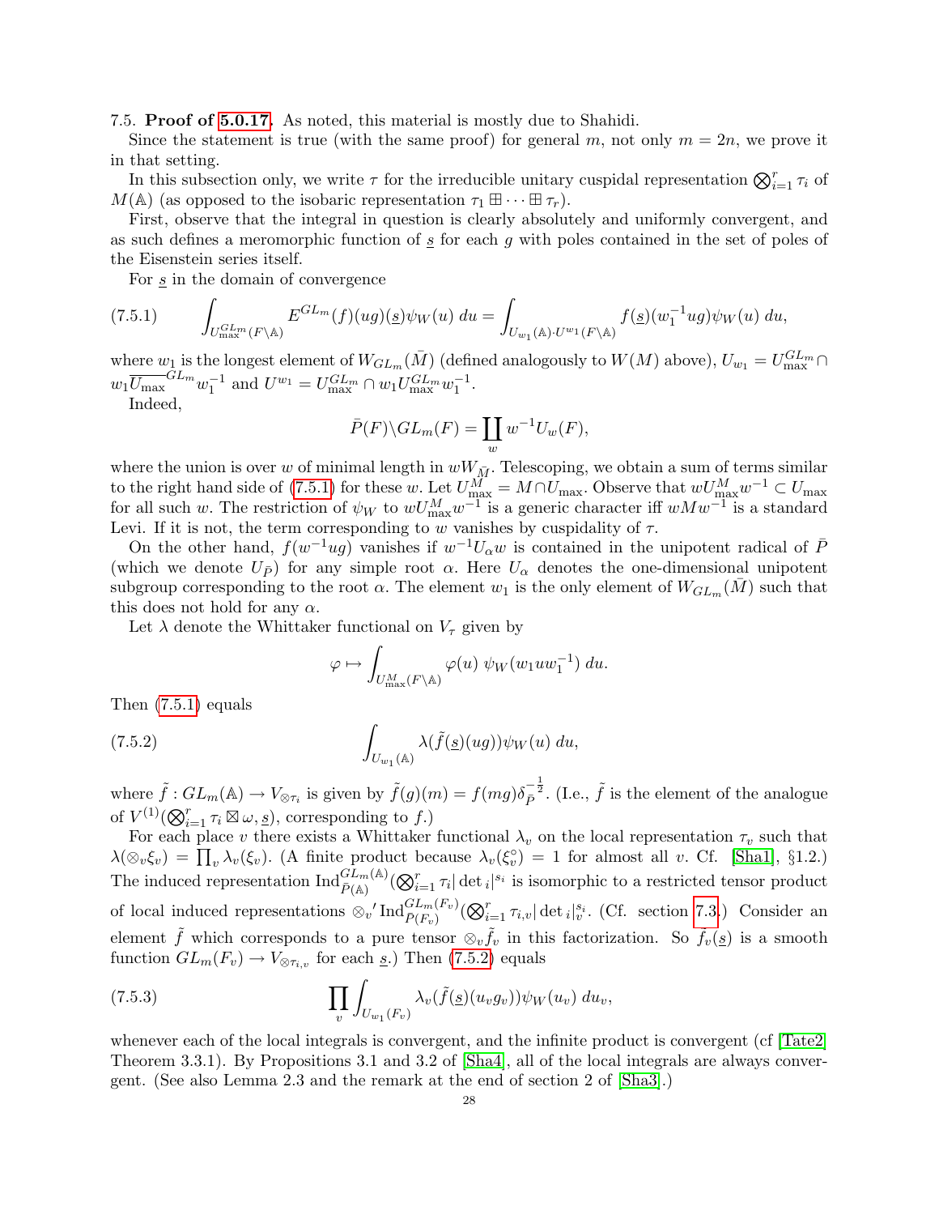7.5. **Proof of 5.0.17.** As noted, this material is mostly due to Shahidi.

Since the statement is true (with the same proof) for general $m$, not only $m = 2n$, we prove it in that setting.

In this subsection only, we write $\tau$ for the irreducible unitary cuspidal representation $\bigotimes_{i=1}^r \tau_i$ of $M(\mathbb{A})$ (as opposed to the isobaric representation $\tau_1 \boxplus \cdots \boxplus \tau_r$).

First, observe that the integral in question is clearly absolutely and uniformly convergent, and as such defines a meromorphic function of $\underline{s}$ for each $g$ with poles contained in the set of poles of the Eisenstein series itself.

For $\underline{s}$ in the domain of convergence

$$\int_{U_{\max}^{GL_m}(F\backslash\mathbb{A})} E^{GL_m}(f)(ug)(\underline{s})\psi_W(u)\, du = \int_{U_{w_1}(\mathbb{A})\cdot U^{w_1}(F\backslash\mathbb{A})} f(\underline{s})(w_1^{-1}ug)\psi_W(u)\, du, \tag{7.5.1}$$

where $w_1$ is the longest element of $W_{GL_m}(\bar{M})$ (defined analogously to $W(M)$ above), $U_{w_1} = U_{\max}^{GL_m} \cap w_1 \overline{U_{\max}}^{GL_m} w_1^{-1}$ and $U^{w_1} = U_{\max}^{GL_m} \cap w_1 U_{\max}^{GL_m} w_1^{-1}$.

Indeed,

$$\bar{P}(F)\backslash GL_m(F) = \coprod_w w^{-1} U_w(F),$$

where the union is over $w$ of minimal length in $wW_{\bar{M}}$. Telescoping, we obtain a sum of terms similar to the right hand side of (7.5.1) for these $w$. Let $U_{\max}^M = M \cap U_{\max}$. Observe that $wU_{\max}^M w^{-1} \subset U_{\max}$ for all such $w$. The restriction of $\psi_W$ to $wU_{\max}^M w^{-1}$ is a generic character iff $wMw^{-1}$ is a standard Levi. If it is not, the term corresponding to $w$ vanishes by cuspidality of $\tau$.

On the other hand, $f(w^{-1}ug)$ vanishes if $w^{-1}U_\alpha w$ is contained in the unipotent radical of $\bar{P}$ (which we denote $U_{\bar{P}}$) for any simple root $\alpha$. Here $U_\alpha$ denotes the one-dimensional unipotent subgroup corresponding to the root $\alpha$. The element $w_1$ is the only element of $W_{GL_m}(\bar{M})$ such that this does not hold for any $\alpha$.

Let $\lambda$ denote the Whittaker functional on $V_\tau$ given by

$$\varphi \mapsto \int_{U_{\max}^M(F\backslash\mathbb{A})} \varphi(u)\ \psi_W(w_1 u w_1^{-1})\, du.$$

Then (7.5.1) equals

$$\int_{U_{w_1}(\mathbb{A})} \lambda(\tilde{f}(\underline{s})(ug))\psi_W(u)\, du, \tag{7.5.2}$$

where $\tilde{f} : GL_m(\mathbb{A}) \to V_{\otimes\tau_i}$ is given by $\tilde{f}(g)(m) = f(mg)\delta_{\bar{P}}^{-\frac{1}{2}}$. (I.e., $\tilde{f}$ is the element of the analogue of $V^{(1)}(\bigotimes_{i=1}^r \tau_i \boxtimes \omega, \underline{s})$, corresponding to $f$.)

For each place $v$ there exists a Whittaker functional $\lambda_v$ on the local representation $\tau_v$ such that $\lambda(\otimes_v \xi_v) = \prod_v \lambda_v(\xi_v)$. (A finite product because $\lambda_v(\xi_v^\circ) = 1$ for almost all $v$. Cf. [Sha1], §1.2.) The induced representation $\mathrm{Ind}_{\bar{P}(\mathbb{A})}^{GL_m(\mathbb{A})}(\bigotimes_{i=1}^r \tau_i |\det{}_i|^{s_i}$ is isomorphic to a restricted tensor product of local induced representations $\otimes_v{}' \mathrm{Ind}_{\bar{P}(F_v)}^{GL_m(F_v)}(\bigotimes_{i=1}^r \tau_{i,v} |\det{}_i|_v^{s_i}$. (Cf. section 7.3.) Consider an element $\tilde{f}$ which corresponds to a pure tensor $\otimes_v \tilde{f}_v$ in this factorization. So $\tilde{f}_v(\underline{s})$ is a smooth function $GL_m(F_v) \to V_{\otimes\tau_{i,v}}$ for each $\underline{s}$.) Then (7.5.2) equals

$$\prod_v \int_{U_{w_1}(F_v)} \lambda_v(\tilde{f}(\underline{s})(u_v g_v))\psi_W(u_v)\, du_v, \tag{7.5.3}$$

whenever each of the local integrals is convergent, and the infinite product is convergent (cf [Tate2] Theorem 3.3.1). By Propositions 3.1 and 3.2 of [Sha4], all of the local integrals are always convergent. (See also Lemma 2.3 and the remark at the end of section 2 of [Sha3].)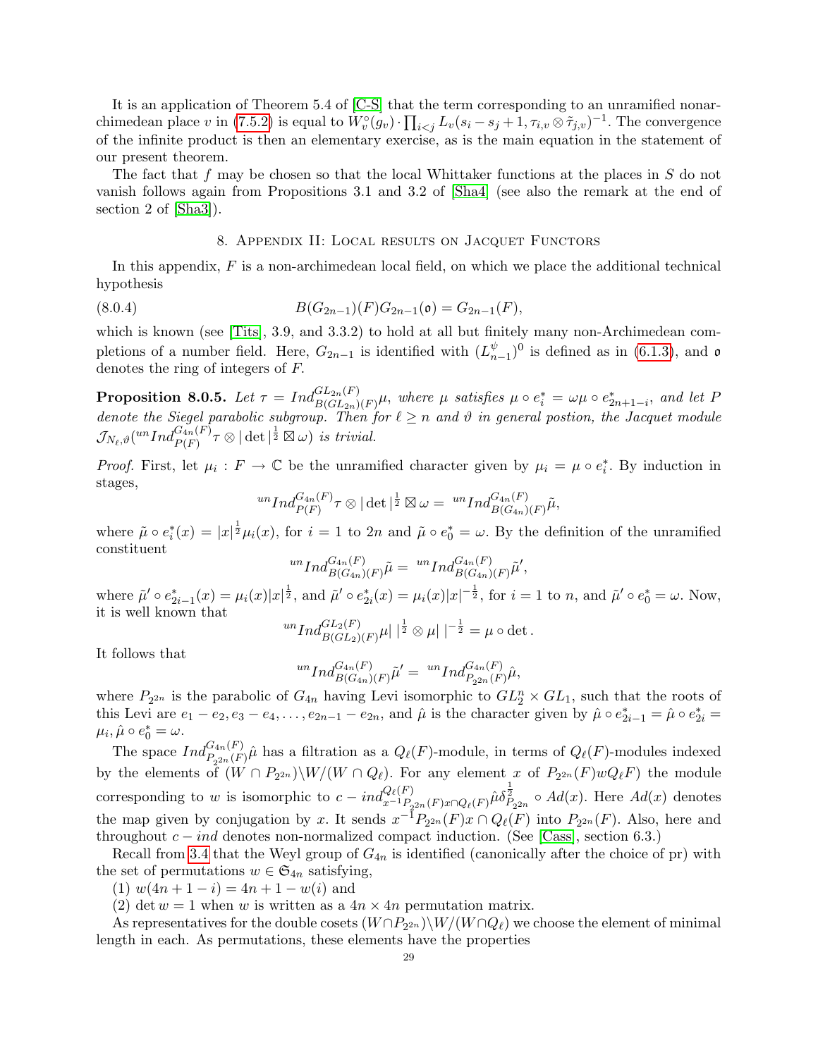It is an application of Theorem 5.4 of [C-S] that the term corresponding to an unramified nonarchimedean place $v$ in (7.5.2) is equal to $W_v^\circ(g_v) \cdot \prod_{i<j} L_v(s_i - s_j + 1, \tau_{i,v} \otimes \tilde{\tau}_{j,v})^{-1}$. The convergence of the infinite product is then an elementary exercise, as is the main equation in the statement of our present theorem.

The fact that $f$ may be chosen so that the local Whittaker functions at the places in $S$ do not vanish follows again from Propositions 3.1 and 3.2 of [Sha4] (see also the remark at the end of section 2 of [Sha3]).

## 8. Appendix II: Local results on Jacquet Functors

In this appendix, $F$ is a non-archimedean local field, on which we place the additional technical hypothesis

$$B(G_{2n-1})(F) G_{2n-1}(\mathfrak{o}) = G_{2n-1}(F), \tag{8.0.4}$$

which is known (see [Tits], 3.9, and 3.3.2) to hold at all but finitely many non-Archimedean completions of a number field. Here, $G_{2n-1}$ is identified with $(L_{n-1}^{\psi})^0$ is defined as in (6.1.3), and $\mathfrak{o}$ denotes the ring of integers of $F$.

**Proposition 8.0.5.** *Let $\tau = Ind_{B(GL_{2n})(F)}^{GL_{2n}(F)} \mu$, where $\mu$ satisfies $\mu \circ e_i^* = \omega \mu \circ e_{2n+1-i}^*$, and let $P$ denote the Siegel parabolic subgroup. Then for $\ell \geq n$ and $\vartheta$ in general postion, the Jacquet module $\mathcal{J}_{N_\ell, \vartheta}({}^{un}Ind_{P(F)}^{G_{4n}(F)} \tau \otimes |\det|^{\frac{1}{2}} \boxtimes \omega)$ is trivial.*

*Proof.* First, let $\mu_i : F \to \mathbb{C}$ be the unramified character given by $\mu_i = \mu \circ e_i^*$. By induction in stages,

$${}^{un}Ind_{P(F)}^{G_{4n}(F)} \tau \otimes |\det|^{\frac{1}{2}} \boxtimes \omega = {}^{un}Ind_{B(G_{4n})(F)}^{G_{4n}(F)} \tilde{\mu},$$

where $\tilde{\mu} \circ e_i^*(x) = |x|^{\frac{1}{2}} \mu_i(x)$, for $i = 1$ to $2n$ and $\tilde{\mu} \circ e_0^* = \omega$. By the definition of the unramified constituent

$${}^{un}Ind_{B(G_{4n})(F)}^{G_{4n}(F)} \tilde{\mu} = {}^{un}Ind_{B(G_{4n})(F)}^{G_{4n}(F)} \tilde{\mu}',$$

where $\tilde{\mu}' \circ e_{2i-1}^*(x) = \mu_i(x)|x|^{\frac{1}{2}}$, and $\tilde{\mu}' \circ e_{2i}^*(x) = \mu_i(x)|x|^{-\frac{1}{2}}$, for $i = 1$ to $n$, and $\tilde{\mu}' \circ e_0^* = \omega$. Now, it is well known that

$${}^{un}Ind_{B(GL_2)(F)}^{GL_2(F)} \mu |\ |^{\frac{1}{2}} \otimes \mu |\ |^{-\frac{1}{2}} = \mu \circ \det.$$

It follows that

$${}^{un}Ind_{B(G_{4n})(F)}^{G_{4n}(F)} \tilde{\mu}' = {}^{un}Ind_{P_{2^{2n}}(F)}^{G_{4n}(F)} \hat{\mu},$$

where $P_{2^{2n}}$ is the parabolic of $G_{4n}$ having Levi isomorphic to $GL_2^n \times GL_1$, such that the roots of this Levi are $e_1 - e_2, e_3 - e_4, \dots, e_{2n-1} - e_{2n}$, and $\hat{\mu}$ is the character given by $\hat{\mu} \circ e_{2i-1}^* = \hat{\mu} \circ e_{2i}^* = \mu_i, \hat{\mu} \circ e_0^* = \omega$.

The space $Ind_{P_{2^{2n}}(F)}^{G_{4n}(F)} \hat{\mu}$ has a filtration as a $Q_\ell(F)$-module, in terms of $Q_\ell(F)$-modules indexed by the elements of $(W \cap P_{2^{2n}}) \backslash W / (W \cap Q_\ell)$. For any element $x$ of $P_{2^{2n}}(F) w Q_\ell F)$ the module corresponding to $w$ is isomorphic to $c - ind_{x^{-1} P_{2^{2n}}(F) x \cap Q_\ell(F)}^{Q_\ell(F)} \hat{\mu} \delta_{P_{2^{2n}}}^{\frac{1}{2}} \circ Ad(x)$. Here $Ad(x)$ denotes the map given by conjugation by $x$. It sends $x^{-1} P_{2^{2n}}(F) x \cap Q_\ell(F)$ into $P_{2^{2n}}(F)$. Also, here and throughout $c - ind$ denotes non-normalized compact induction. (See [Cass], section 6.3.)

Recall from 3.4 that the Weyl group of $G_{4n}$ is identified (canonically after the choice of pr) with the set of permutations $w \in \mathfrak{S}_{4n}$ satisfying,

(1) $w(4n + 1 - i) = 4n + 1 - w(i)$ and

(2) $\det w = 1$ when $w$ is written as a $4n \times 4n$ permutation matrix.

As representatives for the double cosets $(W \cap P_{2^{2n}}) \backslash W / (W \cap Q_\ell)$ we choose the element of minimal length in each. As permutations, these elements have the properties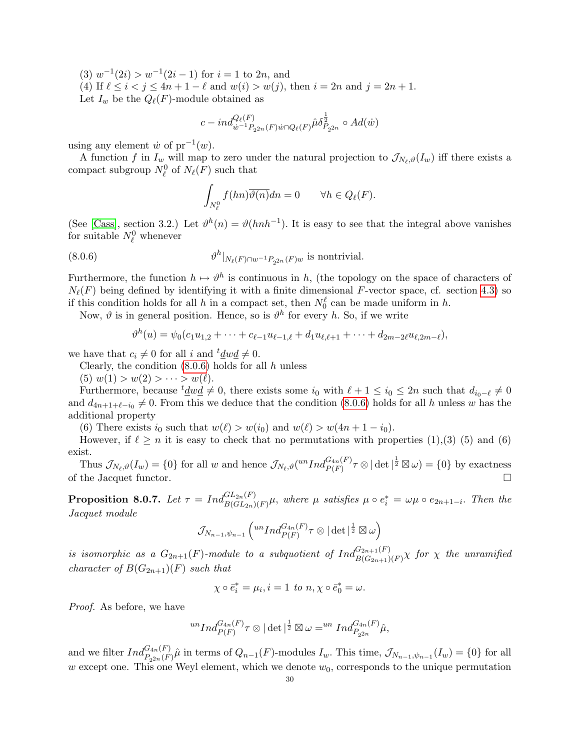(3) $w^{-1}(2i) > w^{-1}(2i-1)$ for $i = 1$ to $2n$, and

(4) If $\ell \le i < j \le 4n+1-\ell$ and $w(i) > w(j)$, then $i = 2n$ and $j = 2n+1$.

Let $I_w$ be the $Q_\ell(F)$-module obtained as

$$c - ind_{\dot{w}^{-1}P_{2^{2n}}(F)\dot{w}\cap Q_\ell(F)}^{Q_\ell(F)} \hat{\mu}\delta_{P_{2^{2n}}}^{\frac{1}{2}} \circ Ad(\dot{w})$$

using any element $\dot{w}$ of $\mathrm{pr}^{-1}(w)$.

A function $f$ in $I_w$ will map to zero under the natural projection to $\mathcal{J}_{N_\ell,\vartheta}(I_w)$ iff there exists a compact subgroup $N_\ell^0$ of $N_\ell(F)$ such that

$$\int_{N_\ell^0} f(hn)\overline{\vartheta(n)}dn = 0 \qquad \forall h \in Q_\ell(F).$$

(See [Cass], section 3.2.) Let $\vartheta^h(n) = \vartheta(hnh^{-1})$. It is easy to see that the integral above vanishes for suitable $N_\ell^0$ whenever

$$\vartheta^h|_{N_\ell(F)\cap w^{-1}P_{2^{2n}}(F)w} \text{ is nontrivial.} \tag{8.0.6}$$

Furthermore, the function $h \mapsto \vartheta^h$ is continuous in $h$, (the topology on the space of characters of $N_\ell(F)$ being defined by identifying it with a finite dimensional $F$-vector space, cf. section 4.3) so if this condition holds for all $h$ in a compact set, then $N_0^\ell$ can be made uniform in $h$.

Now, $\vartheta$ is in general position. Hence, so is $\vartheta^h$ for every $h$. So, if we write

$$\vartheta^h(u) = \psi_0(c_1u_{1,2} + \cdots + c_{\ell-1}u_{\ell-1,\ell} + d_1u_{\ell,\ell+1} + \cdots + d_{2m-2\ell}u_{\ell,2m-\ell}),$$

we have that $c_i \neq 0$ for all $i$ and ${}^t\underline{d}w\underline{d} \neq 0$.

Clearly, the condition (8.0.6) holds for all $h$ unless

(5) $w(1) > w(2) > \cdots > w(\ell)$.

Furthermore, because ${}^t\underline{d}w\underline{d} \neq 0$, there exists some $i_0$ with $\ell+1 \le i_0 \le 2n$ such that $d_{i_0-\ell} \neq 0$ and $d_{4n+1+\ell-i_0} \neq 0$. From this we deduce that the condition (8.0.6) holds for all $h$ unless $w$ has the additional property

(6) There exists $i_0$ such that $w(\ell) > w(i_0)$ and $w(\ell) > w(4n+1-i_0)$.

However, if $\ell \ge n$ it is easy to check that no permutations with properties (1),(3) (5) and (6) exist.

Thus $\mathcal{J}_{N_\ell,\vartheta}(I_w) = \{0\}$ for all $w$ and hence $\mathcal{J}_{N_\ell,\vartheta}({}^{un}Ind_{P(F)}^{G_{4n}(F)}\tau \otimes |\det|^{\frac{1}{2}} \boxtimes \omega) = \{0\}$ by exactness of the Jacquet functor. □

**Proposition 8.0.7.** *Let $\tau = Ind_{B(GL_{2n})(F)}^{GL_{2n}(F)}\mu$, where $\mu$ satisfies $\mu \circ e_i^* = \omega\mu \circ e_{2n+1-i}$. Then the Jacquet module*

$$\mathcal{J}_{N_{n-1},\psi_{n-1}}\left({}^{un}Ind_{P(F)}^{G_{4n}(F)}\tau \otimes |\det|^{\frac{1}{2}} \boxtimes \omega\right)$$

*is isomorphic as a $G_{2n+1}(F)$-module to a subquotient of $Ind_{B(G_{2n+1})(F)}^{G_{2n+1}(F)}\chi$ for $\chi$ the unramified character of $B(G_{2n+1})(F)$ such that*

$$\chi \circ \bar{e}_i^* = \mu_i, i = 1 \text{ to } n, \chi \circ \bar{e}_0^* = \omega.$$

*Proof.* As before, we have

$${}^{un}Ind_{P(F)}^{G_{4n}(F)}\tau \otimes |\det|^{\frac{1}{2}} \boxtimes \omega = {}^{un} Ind_{P_{2^{2n}}}^{G_{4n}(F)}\hat{\mu},$$

and we filter $Ind_{P_{2^{2n}}(F)}^{G_{4n}(F)}\hat{\mu}$ in terms of $Q_{n-1}(F)$-modules $I_w$. This time, $\mathcal{J}_{N_{n-1},\psi_{n-1}}(I_w) = \{0\}$ for all $w$ except one. This one Weyl element, which we denote $w_0$, corresponds to the unique permutation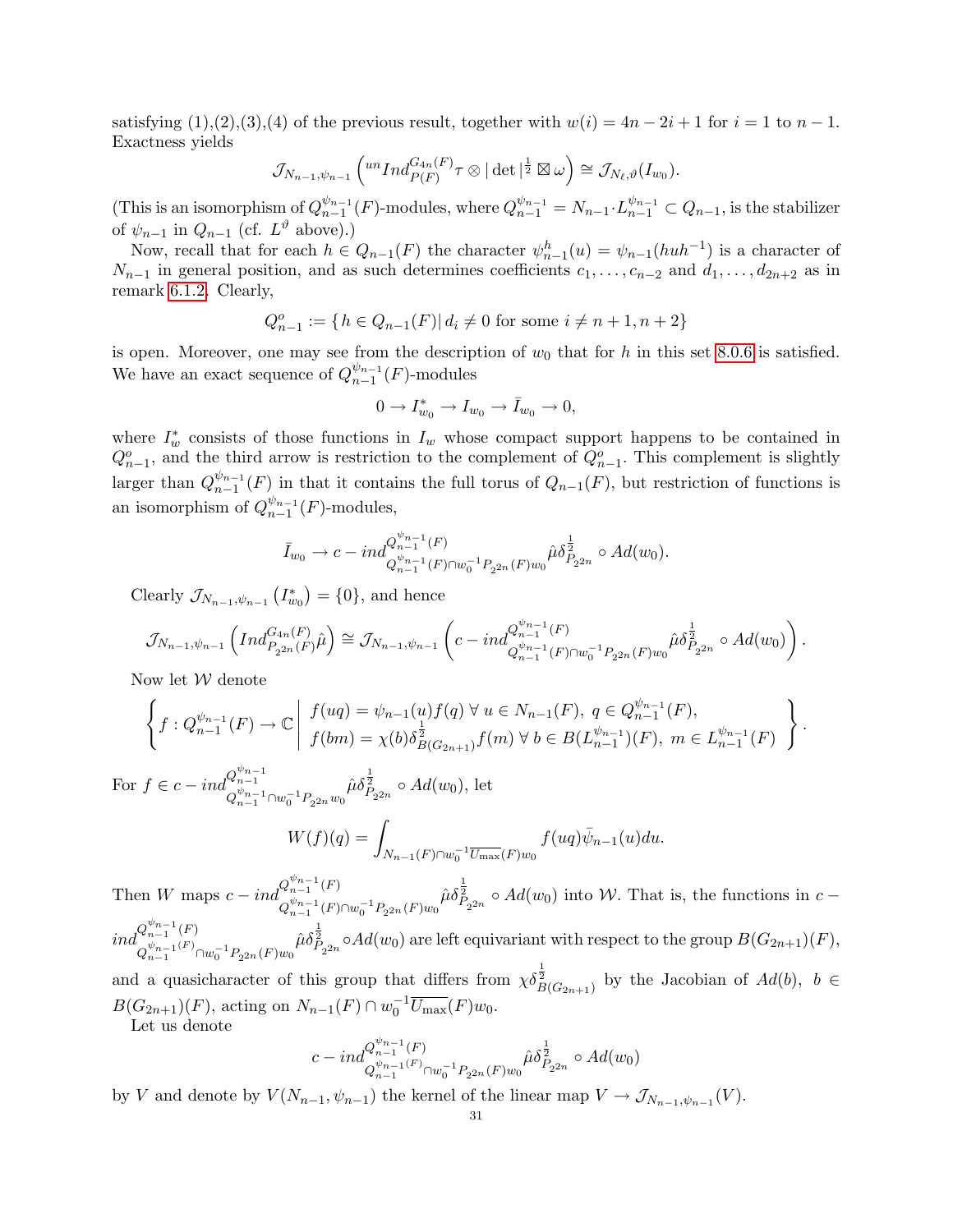satisfying (1),(2),(3),(4) of the previous result, together with $w(i) = 4n - 2i + 1$ for $i = 1$ to $n-1$. Exactness yields

$$\mathcal{J}_{N_{n-1},\psi_{n-1}}\left({}^{un}Ind_{P(F)}^{G_{4n}(F)}\tau \otimes |\det|^{\frac{1}{2}} \boxtimes \omega\right) \cong \mathcal{J}_{N_\ell,\vartheta}(I_{w_0}).$$

(This is an isomorphism of $Q_{n-1}^{\psi_{n-1}}(F)$-modules, where $Q_{n-1}^{\psi_{n-1}} = N_{n-1} \cdot L_{n-1}^{\psi_{n-1}} \subset Q_{n-1}$, is the stabilizer of $\psi_{n-1}$ in $Q_{n-1}$ (cf. $L^\vartheta$ above).)

Now, recall that for each $h \in Q_{n-1}(F)$ the character $\psi_{n-1}^h(u) = \psi_{n-1}(huh^{-1})$ is a character of $N_{n-1}$ in general position, and as such determines coefficients $c_1, \dots, c_{n-2}$ and $d_1, \dots, d_{2n+2}$ as in remark 6.1.2. Clearly,

$$Q_{n-1}^o := \{ h \in Q_{n-1}(F) | \, d_i \neq 0 \text{ for some } i \neq n+1, n+2\}$$

is open. Moreover, one may see from the description of $w_0$ that for $h$ in this set 8.0.6 is satisfied. We have an exact sequence of $Q_{n-1}^{\psi_{n-1}}(F)$-modules

$$0 \to I_{w_0}^* \to I_{w_0} \to \bar{I}_{w_0} \to 0,$$

where $I_w^*$ consists of those functions in $I_w$ whose compact support happens to be contained in $Q_{n-1}^o$, and the third arrow is restriction to the complement of $Q_{n-1}^o$. This complement is slightly larger than $Q_{n-1}^{\psi_{n-1}}(F)$ in that it contains the full torus of $Q_{n-1}(F)$, but restriction of functions is an isomorphism of $Q_{n-1}^{\psi_{n-1}}(F)$-modules,

$$\bar{I}_{w_0} \to c-ind_{Q_{n-1}^{\psi_{n-1}}(F) \cap w_0^{-1} P_{2^{2n}}(F) w_0}^{Q_{n-1}^{\psi_{n-1}}(F)} \hat{\mu} \delta_{P_{2^{2n}}}^{\frac{1}{2}} \circ Ad(w_0).$$

Clearly $\mathcal{J}_{N_{n-1},\psi_{n-1}}\left(I_{w_0}^*\right) = \{0\}$, and hence

$$\mathcal{J}_{N_{n-1},\psi_{n-1}}\left(Ind_{P_{2^{2n}}(F)}^{G_{4n}(F)}\hat{\mu}\right) \cong \mathcal{J}_{N_{n-1},\psi_{n-1}}\left(c-ind_{Q_{n-1}^{\psi_{n-1}}(F) \cap w_0^{-1} P_{2^{2n}}(F) w_0}^{Q_{n-1}^{\psi_{n-1}}(F)} \hat{\mu} \delta_{P_{2^{2n}}}^{\frac{1}{2}} \circ Ad(w_0)\right).$$

Now let $\mathcal{W}$ denote

$$\left\{ f : Q_{n-1}^{\psi_{n-1}}(F) \to \mathbb{C} \;\middle|\; \begin{array}{l} f(uq) = \psi_{n-1}(u) f(q) \;\forall\; u \in N_{n-1}(F),\; q \in Q_{n-1}^{\psi_{n-1}}(F), \\ f(bm) = \chi(b) \delta_{B(G_{2n+1})}^{\frac{1}{2}} f(m) \;\forall\; b \in B(L_{n-1}^{\psi_{n-1}})(F),\; m \in L_{n-1}^{\psi_{n-1}}(F) \end{array} \right\}.$$

For $f \in c-ind_{Q_{n-1}^{\psi_{n-1}} \cap w_0^{-1} P_{2^{2n}} w_0}^{Q_{n-1}^{\psi_{n-1}}} \hat{\mu} \delta_{P_{2^{2n}}}^{\frac{1}{2}} \circ Ad(w_0)$, let

$$W(f)(q) = \int_{N_{n-1}(F) \cap w_0^{-1} \overline{U_{\max}}(F) w_0} f(uq) \bar{\psi}_{n-1}(u) du.$$

Then $W$ maps $c-ind_{Q_{n-1}^{\psi_{n-1}}(F) \cap w_0^{-1} P_{2^{2n}}(F) w_0}^{Q_{n-1}^{\psi_{n-1}}(F)} \hat{\mu} \delta_{P_{2^{2n}}}^{\frac{1}{2}} \circ Ad(w_0)$ into $\mathcal{W}$. That is, the functions in $c-ind_{Q_{n-1}^{\psi_{n-1}(F)} \cap w_0^{-1} P_{2^{2n}}(F) w_0}^{Q_{n-1}^{\psi_{n-1}}(F)} \hat{\mu} \delta_{P_{2^{2n}}}^{\frac{1}{2}} \circ Ad(w_0)$ are left equivariant with respect to the group $B(G_{2n+1})(F)$, and a quasicharacter of this group that differs from $\chi \delta_{B(G_{2n+1})}^{\frac{1}{2}}$ by the Jacobian of $Ad(b)$, $b \in B(G_{2n+1})(F)$, acting on $N_{n-1}(F) \cap w_0^{-1} \overline{U_{\max}}(F) w_0$.

Let us denote

$$c-ind_{Q_{n-1}^{\psi_{n-1}(F)} \cap w_0^{-1} P_{2^{2n}}(F) w_0}^{Q_{n-1}^{\psi_{n-1}}(F)} \hat{\mu} \delta_{P_{2^{2n}}}^{\frac{1}{2}} \circ Ad(w_0)$$

by $V$ and denote by $V(N_{n-1}, \psi_{n-1})$ the kernel of the linear map $V \to \mathcal{J}_{N_{n-1},\psi_{n-1}}(V)$.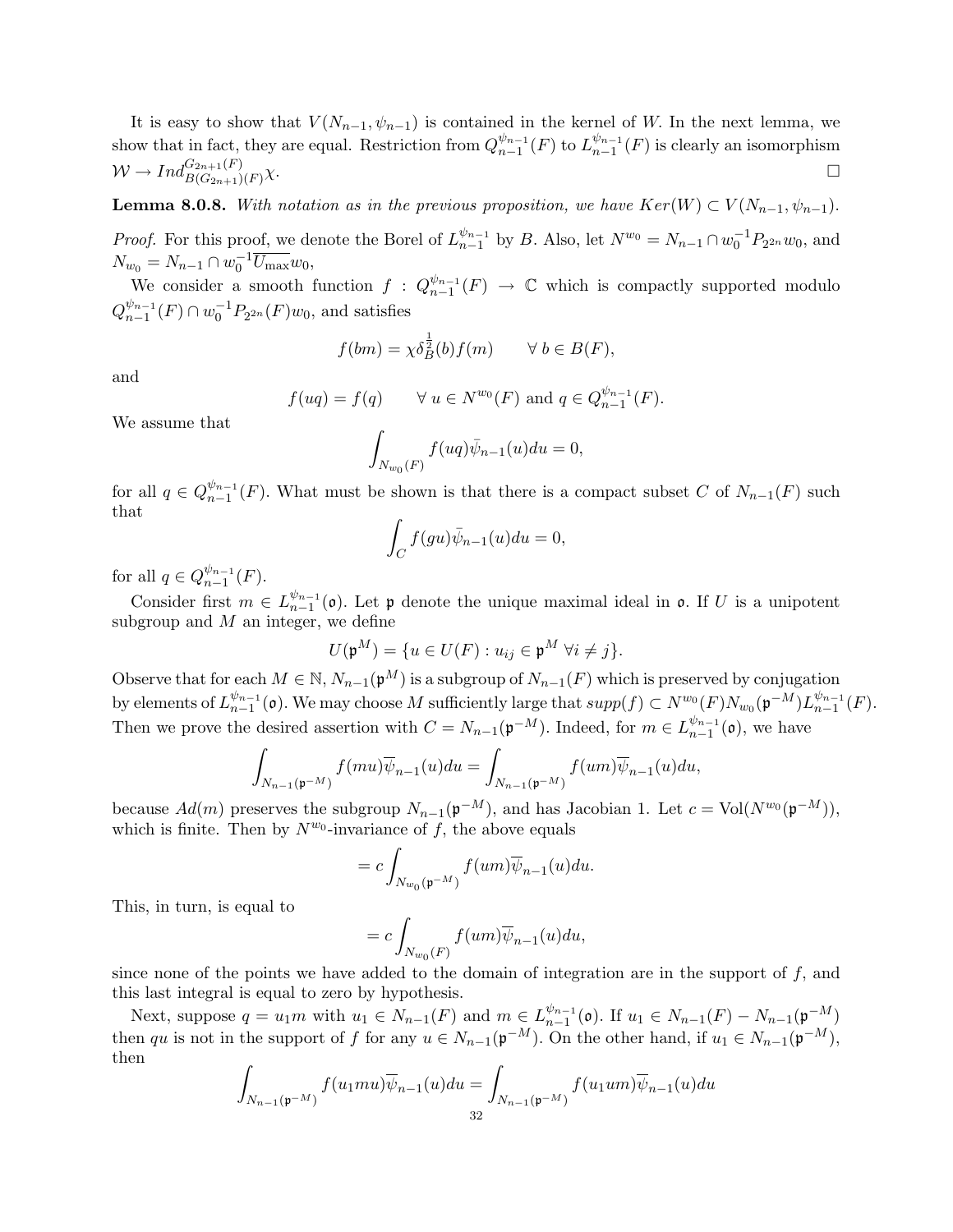It is easy to show that $V(N_{n-1}, \psi_{n-1})$ is contained in the kernel of $W$. In the next lemma, we show that in fact, they are equal. Restriction from $Q_{n-1}^{\psi_{n-1}}(F)$ to $L_{n-1}^{\psi_{n-1}}(F)$ is clearly an isomorphism $\mathcal{W} \to Ind_{B(G_{2n+1})(F)}^{G_{2n+1}(F)}\chi$. $\square$

**Lemma 8.0.8.** *With notation as in the previous proposition, we have $Ker(W) \subset V(N_{n-1}, \psi_{n-1})$.*

*Proof.* For this proof, we denote the Borel of $L_{n-1}^{\psi_{n-1}}$ by $B$. Also, let $N^{w_0} = N_{n-1} \cap w_0^{-1} P_{2^{2n}} w_0$, and $N_{w_0} = N_{n-1} \cap w_0^{-1} \overline{U_{\max}} w_0$,

We consider a smooth function $f : Q_{n-1}^{\psi_{n-1}}(F) \to \mathbb{C}$ which is compactly supported modulo $Q_{n-1}^{\psi_{n-1}}(F) \cap w_0^{-1} P_{2^{2n}}(F) w_0$, and satisfies

$$f(bm) = \chi\delta_B^{\frac{1}{2}}(b) f(m) \qquad \forall\ b \in B(F),$$

and

$$f(uq) = f(q) \qquad \forall\ u \in N^{w_0}(F) \text{ and } q \in Q_{n-1}^{\psi_{n-1}}(F).$$

We assume that

$$\int_{N_{w_0}(F)} f(uq)\bar{\psi}_{n-1}(u)du = 0,$$

for all $q \in Q_{n-1}^{\psi_{n-1}}(F)$. What must be shown is that there is a compact subset $C$ of $N_{n-1}(F)$ such that

$$\int_C f(gu)\bar{\psi}_{n-1}(u)du = 0,$$

for all $q \in Q_{n-1}^{\psi_{n-1}}(F)$.

Consider first $m \in L_{n-1}^{\psi_{n-1}}(\mathfrak{o})$. Let $\mathfrak{p}$ denote the unique maximal ideal in $\mathfrak{o}$. If $U$ is a unipotent subgroup and $M$ an integer, we define

$$U(\mathfrak{p}^M) = \{u \in U(F) : u_{ij} \in \mathfrak{p}^M\ \forall i \neq j\}.$$

Observe that for each $M \in \mathbb{N}$, $N_{n-1}(\mathfrak{p}^M)$ is a subgroup of $N_{n-1}(F)$ which is preserved by conjugation by elements of $L_{n-1}^{\psi_{n-1}}(\mathfrak{o})$. We may choose $M$ sufficiently large that $supp(f) \subset N^{w_0}(F) N_{w_0}(\mathfrak{p}^{-M}) L_{n-1}^{\psi_{n-1}}(F)$. Then we prove the desired assertion with $C = N_{n-1}(\mathfrak{p}^{-M})$. Indeed, for $m \in L_{n-1}^{\psi_{n-1}}(\mathfrak{o})$, we have

$$\int_{N_{n-1}(\mathfrak{p}^{-M})} f(mu)\overline{\psi}_{n-1}(u)du = \int_{N_{n-1}(\mathfrak{p}^{-M})} f(um)\overline{\psi}_{n-1}(u)du,$$

because $Ad(m)$ preserves the subgroup $N_{n-1}(\mathfrak{p}^{-M})$, and has Jacobian 1. Let $c = \mathrm{Vol}(N^{w_0}(\mathfrak{p}^{-M}))$, which is finite. Then by $N^{w_0}$-invariance of $f$, the above equals

$$= c\int_{N_{w_0}(\mathfrak{p}^{-M})} f(um)\overline{\psi}_{n-1}(u)du.$$

This, in turn, is equal to

$$= c\int_{N_{w_0}(F)} f(um)\overline{\psi}_{n-1}(u)du,$$

since none of the points we have added to the domain of integration are in the support of $f$, and this last integral is equal to zero by hypothesis.

Next, suppose $q = u_1 m$ with $u_1 \in N_{n-1}(F)$ and $m \in L_{n-1}^{\psi_{n-1}}(\mathfrak{o})$. If $u_1 \in N_{n-1}(F) - N_{n-1}(\mathfrak{p}^{-M})$ then $qu$ is not in the support of $f$ for any $u \in N_{n-1}(\mathfrak{p}^{-M})$. On the other hand, if $u_1 \in N_{n-1}(\mathfrak{p}^{-M})$, then

$$\int_{N_{n-1}(\mathfrak{p}^{-M})} f(u_1 mu)\overline{\psi}_{n-1}(u)du = \int_{N_{n-1}(\mathfrak{p}^{-M})} f(u_1 um)\overline{\psi}_{n-1}(u)du$$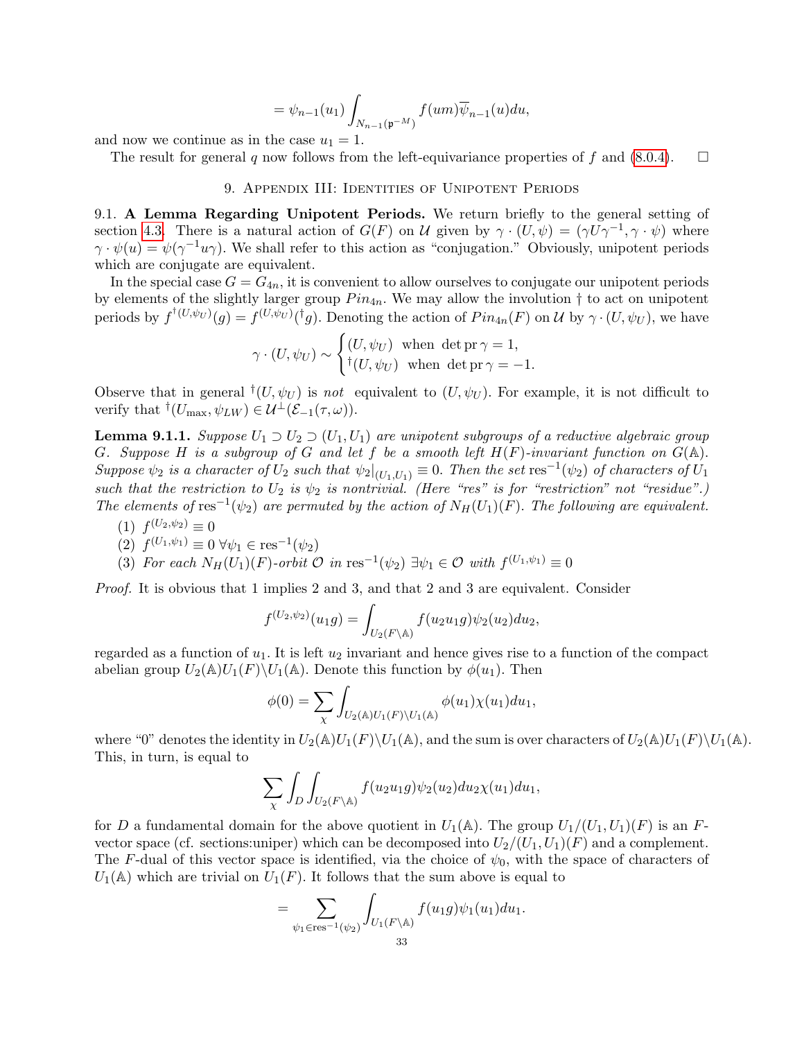$$= \psi_{n-1}(u_1) \int_{N_{n-1}(\mathfrak{p}^{-M})} f(um)\overline{\psi}_{n-1}(u)du,$$

and now we continue as in the case $u_1 = 1$.

The result for general $q$ now follows from the left-equivariance properties of $f$ and (8.0.4). $\square$

## 9. Appendix III: Identities of Unipotent Periods

**9.1. A Lemma Regarding Unipotent Periods.** We return briefly to the general setting of section 4.3. There is a natural action of $G(F)$ on $\mathcal{U}$ given by $\gamma \cdot (U, \psi) = (\gamma U \gamma^{-1}, \gamma \cdot \psi)$ where $\gamma \cdot \psi(u) = \psi(\gamma^{-1} u \gamma)$. We shall refer to this action as "conjugation." Obviously, unipotent periods which are conjugate are equivalent.

In the special case $G = G_{4n}$, it is convenient to allow ourselves to conjugate our unipotent periods by elements of the slightly larger group $Pin_{4n}$. We may allow the involution $\dagger$ to act on unipotent periods by $f^{\dagger(U,\psi_U)}(g) = f^{(U,\psi_U)}({}^{\dagger}g)$. Denoting the action of $Pin_{4n}(F)$ on $\mathcal{U}$ by $\gamma \cdot (U, \psi_U)$, we have

$$\gamma \cdot (U, \psi_U) \sim \begin{cases} (U, \psi_U) & \text{when } \det \operatorname{pr} \gamma = 1, \\ {}^{\dagger}(U, \psi_U) & \text{when } \det \operatorname{pr} \gamma = -1. \end{cases}$$

Observe that in general ${}^{\dagger}(U, \psi_U)$ is *not* equivalent to $(U, \psi_U)$. For example, it is not difficult to verify that ${}^{\dagger}(U_{\max}, \psi_{LW}) \in \mathcal{U}^{\perp}(\mathcal{E}_{-1}(\tau, \omega))$.

**Lemma 9.1.1.** *Suppose $U_1 \supset U_2 \supset (U_1, U_1)$ are unipotent subgroups of a reductive algebraic group $G$. Suppose $H$ is a subgroup of $G$ and let $f$ be a smooth left $H(F)$-invariant function on $G(\mathbb{A})$. Suppose $\psi_2$ is a character of $U_2$ such that $\psi_2|_{(U_1,U_1)} \equiv 0$. Then the set $\operatorname{res}^{-1}(\psi_2)$ of characters of $U_1$ such that the restriction to $U_2$ is $\psi_2$ is nontrivial. (Here "res" is for "restriction" not "residue".) The elements of $\operatorname{res}^{-1}(\psi_2)$ are permuted by the action of $N_H(U_1)(F)$. The following are equivalent.*

1. $f^{(U_2,\psi_2)} \equiv 0$
2. $f^{(U_1,\psi_1)} \equiv 0 \ \forall \psi_1 \in \operatorname{res}^{-1}(\psi_2)$
3. *For each $N_H(U_1)(F)$-orbit $\mathcal{O}$ in $\operatorname{res}^{-1}(\psi_2)$ $\exists \psi_1 \in \mathcal{O}$ with $f^{(U_1,\psi_1)} \equiv 0$*

*Proof.* It is obvious that 1 implies 2 and 3, and that 2 and 3 are equivalent. Consider

$$f^{(U_2,\psi_2)}(u_1 g) = \int_{U_2(F\backslash\mathbb{A})} f(u_2 u_1 g)\psi_2(u_2)du_2,$$

regarded as a function of $u_1$. It is left $u_2$ invariant and hence gives rise to a function of the compact abelian group $U_2(\mathbb{A})U_1(F)\backslash U_1(\mathbb{A})$. Denote this function by $\phi(u_1)$. Then

$$\phi(0) = \sum_{\chi} \int_{U_2(\mathbb{A})U_1(F)\backslash U_1(\mathbb{A})} \phi(u_1)\chi(u_1)du_1,$$

where "0" denotes the identity in $U_2(\mathbb{A})U_1(F)\backslash U_1(\mathbb{A})$, and the sum is over characters of $U_2(\mathbb{A})U_1(F)\backslash U_1(\mathbb{A})$. This, in turn, is equal to

$$\sum_{\chi} \int_D \int_{U_2(F\backslash\mathbb{A})} f(u_2 u_1 g)\psi_2(u_2)du_2 \chi(u_1)du_1,$$

for $D$ a fundamental domain for the above quotient in $U_1(\mathbb{A})$. The group $U_1/(U_1, U_1)(F)$ is an $F$-vector space (cf. sections:uniper) which can be decomposed into $U_2/(U_1, U_1)(F)$ and a complement. The $F$-dual of this vector space is identified, via the choice of $\psi_0$, with the space of characters of $U_1(\mathbb{A})$ which are trivial on $U_1(F)$. It follows that the sum above is equal to

$$= \sum_{\psi_1 \in \operatorname{res}^{-1}(\psi_2)} \int_{U_1(F\backslash\mathbb{A})} f(u_1 g)\psi_1(u_1)du_1.$$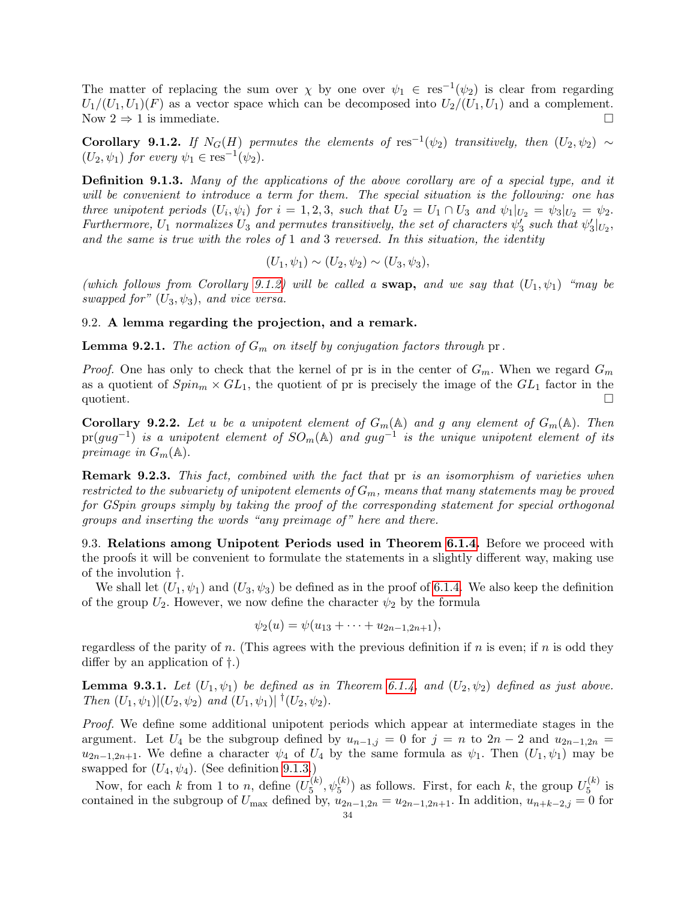The matter of replacing the sum over $\chi$ by one over $\psi_1 \in \operatorname{res}^{-1}(\psi_2)$ is clear from regarding $U_1/(U_1,U_1)(F)$ as a vector space which can be decomposed into $U_2/(U_1,U_1)$ and a complement. Now $2 \Rightarrow 1$ is immediate. □

**Corollary 9.1.2.** *If $N_G(H)$ permutes the elements of $\operatorname{res}^{-1}(\psi_2)$ transitively, then $(U_2,\psi_2) \sim (U_2,\psi_1)$ for every $\psi_1 \in \operatorname{res}^{-1}(\psi_2)$.*

**Definition 9.1.3.** *Many of the applications of the above corollary are of a special type, and it will be convenient to introduce a term for them. The special situation is the following: one has three unipotent periods $(U_i,\psi_i)$ for $i = 1,2,3$, such that $U_2 = U_1 \cap U_3$ and $\psi_1|_{U_2} = \psi_3|_{U_2} = \psi_2$. Furthermore, $U_1$ normalizes $U_3$ and permutes transitively, the set of characters $\psi_3'$ such that $\psi_3'|_{U_2}$, and the same is true with the roles of 1 and 3 reversed. In this situation, the identity*

$$(U_1,\psi_1) \sim (U_2,\psi_2) \sim (U_3,\psi_3),$$

*(which follows from Corollary 9.1.2) will be called a* **swap,** *and we say that $(U_1,\psi_1)$ "may be swapped for" $(U_3,\psi_3)$, and vice versa.*

9.2. **A lemma regarding the projection, and a remark.**

**Lemma 9.2.1.** *The action of $G_m$ on itself by conjugation factors through* pr*.*

*Proof.* One has only to check that the kernel of pr is in the center of $G_m$. When we regard $G_m$ as a quotient of $Spin_m \times GL_1$, the quotient of pr is precisely the image of the $GL_1$ factor in the quotient. □

**Corollary 9.2.2.** *Let $u$ be a unipotent element of $G_m(\mathbb{A})$ and $g$ any element of $G_m(\mathbb{A})$. Then $\operatorname{pr}(gug^{-1})$ is a unipotent element of $SO_m(\mathbb{A})$ and $gug^{-1}$ is the unique unipotent element of its preimage in $G_m(\mathbb{A})$.*

**Remark 9.2.3.** *This fact, combined with the fact that* pr *is an isomorphism of varieties when restricted to the subvariety of unipotent elements of $G_m$, means that many statements may be proved for GSpin groups simply by taking the proof of the corresponding statement for special orthogonal groups and inserting the words "any preimage of" here and there.*

9.3. **Relations among Unipotent Periods used in Theorem 6.1.4.** Before we proceed with the proofs it will be convenient to formulate the statements in a slightly different way, making use of the involution $\dagger$.

We shall let $(U_1,\psi_1)$ and $(U_3,\psi_3)$ be defined as in the proof of 6.1.4. We also keep the definition of the group $U_2$. However, we now define the character $\psi_2$ by the formula

$$\psi_2(u) = \psi(u_{13} + \cdots + u_{2n-1,2n+1}),$$

regardless of the parity of $n$. (This agrees with the previous definition if $n$ is even; if $n$ is odd they differ by an application of $\dagger$.)

**Lemma 9.3.1.** *Let $(U_1,\psi_1)$ be defined as in Theorem 6.1.4, and $(U_2,\psi_2)$ defined as just above. Then $(U_1,\psi_1)|(U_2,\psi_2)$ and $(U_1,\psi_1)|^{\dagger}(U_2,\psi_2)$.*

*Proof.* We define some additional unipotent periods which appear at intermediate stages in the argument. Let $U_4$ be the subgroup defined by $u_{n-1,j} = 0$ for $j = n$ to $2n-2$ and $u_{2n-1,2n} = u_{2n-1,2n+1}$. We define a character $\psi_4$ of $U_4$ by the same formula as $\psi_1$. Then $(U_1,\psi_1)$ may be swapped for $(U_4,\psi_4)$. (See definition 9.1.3.)

Now, for each $k$ from 1 to $n$, define $(U_5^{(k)},\psi_5^{(k)})$ as follows. First, for each $k$, the group $U_5^{(k)}$ is contained in the subgroup of $U_{\max}$ defined by, $u_{2n-1,2n} = u_{2n-1,2n+1}$. In addition, $u_{n+k-2,j} = 0$ for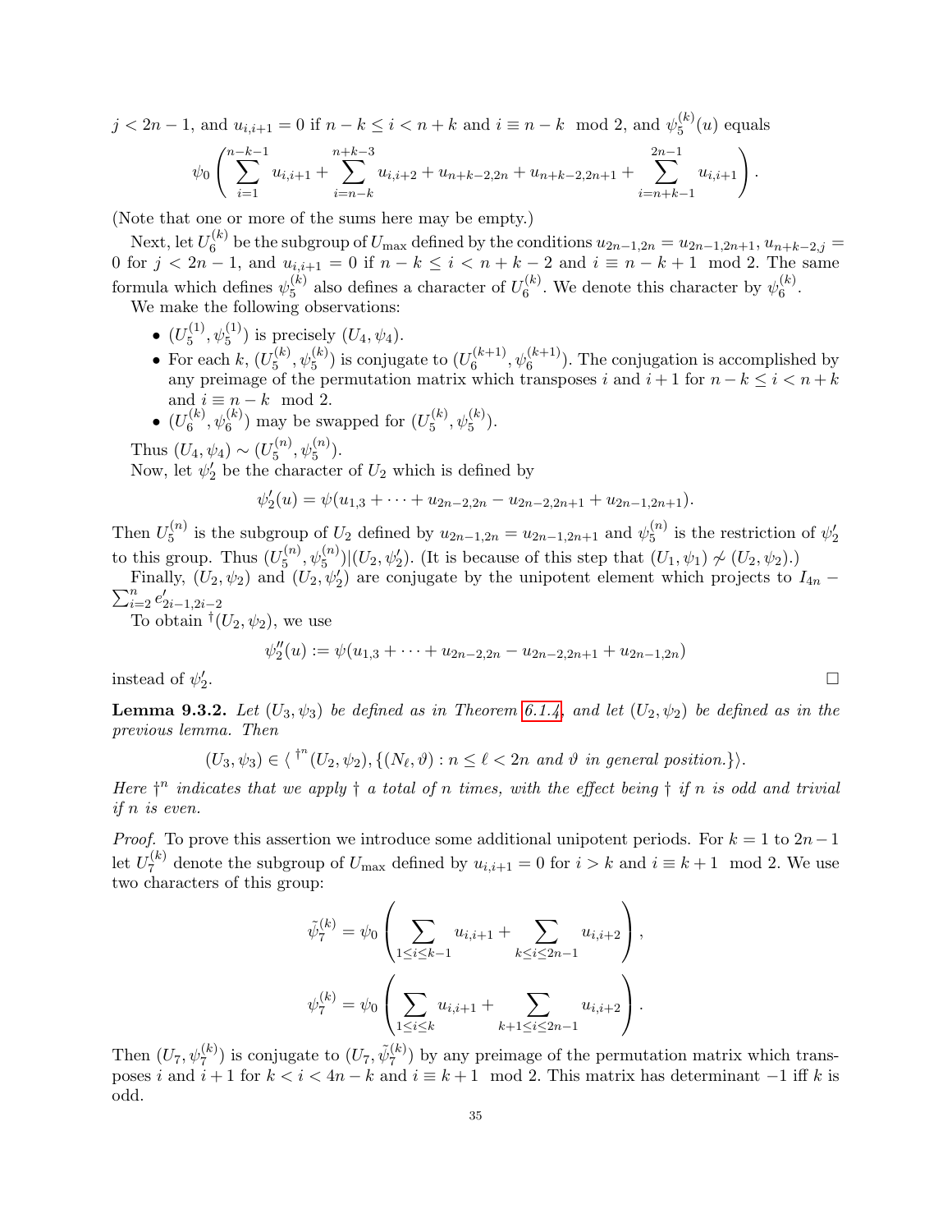$j < 2n-1$, and $u_{i,i+1} = 0$ if $n-k \le i < n+k$ and $i \equiv n-k \mod 2$, and $\psi_5^{(k)}(u)$ equals

$$\psi_0\left(\sum_{i=1}^{n-k-1} u_{i,i+1} + \sum_{i=n-k}^{n+k-3} u_{i,i+2} + u_{n+k-2,2n} + u_{n+k-2,2n+1} + \sum_{i=n+k-1}^{2n-1} u_{i,i+1}\right).$$

(Note that one or more of the sums here may be empty.)

Next, let $U_6^{(k)}$ be the subgroup of $U_{\max}$ defined by the conditions $u_{2n-1,2n} = u_{2n-1,2n+1}$, $u_{n+k-2,j} = 0$ for $j < 2n-1$, and $u_{i,i+1} = 0$ if $n-k \le i < n+k-2$ and $i \equiv n-k+1 \mod 2$. The same formula which defines $\psi_5^{(k)}$ also defines a character of $U_6^{(k)}$. We denote this character by $\psi_6^{(k)}$.

We make the following observations:

- $(U_5^{(1)}, \psi_5^{(1)})$ is precisely $(U_4, \psi_4)$.
- For each $k$, $(U_5^{(k)}, \psi_5^{(k)})$ is conjugate to $(U_6^{(k+1)}, \psi_6^{(k+1)})$. The conjugation is accomplished by any preimage of the permutation matrix which transposes $i$ and $i+1$ for $n-k \le i < n+k$ and $i \equiv n-k \mod 2$.
- $(U_6^{(k)}, \psi_6^{(k)})$ may be swapped for $(U_5^{(k)}, \psi_5^{(k)})$.

Thus $(U_4, \psi_4) \sim (U_5^{(n)}, \psi_5^{(n)})$.

Now, let $\psi_2'$ be the character of $U_2$ which is defined by

$$\psi_2'(u) = \psi(u_{1,3} + \cdots + u_{2n-2,2n} - u_{2n-2,2n+1} + u_{2n-1,2n+1}).$$

Then $U_5^{(n)}$ is the subgroup of $U_2$ defined by $u_{2n-1,2n} = u_{2n-1,2n+1}$ and $\psi_5^{(n)}$ is the restriction of $\psi_2'$ to this group. Thus $(U_5^{(n)}, \psi_5^{(n)}) | (U_2, \psi_2')$. (It is because of this step that $(U_1, \psi_1) \not\sim (U_2, \psi_2)$.)

Finally, $(U_2, \psi_2)$ and $(U_2, \psi_2')$ are conjugate by the unipotent element which projects to $I_{4n} - \sum_{i=2}^{n} e'_{2i-1,2i-2}$

To obtain ${}^{\dagger}(U_2, \psi_2)$, we use

$$\psi_2''(u) := \psi(u_{1,3} + \cdots + u_{2n-2,2n} - u_{2n-2,2n+1} + u_{2n-1,2n})$$

instead of $\psi_2'$. $\square$

**Lemma 9.3.2.** *Let $(U_3, \psi_3)$ be defined as in Theorem 6.1.4, and let $(U_2, \psi_2)$ be defined as in the previous lemma. Then*

$$(U_3, \psi_3) \in \langle\, {}^{\dagger^n}(U_2, \psi_2), \{(N_\ell, \vartheta) : n \le \ell < 2n \text{ and } \vartheta \text{ in general position.}\}\rangle.$$

*Here $\dagger^n$ indicates that we apply $\dagger$ a total of $n$ times, with the effect being $\dagger$ if $n$ is odd and trivial if $n$ is even.*

*Proof.* To prove this assertion we introduce some additional unipotent periods. For $k = 1$ to $2n-1$ let $U_7^{(k)}$ denote the subgroup of $U_{\max}$ defined by $u_{i,i+1} = 0$ for $i > k$ and $i \equiv k+1 \mod 2$. We use two characters of this group:

$$\tilde{\psi}_7^{(k)} = \psi_0\left(\sum_{1 \le i \le k-1} u_{i,i+1} + \sum_{k \le i \le 2n-1} u_{i,i+2}\right),$$

$$\psi_7^{(k)} = \psi_0\left(\sum_{1 \le i \le k} u_{i,i+1} + \sum_{k+1 \le i \le 2n-1} u_{i,i+2}\right).$$

Then $(U_7, \psi_7^{(k)})$ is conjugate to $(U_7, \tilde{\psi}_7^{(k)})$ by any preimage of the permutation matrix which transposes $i$ and $i+1$ for $k < i < 4n-k$ and $i \equiv k+1 \mod 2$. This matrix has determinant $-1$ iff $k$ is odd.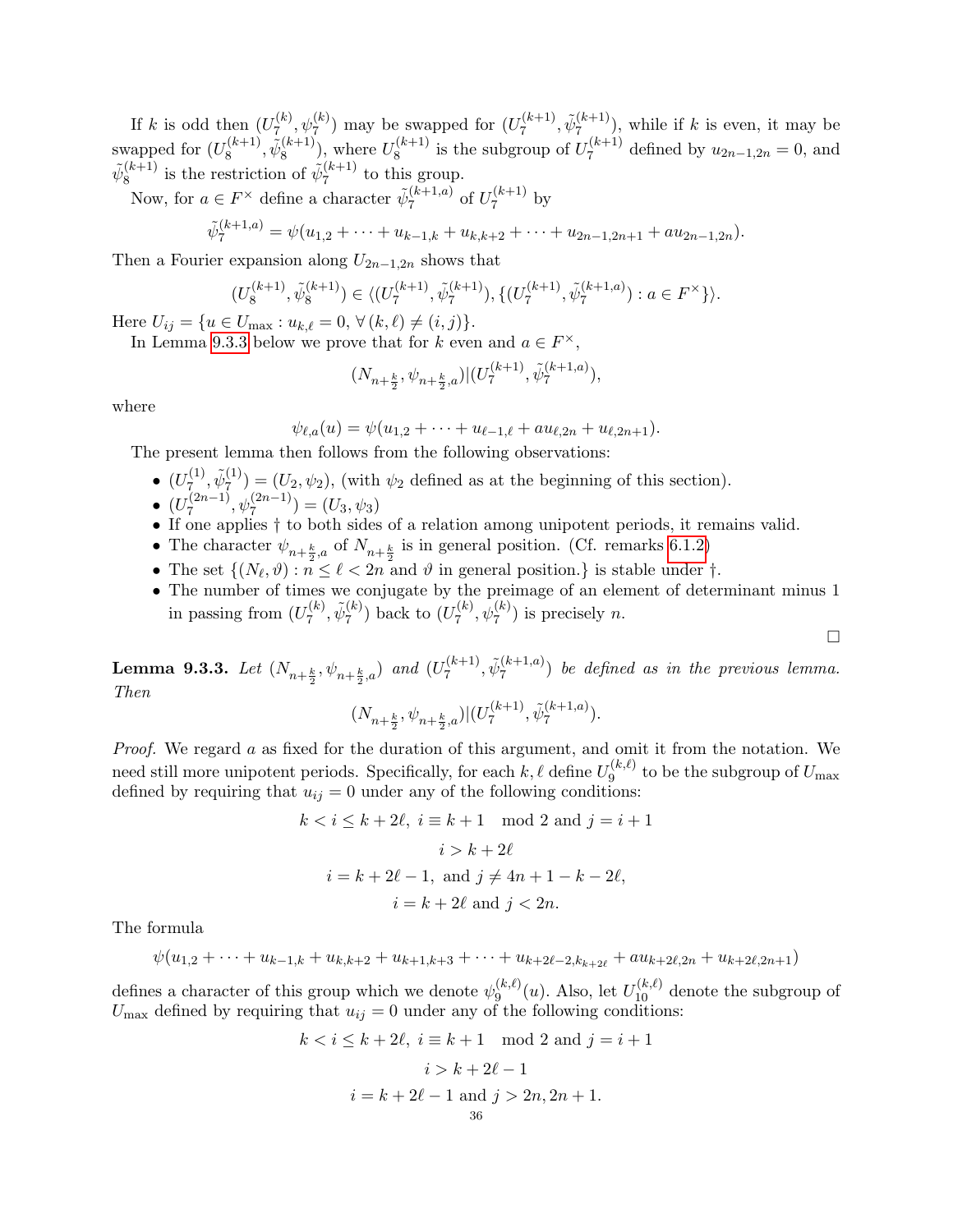If $k$ is odd then $(U_7^{(k)}, \psi_7^{(k)})$ may be swapped for $(U_7^{(k+1)}, \tilde{\psi}_7^{(k+1)})$, while if $k$ is even, it may be swapped for $(U_8^{(k+1)}, \tilde{\psi}_8^{(k+1)})$, where $U_8^{(k+1)}$ is the subgroup of $U_7^{(k+1)}$ defined by $u_{2n-1,2n} = 0$, and $\tilde{\psi}_8^{(k+1)}$ is the restriction of $\tilde{\psi}_7^{(k+1)}$ to this group.

Now, for $a \in F^\times$ define a character $\tilde{\psi}_7^{(k+1,a)}$ of $U_7^{(k+1)}$ by

$$\tilde{\psi}_7^{(k+1,a)} = \psi(u_{1,2} + \cdots + u_{k-1,k} + u_{k,k+2} + \cdots + u_{2n-1,2n+1} + au_{2n-1,2n}).$$

Then a Fourier expansion along $U_{2n-1,2n}$ shows that

$$(U_8^{(k+1)}, \tilde{\psi}_8^{(k+1)}) \in \langle (U_7^{(k+1)}, \tilde{\psi}_7^{(k+1)}), \{(U_7^{(k+1)}, \tilde{\psi}_7^{(k+1,a)}) : a \in F^\times\} \rangle.$$

Here $U_{ij} = \{u \in U_{\max} : u_{k,\ell} = 0, \forall (k,\ell) \neq (i,j)\}$.

In Lemma 9.3.3 below we prove that for $k$ even and $a \in F^\times$,

$$(N_{n+\frac{k}{2}}, \psi_{n+\frac{k}{2},a}) | (U_7^{(k+1)}, \tilde{\psi}_7^{(k+1,a)}),$$

where

$$\psi_{\ell,a}(u) = \psi(u_{1,2} + \cdots + u_{\ell-1,\ell} + au_{\ell,2n} + u_{\ell,2n+1}).$$

The present lemma then follows from the following observations:

- $(U_7^{(1)}, \tilde{\psi}_7^{(1)}) = (U_2, \psi_2)$, (with $\psi_2$ defined as at the beginning of this section).
- $(U_7^{(2n-1)}, \psi_7^{(2n-1)}) = (U_3, \psi_3)$
- If one applies † to both sides of a relation among unipotent periods, it remains valid.
- The character $\psi_{n+\frac{k}{2},a}$ of $N_{n+\frac{k}{2}}$ is in general position. (Cf. remarks 6.1.2)
- The set $\{(N_\ell, \vartheta) : n \le \ell < 2n$ and $\vartheta$ in general position.$\}$ is stable under †.
- The number of times we conjugate by the preimage of an element of determinant minus 1 in passing from $(U_7^{(k)}, \tilde{\psi}_7^{(k)})$ back to $(U_7^{(k)}, \psi_7^{(k)})$ is precisely $n$.

□

**Lemma 9.3.3.** *Let $(N_{n+\frac{k}{2}}, \psi_{n+\frac{k}{2},a})$ and $(U_7^{(k+1)}, \tilde{\psi}_7^{(k+1,a)})$ be defined as in the previous lemma. Then*

$$(N_{n+\frac{k}{2}}, \psi_{n+\frac{k}{2},a}) | (U_7^{(k+1)}, \tilde{\psi}_7^{(k+1,a)}).$$

*Proof.* We regard $a$ as fixed for the duration of this argument, and omit it from the notation. We need still more unipotent periods. Specifically, for each $k, \ell$ define $U_9^{(k,\ell)}$ to be the subgroup of $U_{\max}$ defined by requiring that $u_{ij} = 0$ under any of the following conditions:

$$k < i \le k + 2\ell,\ i \equiv k+1 \mod 2 \text{ and } j = i+1$$
$$i > k + 2\ell$$
$$i = k + 2\ell - 1, \text{ and } j \neq 4n + 1 - k - 2\ell,$$
$$i = k + 2\ell \text{ and } j < 2n.$$

The formula

$$\psi(u_{1,2} + \cdots + u_{k-1,k} + u_{k,k+2} + u_{k+1,k+3} + \cdots + u_{k+2\ell-2,k_{k+2\ell}} + au_{k+2\ell,2n} + u_{k+2\ell,2n+1})$$

defines a character of this group which we denote $\psi_9^{(k,\ell)}(u)$. Also, let $U_{10}^{(k,\ell)}$ denote the subgroup of $U_{\max}$ defined by requiring that $u_{ij} = 0$ under any of the following conditions:

$$k < i \le k + 2\ell,\ i \equiv k+1 \mod 2 \text{ and } j = i+1$$
$$i > k + 2\ell - 1$$
$$i = k + 2\ell - 1 \text{ and } j > 2n, 2n+1.$$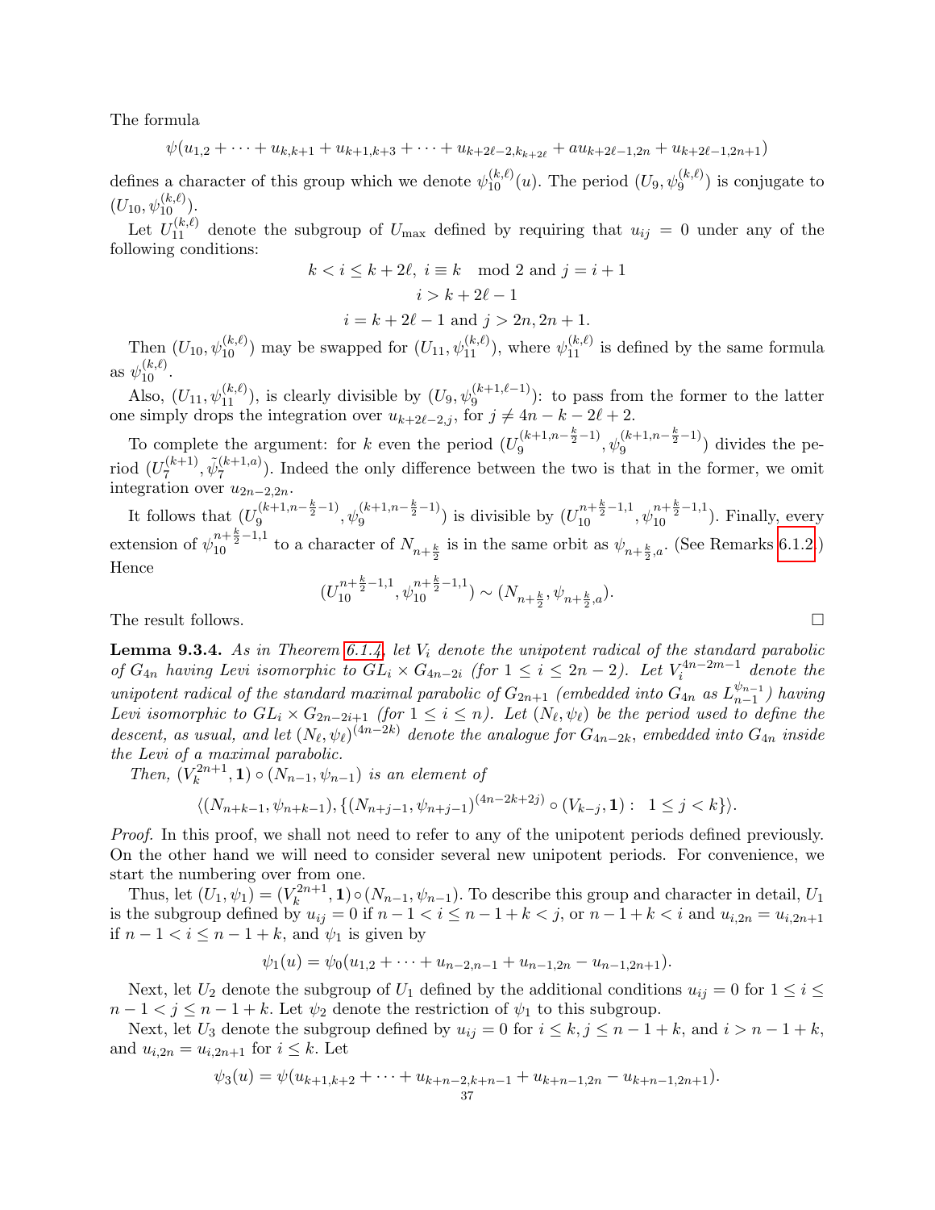The formula

$$\psi(u_{1,2}+\cdots+u_{k,k+1}+u_{k+1,k+3}+\cdots+u_{k+2\ell-2,k_{k+2\ell}}+au_{k+2\ell-1,2n}+u_{k+2\ell-1,2n+1})$$

defines a character of this group which we denote $\psi_{10}^{(k,\ell)}(u)$. The period $(U_9,\psi_9^{(k,\ell)})$ is conjugate to $(U_{10},\psi_{10}^{(k,\ell)})$.

Let $U_{11}^{(k,\ell)}$ denote the subgroup of $U_{\max}$ defined by requiring that $u_{ij}=0$ under any of the following conditions:

$$k<i\le k+2\ell,\ i\equiv k \mod 2 \text{ and } j=i+1$$
$$i>k+2\ell-1$$
$$i=k+2\ell-1 \text{ and } j>2n,2n+1.$$

Then $(U_{10},\psi_{10}^{(k,\ell)})$ may be swapped for $(U_{11},\psi_{11}^{(k,\ell)})$, where $\psi_{11}^{(k,\ell)}$ is defined by the same formula as $\psi_{10}^{(k,\ell)}$.

Also, $(U_{11},\psi_{11}^{(k,\ell)})$, is clearly divisible by $(U_9,\psi_9^{(k+1,\ell-1)})$: to pass from the former to the latter one simply drops the integration over $u_{k+2\ell-2,j}$, for $j\ne 4n-k-2\ell+2$.

To complete the argument: for $k$ even the period $(U_9^{(k+1,n-\frac{k}{2}-1)},\psi_9^{(k+1,n-\frac{k}{2}-1)})$ divides the period $(U_7^{(k+1)},\tilde\psi_7^{(k+1,a)})$. Indeed the only difference between the two is that in the former, we omit integration over $u_{2n-2,2n}$.

It follows that $(U_9^{(k+1,n-\frac{k}{2}-1)},\psi_9^{(k+1,n-\frac{k}{2}-1)})$ is divisible by $(U_{10}^{n+\frac{k}{2}-1,1},\psi_{10}^{n+\frac{k}{2}-1,1})$. Finally, every extension of $\psi_{10}^{n+\frac{k}{2}-1,1}$ to a character of $N_{n+\frac{k}{2}}$ is in the same orbit as $\psi_{n+\frac{k}{2},a}$. (See Remarks 6.1.2.) Hence

$$(U_{10}^{n+\frac{k}{2}-1,1},\psi_{10}^{n+\frac{k}{2}-1,1})\sim(N_{n+\frac{k}{2}},\psi_{n+\frac{k}{2},a}).$$

The result follows. □

**Lemma 9.3.4.** *As in Theorem 6.1.4, let $V_i$ denote the unipotent radical of the standard parabolic of $G_{4n}$ having Levi isomorphic to $GL_i\times G_{4n-2i}$ (for $1\le i\le 2n-2$). Let $V_i^{4n-2m-1}$ denote the unipotent radical of the standard maximal parabolic of $G_{2n+1}$ (embedded into $G_{4n}$ as $L_{n-1}^{\psi_{n-1}}$) having Levi isomorphic to $GL_i\times G_{2n-2i+1}$ (for $1\le i\le n$). Let $(N_\ell,\psi_\ell)$ be the period used to define the descent, as usual, and let $(N_\ell,\psi_\ell)^{(4n-2k)}$ denote the analogue for $G_{4n-2k}$, embedded into $G_{4n}$ inside the Levi of a maximal parabolic.*

*Then, $(V_k^{2n+1},\mathbf{1})\circ(N_{n-1},\psi_{n-1})$ is an element of*

$$\langle(N_{n+k-1},\psi_{n+k-1}),\{(N_{n+j-1},\psi_{n+j-1})^{(4n-2k+2j)}\circ(V_{k-j},\mathbf{1}):\ \ 1\le j<k\}\rangle.$$

*Proof.* In this proof, we shall not need to refer to any of the unipotent periods defined previously. On the other hand we will need to consider several new unipotent periods. For convenience, we start the numbering over from one.

Thus, let $(U_1,\psi_1)=(V_k^{2n+1},\mathbf{1})\circ(N_{n-1},\psi_{n-1})$. To describe this group and character in detail, $U_1$ is the subgroup defined by $u_{ij}=0$ if $n-1<i\le n-1+k<j$, or $n-1+k<i$ and $u_{i,2n}=u_{i,2n+1}$ if $n-1<i\le n-1+k$, and $\psi_1$ is given by

$$\psi_1(u)=\psi_0(u_{1,2}+\cdots+u_{n-2,n-1}+u_{n-1,2n}-u_{n-1,2n+1}).$$

Next, let $U_2$ denote the subgroup of $U_1$ defined by the additional conditions $u_{ij}=0$ for $1\le i\le n-1<j\le n-1+k$. Let $\psi_2$ denote the restriction of $\psi_1$ to this subgroup.

Next, let $U_3$ denote the subgroup defined by $u_{ij}=0$ for $i\le k, j\le n-1+k$, and $i>n-1+k$, and $u_{i,2n}=u_{i,2n+1}$ for $i\le k$. Let

$$\psi_3(u)=\psi(u_{k+1,k+2}+\cdots+u_{k+n-2,k+n-1}+u_{k+n-1,2n}-u_{k+n-1,2n+1}).$$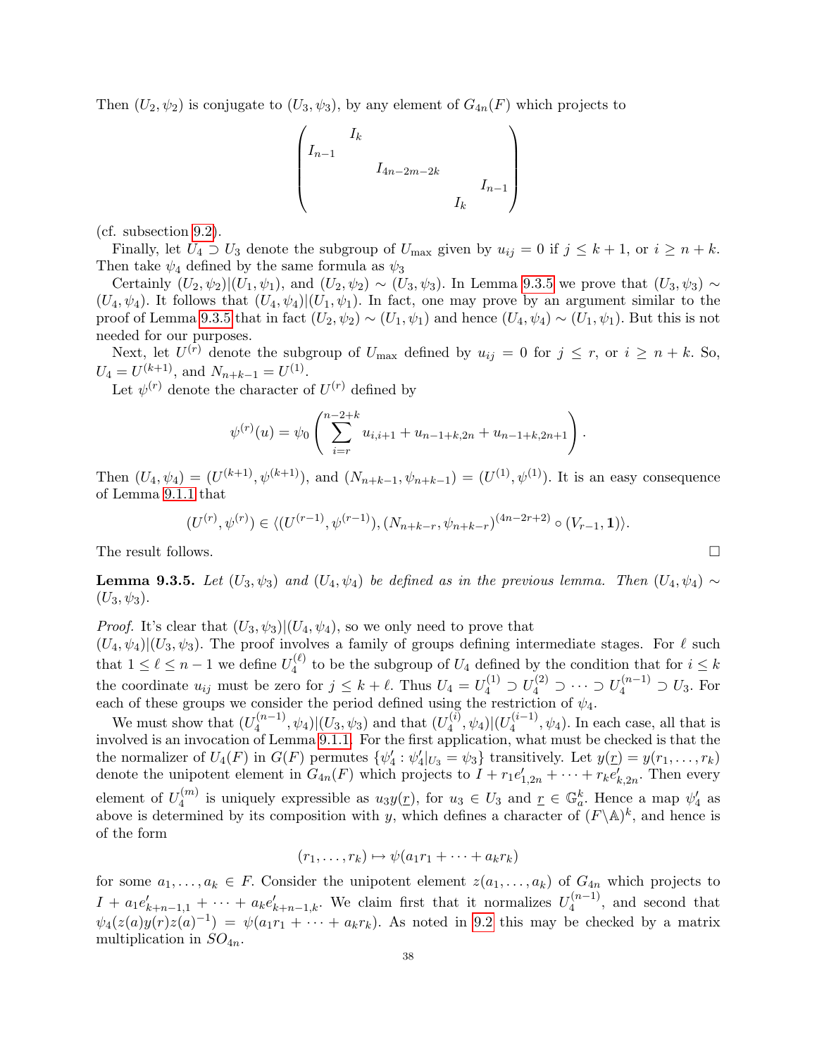Then $(U_2, \psi_2)$ is conjugate to $(U_3, \psi_3)$, by any element of $G_{4n}(F)$ which projects to

$$\begin{pmatrix} & I_k & & & \\ I_{n-1} & & & & \\ & & I_{4n-2m-2k} & & \\ & & & & I_{n-1} \\ & & & I_k & \end{pmatrix}$$

(cf. subsection 9.2).

Finally, let $U_4 \supset U_3$ denote the subgroup of $U_{\max}$ given by $u_{ij} = 0$ if $j \le k+1$, or $i \ge n+k$. Then take $\psi_4$ defined by the same formula as $\psi_3$

Certainly $(U_2, \psi_2)|(U_1, \psi_1)$, and $(U_2, \psi_2) \sim (U_3, \psi_3)$. In Lemma 9.3.5 we prove that $(U_3, \psi_3) \sim (U_4, \psi_4)$. It follows that $(U_4, \psi_4)|(U_1, \psi_1)$. In fact, one may prove by an argument similar to the proof of Lemma 9.3.5 that in fact $(U_2, \psi_2) \sim (U_1, \psi_1)$ and hence $(U_4, \psi_4) \sim (U_1, \psi_1)$. But this is not needed for our purposes.

Next, let $U^{(r)}$ denote the subgroup of $U_{\max}$ defined by $u_{ij} = 0$ for $j \le r$, or $i \ge n+k$. So, $U_4 = U^{(k+1)}$, and $N_{n+k-1} = U^{(1)}$.

Let $\psi^{(r)}$ denote the character of $U^{(r)}$ defined by

$$\psi^{(r)}(u) = \psi_0\left(\sum_{i=r}^{n-2+k} u_{i,i+1} + u_{n-1+k,2n} + u_{n-1+k,2n+1}\right).$$

Then $(U_4, \psi_4) = (U^{(k+1)}, \psi^{(k+1)})$, and $(N_{n+k-1}, \psi_{n+k-1}) = (U^{(1)}, \psi^{(1)})$. It is an easy consequence of Lemma 9.1.1 that

$$(U^{(r)}, \psi^{(r)}) \in \langle (U^{(r-1)}, \psi^{(r-1)}), (N_{n+k-r}, \psi_{n+k-r})^{(4n-2r+2)} \circ (V_{r-1}, \mathbf{1})\rangle.$$

The result follows. $\square$

**Lemma 9.3.5.** *Let $(U_3, \psi_3)$ and $(U_4, \psi_4)$ be defined as in the previous lemma. Then $(U_4, \psi_4) \sim (U_3, \psi_3)$.*

*Proof.* It's clear that $(U_3, \psi_3)|(U_4, \psi_4)$, so we only need to prove that $(U_4, \psi_4)|(U_3, \psi_3)$. The proof involves a family of groups defining intermediate stages. For $\ell$ such that $1 \le \ell \le n-1$ we define $U_4^{(\ell)}$ to be the subgroup of $U_4$ defined by the condition that for $i \le k$ the coordinate $u_{ij}$ must be zero for $j \le k+\ell$. Thus $U_4 = U_4^{(1)} \supset U_4^{(2)} \supset \dots \supset U_4^{(n-1)} \supset U_3$. For each of these groups we consider the period defined using the restriction of $\psi_4$.

We must show that $(U_4^{(n-1)}, \psi_4)|(U_3, \psi_3)$ and that $(U_4^{(i)}, \psi_4)|(U_4^{(i-1)}, \psi_4)$. In each case, all that is involved is an invocation of Lemma 9.1.1. For the first application, what must be checked is that the the normalizer of $U_4(F)$ in $G(F)$ permutes $\{\psi_4' : \psi_4'|_{U_3} = \psi_3\}$ transitively. Let $y(\underline{r}) = y(r_1, \dots, r_k)$ denote the unipotent element in $G_{4n}(F)$ which projects to $I + r_1 e'_{1,2n} + \dots + r_k e'_{k,2n}$. Then every element of $U_4^{(m)}$ is uniquely expressible as $u_3 y(\underline{r})$, for $u_3 \in U_3$ and $\underline{r} \in \mathbb{G}_a^k$. Hence a map $\psi_4'$ as above is determined by its composition with $y$, which defines a character of $(F\backslash\mathbb{A})^k$, and hence is of the form

$$(r_1, \dots, r_k) \mapsto \psi(a_1 r_1 + \dots + a_k r_k)$$

for some $a_1, \dots, a_k \in F$. Consider the unipotent element $z(a_1, \dots, a_k)$ of $G_{4n}$ which projects to $I + a_1 e'_{k+n-1,1} + \dots + a_k e'_{k+n-1,k}$. We claim first that it normalizes $U_4^{(n-1)}$, and second that $\psi_4(z(a)y(r)z(a)^{-1}) = \psi(a_1 r_1 + \dots + a_k r_k)$. As noted in 9.2 this may be checked by a matrix multiplication in $SO_{4n}$.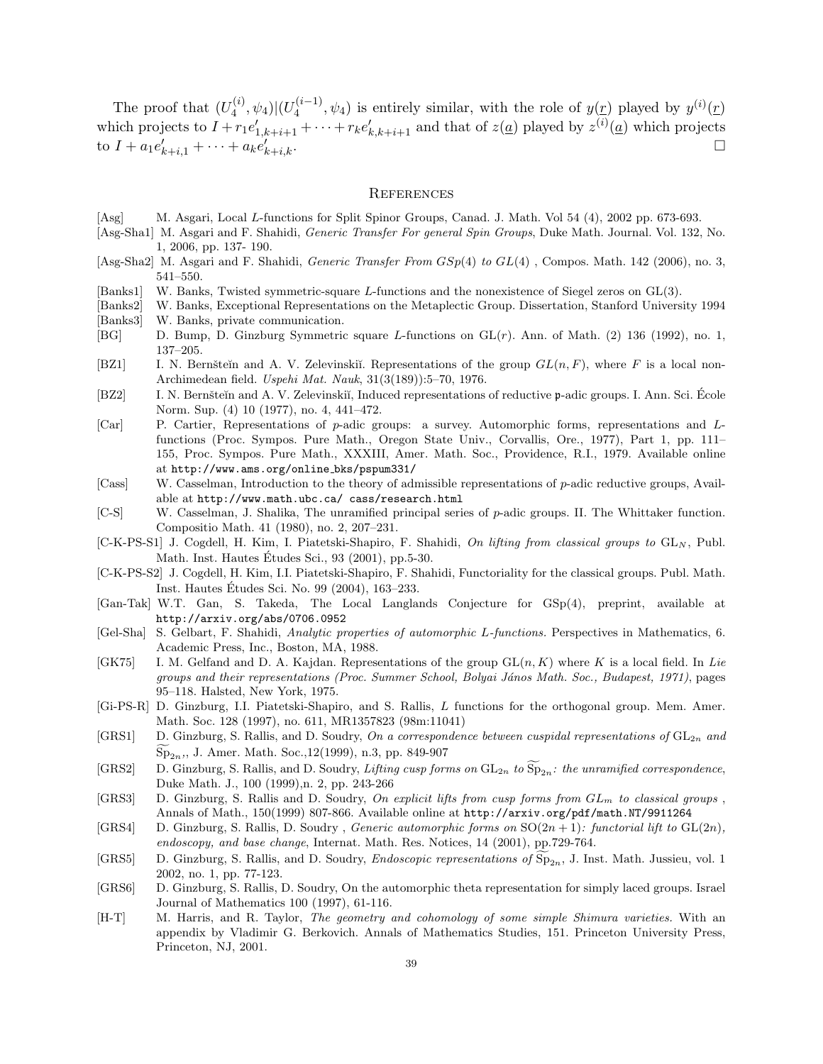The proof that $(U_4^{(i)}, \psi_4)|(U_4^{(i-1)}, \psi_4)$ is entirely similar, with the role of $y(\underline{r})$ played by $y^{(i)}(\underline{r})$ which projects to $I + r_1 e'_{1,k+i+1} + \cdots + r_k e'_{k,k+i+1}$ and that of $z(\underline{a})$ played by $z^{(i)}(\underline{a})$ which projects to $I + a_1 e'_{k+i,1} + \cdots + a_k e'_{k+i,k}$. □

## References

[Asg] M. Asgari, Local $L$-functions for Split Spinor Groups, Canad. J. Math. Vol 54 (4), 2002 pp. 673-693.

[Asg-Sha1] M. Asgari and F. Shahidi, *Generic Transfer For general Spin Groups*, Duke Math. Journal. Vol. 132, No. 1, 2006, pp. 137- 190.

[Asg-Sha2] M. Asgari and F. Shahidi, *Generic Transfer From $GSp(4)$ to $GL(4)$*, Compos. Math. 142 (2006), no. 3, 541–550.

[Banks1] W. Banks, Twisted symmetric-square $L$-functions and the nonexistence of Siegel zeros on GL(3).

[Banks2] W. Banks, Exceptional Representations on the Metaplectic Group. Dissertation, Stanford University 1994

[Banks3] W. Banks, private communication.

[BG] D. Bump, D. Ginzburg Symmetric square $L$-functions on $\mathrm{GL}(r)$. Ann. of Math. (2) 136 (1992), no. 1, 137–205.

[BZ1] I. N. Bernšteĭn and A. V. Zelevinskiĭ. Representations of the group $GL(n, F)$, where $F$ is a local non-Archimedean field. *Uspehi Mat. Nauk*, 31(3(189)):5–70, 1976.

[BZ2] I. N. Bernšteĭn and A. V. Zelevinskiĭ, Induced representations of reductive $\mathfrak{p}$-adic groups. I. Ann. Sci. École Norm. Sup. (4) 10 (1977), no. 4, 441–472.

[Car] P. Cartier, Representations of $p$-adic groups: a survey. Automorphic forms, representations and $L$-functions (Proc. Sympos. Pure Math., Oregon State Univ., Corvallis, Ore., 1977), Part 1, pp. 111–155, Proc. Sympos. Pure Math., XXXIII, Amer. Math. Soc., Providence, R.I., 1979. Available online at `http://www.ams.org/online_bks/pspum331/`

[Cass] W. Casselman, Introduction to the theory of admissible representations of $p$-adic reductive groups, Available at `http://www.math.ubc.ca/ cass/research.html`

[C-S] W. Casselman, J. Shalika, The unramified principal series of $p$-adic groups. II. The Whittaker function. Compositio Math. 41 (1980), no. 2, 207–231.

[C-K-PS-S1] J. Cogdell, H. Kim, I. Piatetski-Shapiro, F. Shahidi, *On lifting from classical groups to* $\mathrm{GL}_N$, Publ. Math. Inst. Hautes Études Sci., 93 (2001), pp.5-30.

[C-K-PS-S2] J. Cogdell, H. Kim, I.I. Piatetski-Shapiro, F. Shahidi, Functoriality for the classical groups. Publ. Math. Inst. Hautes Études Sci. No. 99 (2004), 163–233.

[Gan-Tak] W.T. Gan, S. Takeda, The Local Langlands Conjecture for GSp(4), preprint, available at `http://arxiv.org/abs/0706.0952`

[Gel-Sha] S. Gelbart, F. Shahidi, *Analytic properties of automorphic L-functions.* Perspectives in Mathematics, 6. Academic Press, Inc., Boston, MA, 1988.

[GK75] I. M. Gelfand and D. A. Kajdan. Representations of the group $\mathrm{GL}(n, K)$ where $K$ is a local field. In *Lie groups and their representations (Proc. Summer School, Bolyai János Math. Soc., Budapest, 1971)*, pages 95–118. Halsted, New York, 1975.

[Gi-PS-R] D. Ginzburg, I.I. Piatetski-Shapiro, and S. Rallis, $L$ functions for the orthogonal group. Mem. Amer. Math. Soc. 128 (1997), no. 611, MR1357823 (98m:11041)

[GRS1] D. Ginzburg, S. Rallis, and D. Soudry, *On a correspondence between cuspidal representations of* $\mathrm{GL}_{2n}$ *and* $\widetilde{\mathrm{Sp}}_{2n}$,, J. Amer. Math. Soc.,12(1999), n.3, pp. 849-907

[GRS2] D. Ginzburg, S. Rallis, and D. Soudry, *Lifting cusp forms on* $\mathrm{GL}_{2n}$ *to* $\widetilde{\mathrm{Sp}}_{2n}$*: the unramified correspondence*, Duke Math. J., 100 (1999),n. 2, pp. 243-266

[GRS3] D. Ginzburg, S. Rallis and D. Soudry, *On explicit lifts from cusp forms from $GL_m$ to classical groups* , Annals of Math., 150(1999) 807-866. Available online at `http://arxiv.org/pdf/math.NT/9911264`

[GRS4] D. Ginzburg, S. Rallis, D. Soudry , *Generic automorphic forms on* $\mathrm{SO}(2n+1)$*: functorial lift to* $\mathrm{GL}(2n)$*, endoscopy, and base change*, Internat. Math. Res. Notices, 14 (2001), pp.729-764.

[GRS5] D. Ginzburg, S. Rallis, and D. Soudry, *Endoscopic representations of* $\widetilde{\mathrm{Sp}}_{2n}$, J. Inst. Math. Jussieu, vol. 1 2002, no. 1, pp. 77-123.

[GRS6] D. Ginzburg, S. Rallis, D. Soudry, On the automorphic theta representation for simply laced groups. Israel Journal of Mathematics 100 (1997), 61-116.

[H-T] M. Harris, and R. Taylor, *The geometry and cohomology of some simple Shimura varieties.* With an appendix by Vladimir G. Berkovich. Annals of Mathematics Studies, 151. Princeton University Press, Princeton, NJ, 2001.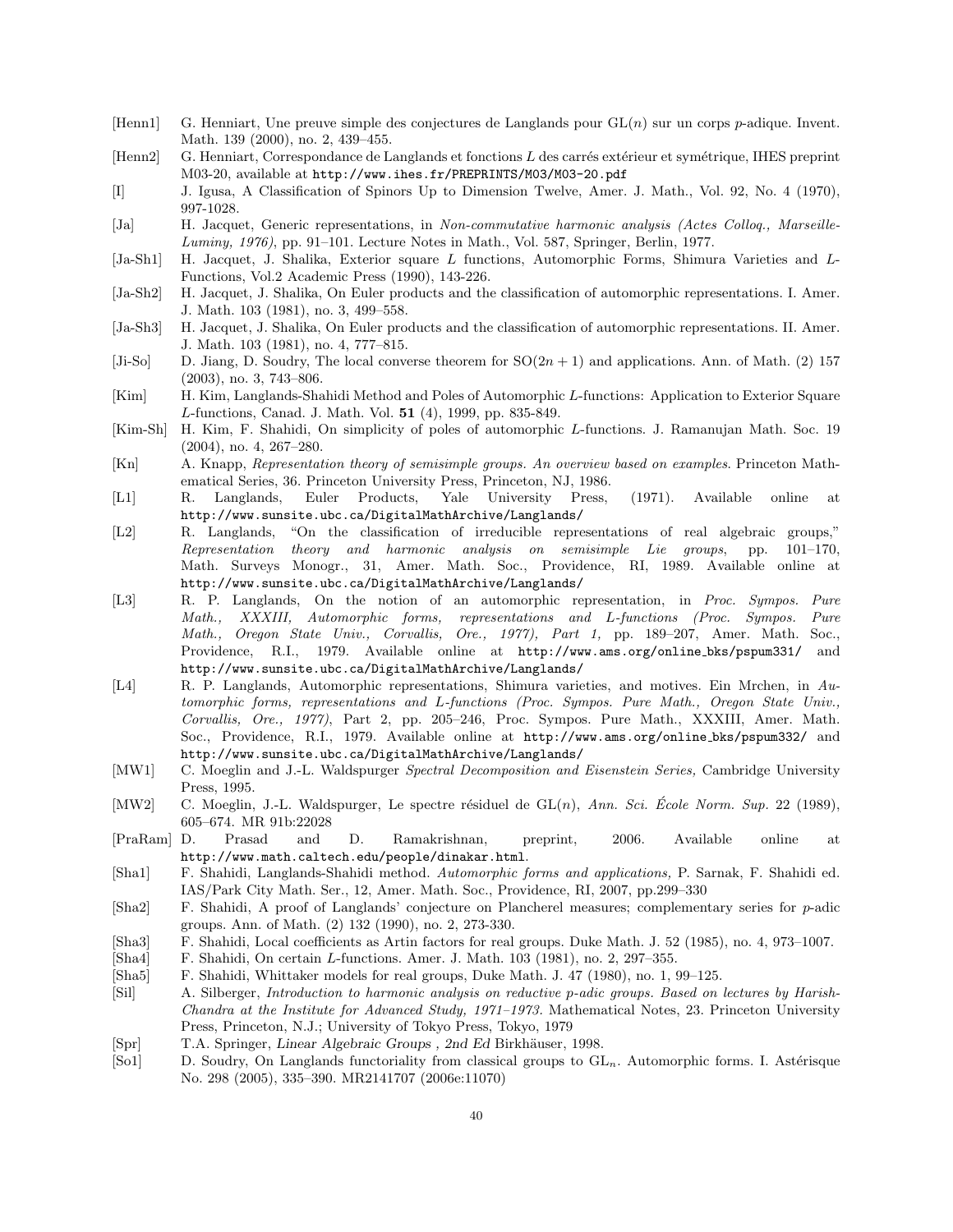[Henn1] G. Henniart, Une preuve simple des conjectures de Langlands pour $\mathrm{GL}(n)$ sur un corps $p$-adique. Invent. Math. 139 (2000), no. 2, 439–455.

[Henn2] G. Henniart, Correspondance de Langlands et fonctions $L$ des carrés extérieur et symétrique, IHES preprint M03-20, available at http://www.ihes.fr/PREPRINTS/M03/M03-20.pdf

[I] J. Igusa, A Classification of Spinors Up to Dimension Twelve, Amer. J. Math., Vol. 92, No. 4 (1970), 997-1028.

[Ja] H. Jacquet, Generic representations, in *Non-commutative harmonic analysis (Actes Colloq., Marseille-Luminy, 1976)*, pp. 91–101. Lecture Notes in Math., Vol. 587, Springer, Berlin, 1977.

[Ja-Sh1] H. Jacquet, J. Shalika, Exterior square $L$ functions, Automorphic Forms, Shimura Varieties and $L$-Functions, Vol.2 Academic Press (1990), 143-226.

[Ja-Sh2] H. Jacquet, J. Shalika, On Euler products and the classification of automorphic representations. I. Amer. J. Math. 103 (1981), no. 3, 499–558.

[Ja-Sh3] H. Jacquet, J. Shalika, On Euler products and the classification of automorphic representations. II. Amer. J. Math. 103 (1981), no. 4, 777–815.

[Ji-So] D. Jiang, D. Soudry, The local converse theorem for $\mathrm{SO}(2n+1)$ and applications. Ann. of Math. (2) 157 (2003), no. 3, 743–806.

[Kim] H. Kim, Langlands-Shahidi Method and Poles of Automorphic $L$-functions: Application to Exterior Square $L$-functions, Canad. J. Math. Vol. **51** (4), 1999, pp. 835-849.

[Kim-Sh] H. Kim, F. Shahidi, On simplicity of poles of automorphic $L$-functions. J. Ramanujan Math. Soc. 19 (2004), no. 4, 267–280.

[Kn] A. Knapp, *Representation theory of semisimple groups. An overview based on examples*. Princeton Mathematical Series, 36. Princeton University Press, Princeton, NJ, 1986.

[L1] R. Langlands, Euler Products, Yale University Press, (1971). Available online at http://www.sunsite.ubc.ca/DigitalMathArchive/Langlands/

[L2] R. Langlands, "On the classification of irreducible representations of real algebraic groups," *Representation theory and harmonic analysis on semisimple Lie groups*, pp. 101–170, Math. Surveys Monogr., 31, Amer. Math. Soc., Providence, RI, 1989. Available online at http://www.sunsite.ubc.ca/DigitalMathArchive/Langlands/

[L3] R. P. Langlands, On the notion of an automorphic representation, in *Proc. Sympos. Pure Math., XXXIII, Automorphic forms, representations and L-functions (Proc. Sympos. Pure Math., Oregon State Univ., Corvallis, Ore., 1977), Part 1,* pp. 189–207, Amer. Math. Soc., Providence, R.I., 1979. Available online at http://www.ams.org/online_bks/pspum331/ and http://www.sunsite.ubc.ca/DigitalMathArchive/Langlands/

[L4] R. P. Langlands, Automorphic representations, Shimura varieties, and motives. Ein Mrchen, in *Automorphic forms, representations and L-functions (Proc. Sympos. Pure Math., Oregon State Univ., Corvallis, Ore., 1977)*, Part 2, pp. 205–246, Proc. Sympos. Pure Math., XXXIII, Amer. Math. Soc., Providence, R.I., 1979. Available online at http://www.ams.org/online_bks/pspum332/ and http://www.sunsite.ubc.ca/DigitalMathArchive/Langlands/

[MW1] C. Moeglin and J.-L. Waldspurger *Spectral Decomposition and Eisenstein Series,* Cambridge University Press, 1995.

[MW2] C. Moeglin, J.-L. Waldspurger, Le spectre résiduel de $\mathrm{GL}(n)$, *Ann. Sci. École Norm. Sup.* 22 (1989), 605–674. MR 91b:22028

[PraRam] D. Prasad and D. Ramakrishnan, preprint, 2006. Available online at http://www.math.caltech.edu/people/dinakar.html.

[Sha1] F. Shahidi, Langlands-Shahidi method. *Automorphic forms and applications,* P. Sarnak, F. Shahidi ed. IAS/Park City Math. Ser., 12, Amer. Math. Soc., Providence, RI, 2007, pp.299–330

[Sha2] F. Shahidi, A proof of Langlands' conjecture on Plancherel measures; complementary series for $p$-adic groups. Ann. of Math. (2) 132 (1990), no. 2, 273-330.

[Sha3] F. Shahidi, Local coefficients as Artin factors for real groups. Duke Math. J. 52 (1985), no. 4, 973–1007.

[Sha4] F. Shahidi, On certain $L$-functions. Amer. J. Math. 103 (1981), no. 2, 297–355.

[Sha5] F. Shahidi, Whittaker models for real groups, Duke Math. J. 47 (1980), no. 1, 99–125.

[Sil] A. Silberger, *Introduction to harmonic analysis on reductive p-adic groups. Based on lectures by Harish-Chandra at the Institute for Advanced Study, 1971–1973.* Mathematical Notes, 23. Princeton University Press, Princeton, N.J.; University of Tokyo Press, Tokyo, 1979

[Spr] T.A. Springer, *Linear Algebraic Groups , 2nd Ed* Birkhäuser, 1998.

[So1] D. Soudry, On Langlands functoriality from classical groups to $\mathrm{GL}_n$. Automorphic forms. I. Astérisque No. 298 (2005), 335–390. MR2141707 (2006e:11070)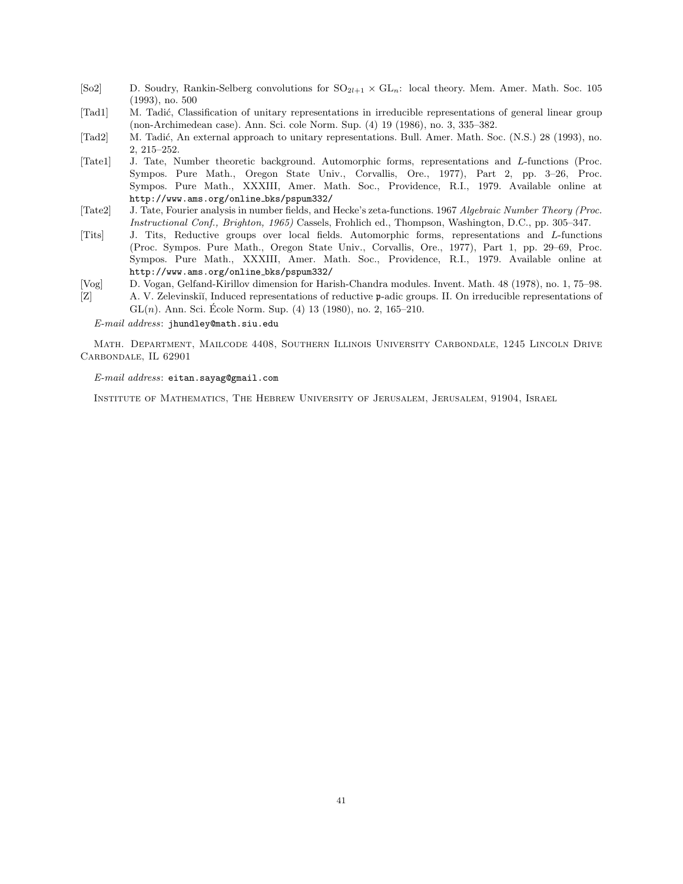[So2] D. Soudry, Rankin-Selberg convolutions for $\mathrm{SO}_{2l+1} \times \mathrm{GL}_n$: local theory. Mem. Amer. Math. Soc. 105 (1993), no. 500

[Tad1] M. Tadić, Classification of unitary representations in irreducible representations of general linear group (non-Archimedean case). Ann. Sci. cole Norm. Sup. (4) 19 (1986), no. 3, 335–382.

[Tad2] M. Tadić, An external approach to unitary representations. Bull. Amer. Math. Soc. (N.S.) 28 (1993), no. 2, 215–252.

[Tate1] J. Tate, Number theoretic background. Automorphic forms, representations and $L$-functions (Proc. Sympos. Pure Math., Oregon State Univ., Corvallis, Ore., 1977), Part 2, pp. 3–26, Proc. Sympos. Pure Math., XXXIII, Amer. Math. Soc., Providence, R.I., 1979. Available online at `http://www.ams.org/online_bks/pspum332/`

[Tate2] J. Tate, Fourier analysis in number fields, and Hecke's zeta-functions. 1967 *Algebraic Number Theory (Proc. Instructional Conf., Brighton, 1965)* Cassels, Frohlich ed., Thompson, Washington, D.C., pp. 305–347.

[Tits] J. Tits, Reductive groups over local fields. Automorphic forms, representations and $L$-functions (Proc. Sympos. Pure Math., Oregon State Univ., Corvallis, Ore., 1977), Part 1, pp. 29–69, Proc. Sympos. Pure Math., XXXIII, Amer. Math. Soc., Providence, R.I., 1979. Available online at `http://www.ams.org/online_bks/pspum332/`

[Vog] D. Vogan, Gelfand-Kirillov dimension for Harish-Chandra modules. Invent. Math. 48 (1978), no. 1, 75–98.

[Z] A. V. Zelevinskiĭ, Induced representations of reductive $\mathfrak{p}$-adic groups. II. On irreducible representations of $\mathrm{GL}(n)$. Ann. Sci. École Norm. Sup. (4) 13 (1980), no. 2, 165–210.

*E-mail address*: `jhundley@math.siu.edu`

Math. Department, Mailcode 4408, Southern Illinois University Carbondale, 1245 Lincoln Drive Carbondale, IL 62901

*E-mail address*: `eitan.sayag@gmail.com`

Institute of Mathematics, The Hebrew University of Jerusalem, Jerusalem, 91904, Israel